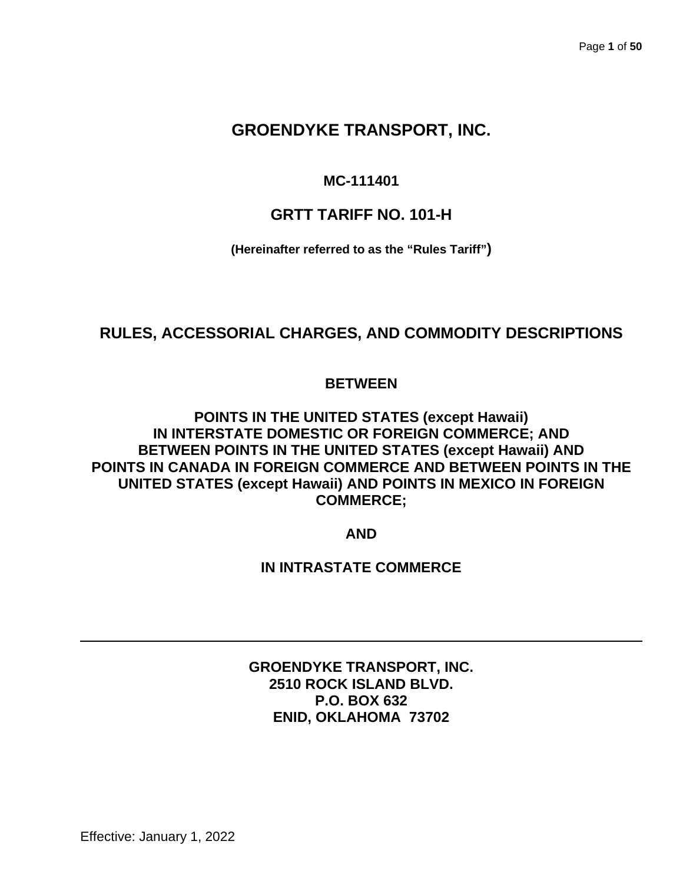# GROENDYKE TRANSPORT, INC.

**MC-111401**

## GRTT TARIFF NO. 101-H

**(Hereinafter referred to as the "Rules Tariff")**

## RULES, ACCESSORIAL CHARGES, AND COMMODITY DESCRIPTIONS

**BETWEEN**

**POINTS IN THE UNITED STATES (except Hawaii) IN INTERSTATE DOMESTIC OR FOREIGN COMMERCE; AND BETWEEN POINTS IN THE UNITED STATES (except Hawaii) AND POINTS IN CANADA IN FOREIGN COMMERCE AND BETWEEN POINTS IN THE UNITED STATES (except Hawaii) AND POINTS IN MEXICO IN FOREIGN COMMERCE;**

**AND**

**IN INTRASTATE COMMERCE**

---

**GROENDYKE TRANSPORT, INC.**
**2510 ROCK ISLAND BLVD.**
**P.O. BOX 632**
**ENID, OKLAHOMA 73702**

Effective: January 1, 2022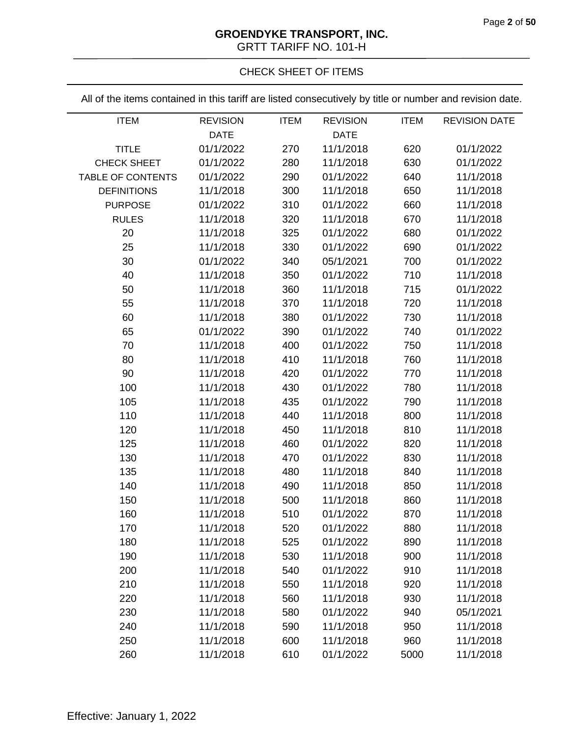## GROENDYKE TRANSPORT, INC.

GRTT TARIFF NO. 101-H

### CHECK SHEET OF ITEMS

All of the items contained in this tariff are listed consecutively by title or number and revision date.

| ITEM | REVISION DATE | ITEM | REVISION DATE | ITEM | REVISION DATE |
|---|---|---|---|---|---|
| TITLE | 01/1/2022 | 270 | 11/1/2018 | 620 | 01/1/2022 |
| CHECK SHEET | 01/1/2022 | 280 | 11/1/2018 | 630 | 01/1/2022 |
| TABLE OF CONTENTS | 01/1/2022 | 290 | 01/1/2022 | 640 | 11/1/2018 |
| DEFINITIONS | 11/1/2018 | 300 | 11/1/2018 | 650 | 11/1/2018 |
| PURPOSE | 01/1/2022 | 310 | 01/1/2022 | 660 | 11/1/2018 |
| RULES | 11/1/2018 | 320 | 11/1/2018 | 670 | 11/1/2018 |
| 20 | 11/1/2018 | 325 | 01/1/2022 | 680 | 01/1/2022 |
| 25 | 11/1/2018 | 330 | 01/1/2022 | 690 | 01/1/2022 |
| 30 | 01/1/2022 | 340 | 05/1/2021 | 700 | 01/1/2022 |
| 40 | 11/1/2018 | 350 | 01/1/2022 | 710 | 11/1/2018 |
| 50 | 11/1/2018 | 360 | 11/1/2018 | 715 | 01/1/2022 |
| 55 | 11/1/2018 | 370 | 11/1/2018 | 720 | 11/1/2018 |
| 60 | 11/1/2018 | 380 | 01/1/2022 | 730 | 11/1/2018 |
| 65 | 01/1/2022 | 390 | 01/1/2022 | 740 | 01/1/2022 |
| 70 | 11/1/2018 | 400 | 01/1/2022 | 750 | 11/1/2018 |
| 80 | 11/1/2018 | 410 | 11/1/2018 | 760 | 11/1/2018 |
| 90 | 11/1/2018 | 420 | 01/1/2022 | 770 | 11/1/2018 |
| 100 | 11/1/2018 | 430 | 01/1/2022 | 780 | 11/1/2018 |
| 105 | 11/1/2018 | 435 | 01/1/2022 | 790 | 11/1/2018 |
| 110 | 11/1/2018 | 440 | 11/1/2018 | 800 | 11/1/2018 |
| 120 | 11/1/2018 | 450 | 11/1/2018 | 810 | 11/1/2018 |
| 125 | 11/1/2018 | 460 | 01/1/2022 | 820 | 11/1/2018 |
| 130 | 11/1/2018 | 470 | 01/1/2022 | 830 | 11/1/2018 |
| 135 | 11/1/2018 | 480 | 11/1/2018 | 840 | 11/1/2018 |
| 140 | 11/1/2018 | 490 | 11/1/2018 | 850 | 11/1/2018 |
| 150 | 11/1/2018 | 500 | 11/1/2018 | 860 | 11/1/2018 |
| 160 | 11/1/2018 | 510 | 01/1/2022 | 870 | 11/1/2018 |
| 170 | 11/1/2018 | 520 | 01/1/2022 | 880 | 11/1/2018 |
| 180 | 11/1/2018 | 525 | 01/1/2022 | 890 | 11/1/2018 |
| 190 | 11/1/2018 | 530 | 11/1/2018 | 900 | 11/1/2018 |
| 200 | 11/1/2018 | 540 | 01/1/2022 | 910 | 11/1/2018 |
| 210 | 11/1/2018 | 550 | 11/1/2018 | 920 | 11/1/2018 |
| 220 | 11/1/2018 | 560 | 11/1/2018 | 930 | 11/1/2018 |
| 230 | 11/1/2018 | 580 | 01/1/2022 | 940 | 05/1/2021 |
| 240 | 11/1/2018 | 590 | 11/1/2018 | 950 | 11/1/2018 |
| 250 | 11/1/2018 | 600 | 11/1/2018 | 960 | 11/1/2018 |
| 260 | 11/1/2018 | 610 | 01/1/2022 | 5000 | 11/1/2018 |

Effective: January 1, 2022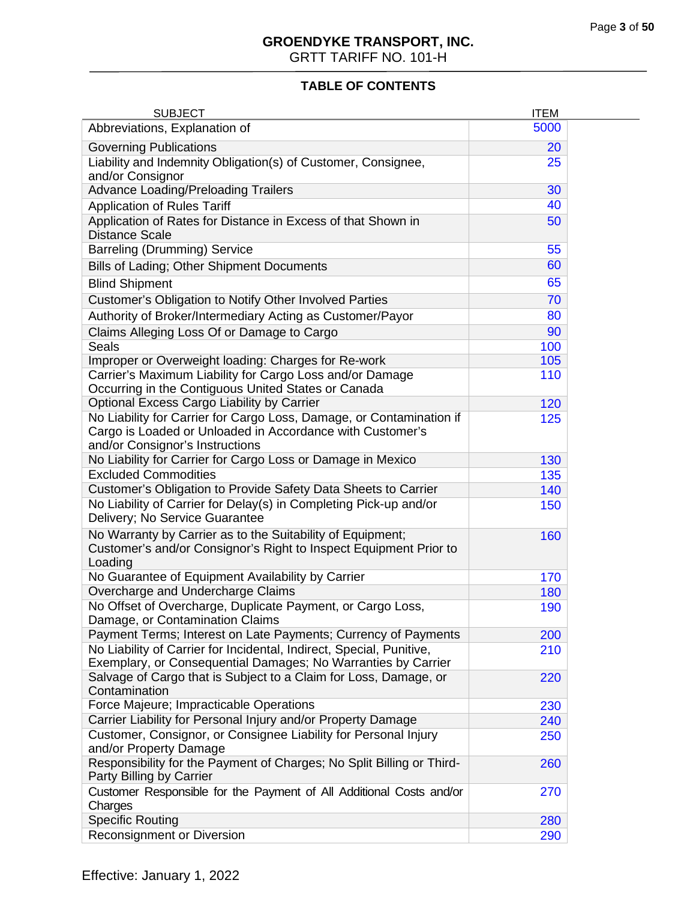# GROENDYKE TRANSPORT, INC.

GRTT TARIFF NO. 101-H

## TABLE OF CONTENTS

| SUBJECT | ITEM |
|---|---|
| Abbreviations, Explanation of | 5000 |
| Governing Publications | 20 |
| Liability and Indemnity Obligation(s) of Customer, Consignee, and/or Consignor | 25 |
| Advance Loading/Preloading Trailers | 30 |
| Application of Rules Tariff | 40 |
| Application of Rates for Distance in Excess of that Shown in Distance Scale | 50 |
| Barreling (Drumming) Service | 55 |
| Bills of Lading; Other Shipment Documents | 60 |
| Blind Shipment | 65 |
| Customer's Obligation to Notify Other Involved Parties | 70 |
| Authority of Broker/Intermediary Acting as Customer/Payor | 80 |
| Claims Alleging Loss Of or Damage to Cargo | 90 |
| Seals | 100 |
| Improper or Overweight loading: Charges for Re-work | 105 |
| Carrier's Maximum Liability for Cargo Loss and/or Damage Occurring in the Contiguous United States or Canada | 110 |
| Optional Excess Cargo Liability by Carrier | 120 |
| No Liability for Carrier for Cargo Loss, Damage, or Contamination if Cargo is Loaded or Unloaded in Accordance with Customer's and/or Consignor's Instructions | 125 |
| No Liability for Carrier for Cargo Loss or Damage in Mexico | 130 |
| Excluded Commodities | 135 |
| Customer's Obligation to Provide Safety Data Sheets to Carrier | 140 |
| No Liability of Carrier for Delay(s) in Completing Pick-up and/or Delivery; No Service Guarantee | 150 |
| No Warranty by Carrier as to the Suitability of Equipment; Customer's and/or Consignor's Right to Inspect Equipment Prior to Loading | 160 |
| No Guarantee of Equipment Availability by Carrier | 170 |
| Overcharge and Undercharge Claims | 180 |
| No Offset of Overcharge, Duplicate Payment, or Cargo Loss, Damage, or Contamination Claims | 190 |
| Payment Terms; Interest on Late Payments; Currency of Payments | 200 |
| No Liability of Carrier for Incidental, Indirect, Special, Punitive, Exemplary, or Consequential Damages; No Warranties by Carrier | 210 |
| Salvage of Cargo that is Subject to a Claim for Loss, Damage, or Contamination | 220 |
| Force Majeure; Impracticable Operations | 230 |
| Carrier Liability for Personal Injury and/or Property Damage | 240 |
| Customer, Consignor, or Consignee Liability for Personal Injury and/or Property Damage | 250 |
| Responsibility for the Payment of Charges; No Split Billing or Third-Party Billing by Carrier | 260 |
| Customer Responsible for the Payment of All Additional Costs and/or Charges | 270 |
| Specific Routing | 280 |
| Reconsignment or Diversion | 290 |

Effective: January 1, 2022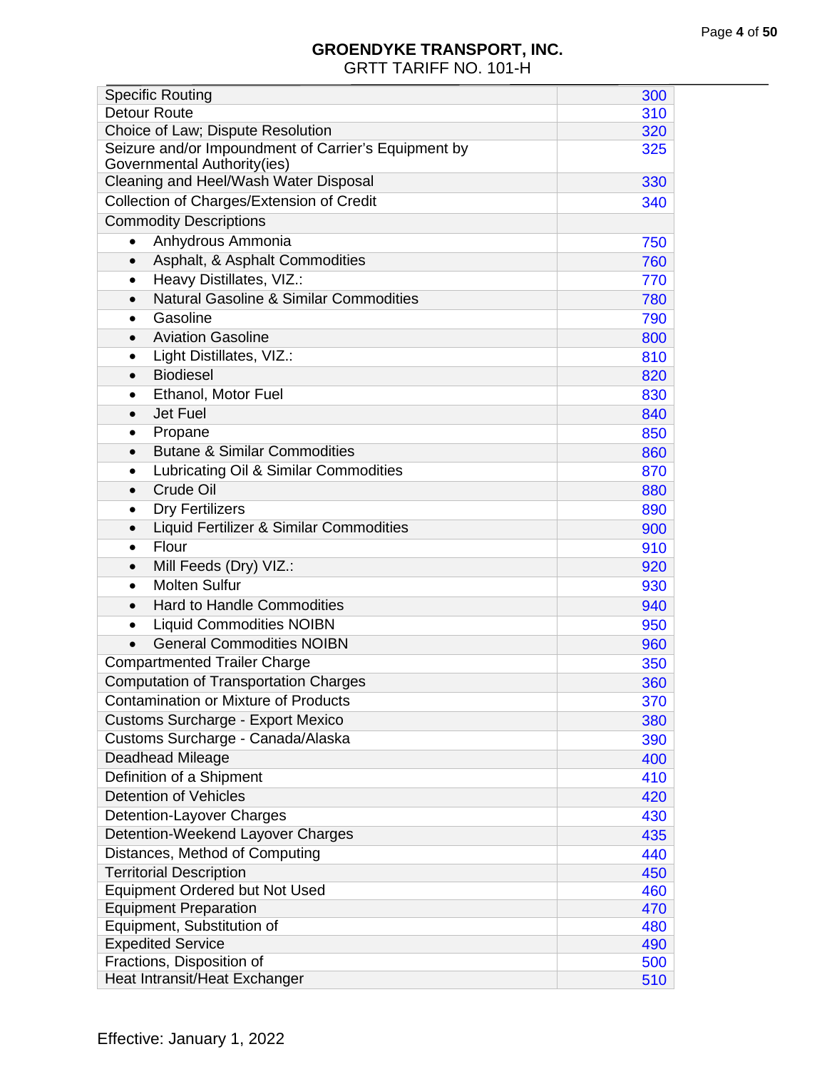| | |
|---|---|
| Specific Routing | 300 |
| Detour Route | 310 |
| Choice of Law; Dispute Resolution | 320 |
| Seizure and/or Impoundment of Carrier's Equipment by Governmental Authority(ies) | 325 |
| Cleaning and Heel/Wash Water Disposal | 330 |
| Collection of Charges/Extension of Credit | 340 |
| Commodity Descriptions | |
| • Anhydrous Ammonia | 750 |
| • Asphalt, & Asphalt Commodities | 760 |
| • Heavy Distillates, VIZ.: | 770 |
| • Natural Gasoline & Similar Commodities | 780 |
| • Gasoline | 790 |
| • Aviation Gasoline | 800 |
| • Light Distillates, VIZ.: | 810 |
| • Biodiesel | 820 |
| • Ethanol, Motor Fuel | 830 |
| • Jet Fuel | 840 |
| • Propane | 850 |
| • Butane & Similar Commodities | 860 |
| • Lubricating Oil & Similar Commodities | 870 |
| • Crude Oil | 880 |
| • Dry Fertilizers | 890 |
| • Liquid Fertilizer & Similar Commodities | 900 |
| • Flour | 910 |
| • Mill Feeds (Dry) VIZ.: | 920 |
| • Molten Sulfur | 930 |
| • Hard to Handle Commodities | 940 |
| • Liquid Commodities NOIBN | 950 |
| • General Commodities NOIBN | 960 |
| Compartmented Trailer Charge | 350 |
| Computation of Transportation Charges | 360 |
| Contamination or Mixture of Products | 370 |
| Customs Surcharge - Export Mexico | 380 |
| Customs Surcharge - Canada/Alaska | 390 |
| Deadhead Mileage | 400 |
| Definition of a Shipment | 410 |
| Detention of Vehicles | 420 |
| Detention-Layover Charges | 430 |
| Detention-Weekend Layover Charges | 435 |
| Distances, Method of Computing | 440 |
| Territorial Description | 450 |
| Equipment Ordered but Not Used | 460 |
| Equipment Preparation | 470 |
| Equipment, Substitution of | 480 |
| Expedited Service | 490 |
| Fractions, Disposition of | 500 |
| Heat Intransit/Heat Exchanger | 510 |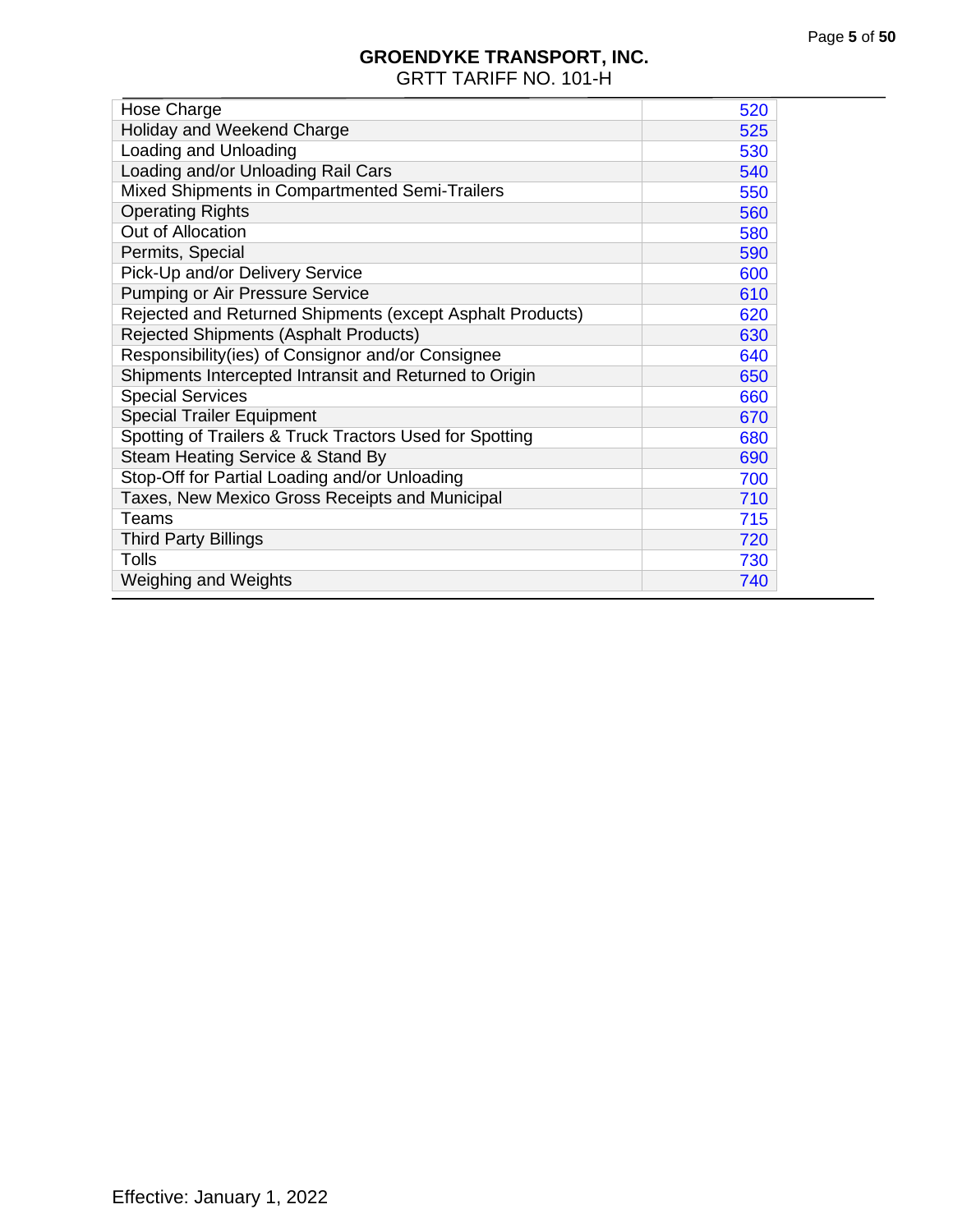| | |
|---|---|
| Hose Charge | 520 |
| Holiday and Weekend Charge | 525 |
| Loading and Unloading | 530 |
| Loading and/or Unloading Rail Cars | 540 |
| Mixed Shipments in Compartmented Semi-Trailers | 550 |
| Operating Rights | 560 |
| Out of Allocation | 580 |
| Permits, Special | 590 |
| Pick-Up and/or Delivery Service | 600 |
| Pumping or Air Pressure Service | 610 |
| Rejected and Returned Shipments (except Asphalt Products) | 620 |
| Rejected Shipments (Asphalt Products) | 630 |
| Responsibility(ies) of Consignor and/or Consignee | 640 |
| Shipments Intercepted Intransit and Returned to Origin | 650 |
| Special Services | 660 |
| Special Trailer Equipment | 670 |
| Spotting of Trailers & Truck Tractors Used for Spotting | 680 |
| Steam Heating Service & Stand By | 690 |
| Stop-Off for Partial Loading and/or Unloading | 700 |
| Taxes, New Mexico Gross Receipts and Municipal | 710 |
| Teams | 715 |
| Third Party Billings | 720 |
| Tolls | 730 |
| Weighing and Weights | 740 |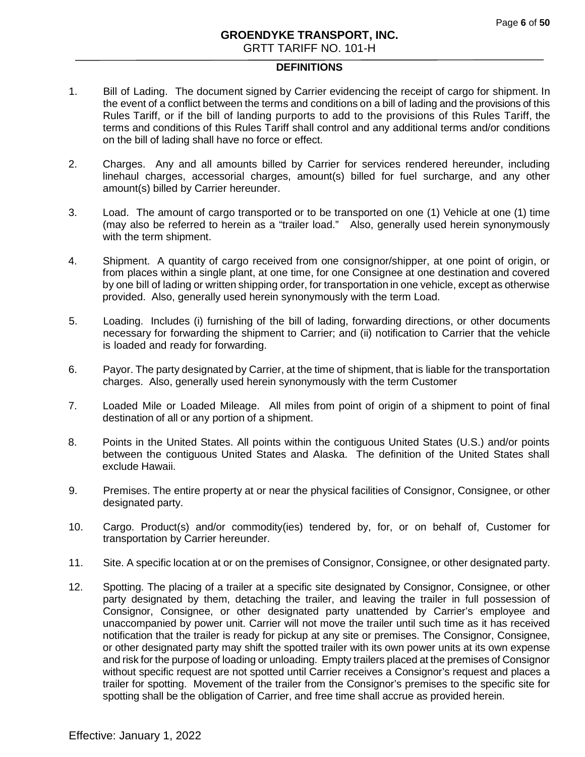## DEFINITIONS

1. Bill of Lading. The document signed by Carrier evidencing the receipt of cargo for shipment. In the event of a conflict between the terms and conditions on a bill of lading and the provisions of this Rules Tariff, or if the bill of landing purports to add to the provisions of this Rules Tariff, the terms and conditions of this Rules Tariff shall control and any additional terms and/or conditions on the bill of lading shall have no force or effect.

2. Charges. Any and all amounts billed by Carrier for services rendered hereunder, including linehaul charges, accessorial charges, amount(s) billed for fuel surcharge, and any other amount(s) billed by Carrier hereunder.

3. Load. The amount of cargo transported or to be transported on one (1) Vehicle at one (1) time (may also be referred to herein as a "trailer load." Also, generally used herein synonymously with the term shipment.

4. Shipment. A quantity of cargo received from one consignor/shipper, at one point of origin, or from places within a single plant, at one time, for one Consignee at one destination and covered by one bill of lading or written shipping order, for transportation in one vehicle, except as otherwise provided. Also, generally used herein synonymously with the term Load.

5. Loading. Includes (i) furnishing of the bill of lading, forwarding directions, or other documents necessary for forwarding the shipment to Carrier; and (ii) notification to Carrier that the vehicle is loaded and ready for forwarding.

6. Payor. The party designated by Carrier, at the time of shipment, that is liable for the transportation charges. Also, generally used herein synonymously with the term Customer

7. Loaded Mile or Loaded Mileage. All miles from point of origin of a shipment to point of final destination of all or any portion of a shipment.

8. Points in the United States. All points within the contiguous United States (U.S.) and/or points between the contiguous United States and Alaska. The definition of the United States shall exclude Hawaii.

9. Premises. The entire property at or near the physical facilities of Consignor, Consignee, or other designated party.

10. Cargo. Product(s) and/or commodity(ies) tendered by, for, or on behalf of, Customer for transportation by Carrier hereunder.

11. Site. A specific location at or on the premises of Consignor, Consignee, or other designated party.

12. Spotting. The placing of a trailer at a specific site designated by Consignor, Consignee, or other party designated by them, detaching the trailer, and leaving the trailer in full possession of Consignor, Consignee, or other designated party unattended by Carrier's employee and unaccompanied by power unit. Carrier will not move the trailer until such time as it has received notification that the trailer is ready for pickup at any site or premises. The Consignor, Consignee, or other designated party may shift the spotted trailer with its own power units at its own expense and risk for the purpose of loading or unloading. Empty trailers placed at the premises of Consignor without specific request are not spotted until Carrier receives a Consignor's request and places a trailer for spotting. Movement of the trailer from the Consignor's premises to the specific site for spotting shall be the obligation of Carrier, and free time shall accrue as provided herein.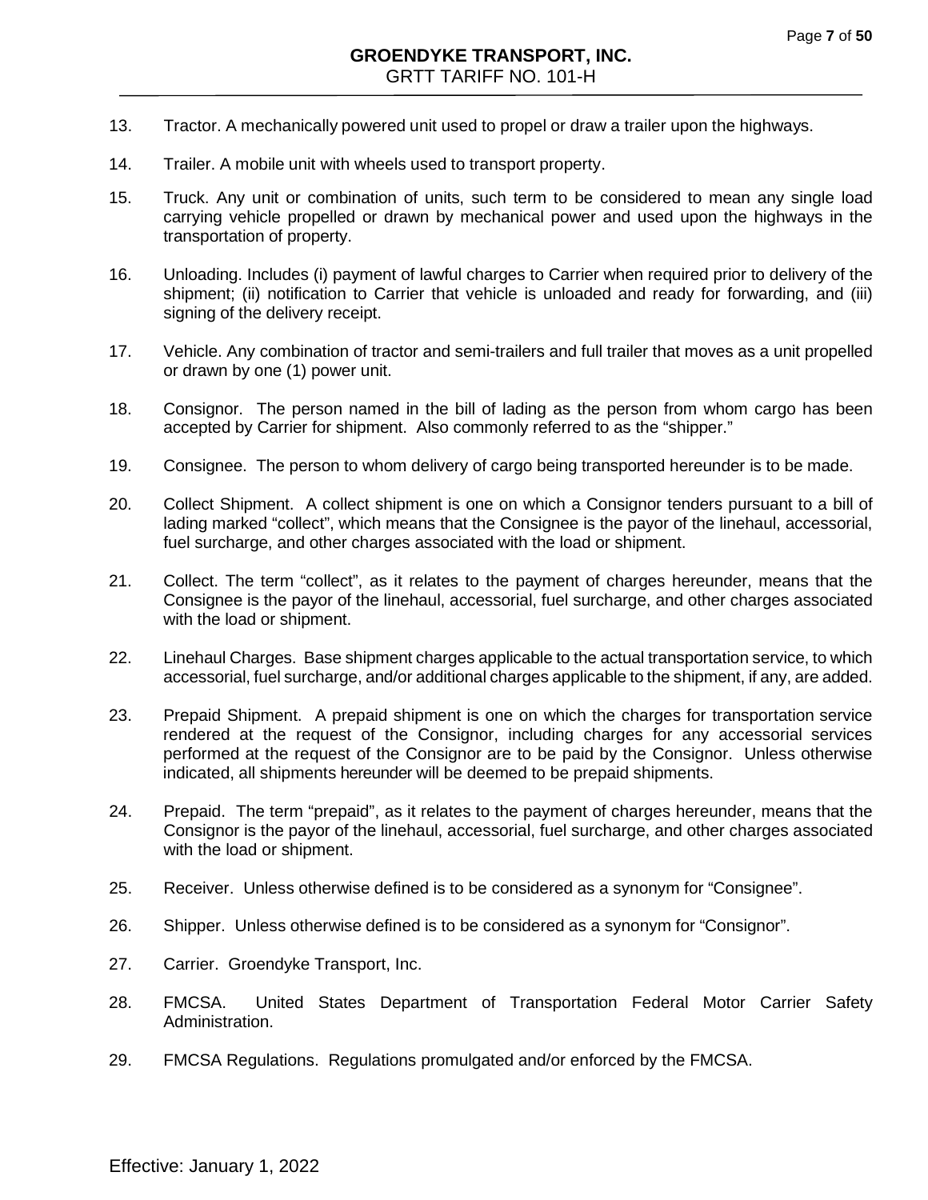13. Tractor. A mechanically powered unit used to propel or draw a trailer upon the highways.

14. Trailer. A mobile unit with wheels used to transport property.

15. Truck. Any unit or combination of units, such term to be considered to mean any single load carrying vehicle propelled or drawn by mechanical power and used upon the highways in the transportation of property.

16. Unloading. Includes (i) payment of lawful charges to Carrier when required prior to delivery of the shipment; (ii) notification to Carrier that vehicle is unloaded and ready for forwarding, and (iii) signing of the delivery receipt.

17. Vehicle. Any combination of tractor and semi-trailers and full trailer that moves as a unit propelled or drawn by one (1) power unit.

18. Consignor. The person named in the bill of lading as the person from whom cargo has been accepted by Carrier for shipment. Also commonly referred to as the "shipper."

19. Consignee. The person to whom delivery of cargo being transported hereunder is to be made.

20. Collect Shipment. A collect shipment is one on which a Consignor tenders pursuant to a bill of lading marked "collect", which means that the Consignee is the payor of the linehaul, accessorial, fuel surcharge, and other charges associated with the load or shipment.

21. Collect. The term "collect", as it relates to the payment of charges hereunder, means that the Consignee is the payor of the linehaul, accessorial, fuel surcharge, and other charges associated with the load or shipment.

22. Linehaul Charges. Base shipment charges applicable to the actual transportation service, to which accessorial, fuel surcharge, and/or additional charges applicable to the shipment, if any, are added.

23. Prepaid Shipment. A prepaid shipment is one on which the charges for transportation service rendered at the request of the Consignor, including charges for any accessorial services performed at the request of the Consignor are to be paid by the Consignor. Unless otherwise indicated, all shipments hereunder will be deemed to be prepaid shipments.

24. Prepaid. The term "prepaid", as it relates to the payment of charges hereunder, means that the Consignor is the payor of the linehaul, accessorial, fuel surcharge, and other charges associated with the load or shipment.

25. Receiver. Unless otherwise defined is to be considered as a synonym for "Consignee".

26. Shipper. Unless otherwise defined is to be considered as a synonym for "Consignor".

27. Carrier. Groendyke Transport, Inc.

28. FMCSA. United States Department of Transportation Federal Motor Carrier Safety Administration.

29. FMCSA Regulations. Regulations promulgated and/or enforced by the FMCSA.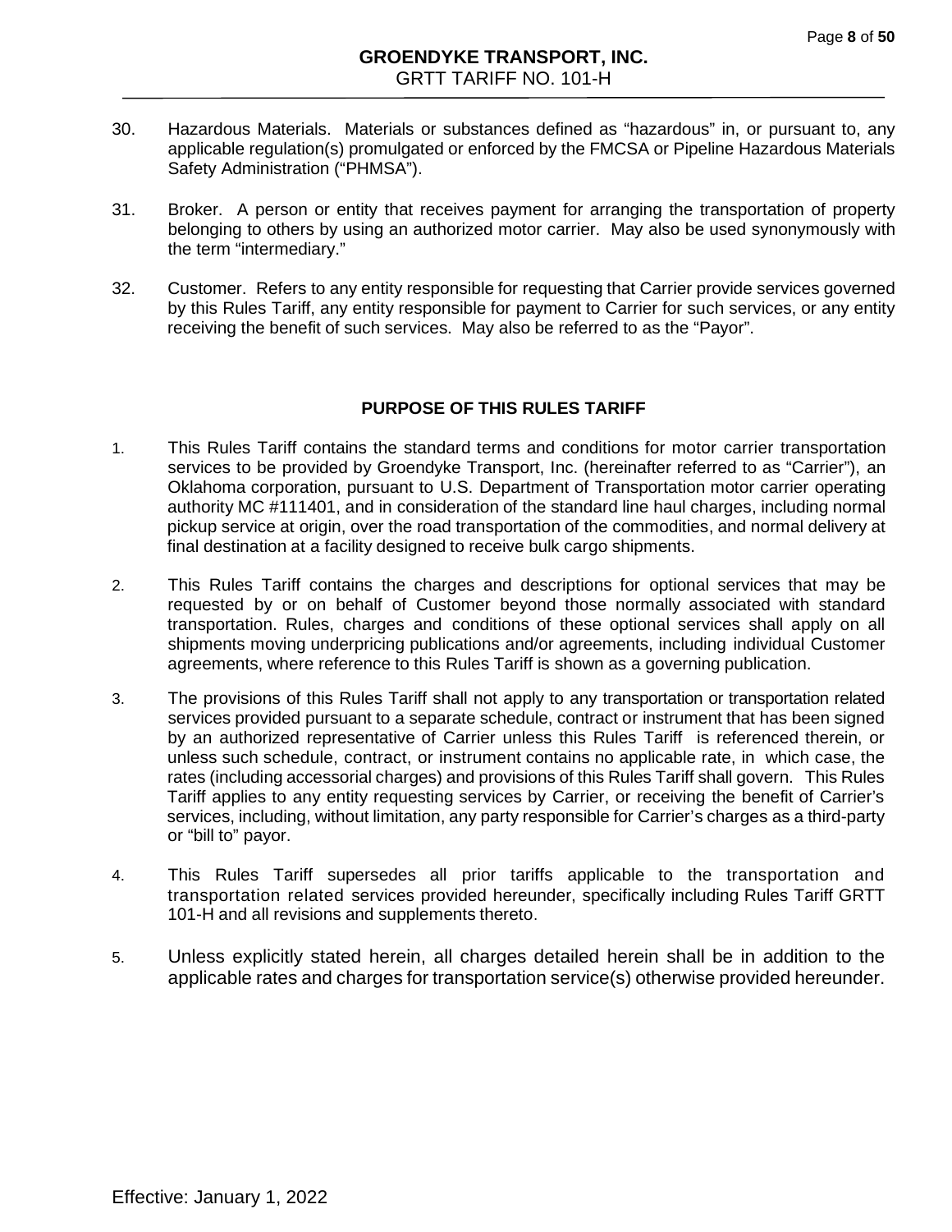30. Hazardous Materials. Materials or substances defined as "hazardous" in, or pursuant to, any applicable regulation(s) promulgated or enforced by the FMCSA or Pipeline Hazardous Materials Safety Administration ("PHMSA").

31. Broker. A person or entity that receives payment for arranging the transportation of property belonging to others by using an authorized motor carrier. May also be used synonymously with the term "intermediary."

32. Customer. Refers to any entity responsible for requesting that Carrier provide services governed by this Rules Tariff, any entity responsible for payment to Carrier for such services, or any entity receiving the benefit of such services. May also be referred to as the "Payor".

## PURPOSE OF THIS RULES TARIFF

1. This Rules Tariff contains the standard terms and conditions for motor carrier transportation services to be provided by Groendyke Transport, Inc. (hereinafter referred to as "Carrier"), an Oklahoma corporation, pursuant to U.S. Department of Transportation motor carrier operating authority MC #111401, and in consideration of the standard line haul charges, including normal pickup service at origin, over the road transportation of the commodities, and normal delivery at final destination at a facility designed to receive bulk cargo shipments.

2. This Rules Tariff contains the charges and descriptions for optional services that may be requested by or on behalf of Customer beyond those normally associated with standard transportation. Rules, charges and conditions of these optional services shall apply on all shipments moving underpricing publications and/or agreements, including individual Customer agreements, where reference to this Rules Tariff is shown as a governing publication.

3. The provisions of this Rules Tariff shall not apply to any transportation or transportation related services provided pursuant to a separate schedule, contract or instrument that has been signed by an authorized representative of Carrier unless this Rules Tariff is referenced therein, or unless such schedule, contract, or instrument contains no applicable rate, in which case, the rates (including accessorial charges) and provisions of this Rules Tariff shall govern. This Rules Tariff applies to any entity requesting services by Carrier, or receiving the benefit of Carrier's services, including, without limitation, any party responsible for Carrier's charges as a third-party or "bill to" payor.

4. This Rules Tariff supersedes all prior tariffs applicable to the transportation and transportation related services provided hereunder, specifically including Rules Tariff GRTT 101-H and all revisions and supplements thereto.

5. Unless explicitly stated herein, all charges detailed herein shall be in addition to the applicable rates and charges for transportation service(s) otherwise provided hereunder.

Effective: January 1, 2022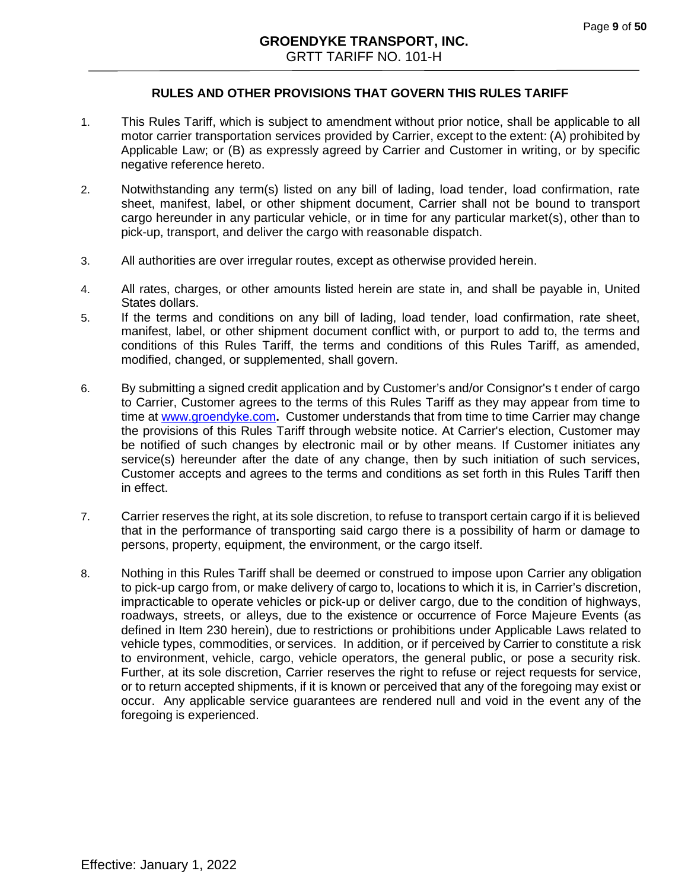## RULES AND OTHER PROVISIONS THAT GOVERN THIS RULES TARIFF

1. This Rules Tariff, which is subject to amendment without prior notice, shall be applicable to all motor carrier transportation services provided by Carrier, except to the extent: (A) prohibited by Applicable Law; or (B) as expressly agreed by Carrier and Customer in writing, or by specific negative reference hereto.

2. Notwithstanding any term(s) listed on any bill of lading, load tender, load confirmation, rate sheet, manifest, label, or other shipment document, Carrier shall not be bound to transport cargo hereunder in any particular vehicle, or in time for any particular market(s), other than to pick-up, transport, and deliver the cargo with reasonable dispatch.

3. All authorities are over irregular routes, except as otherwise provided herein.

4. All rates, charges, or other amounts listed herein are state in, and shall be payable in, United States dollars.

5. If the terms and conditions on any bill of lading, load tender, load confirmation, rate sheet, manifest, label, or other shipment document conflict with, or purport to add to, the terms and conditions of this Rules Tariff, the terms and conditions of this Rules Tariff, as amended, modified, changed, or supplemented, shall govern.

6. By submitting a signed credit application and by Customer's and/or Consignor's t ender of cargo to Carrier, Customer agrees to the terms of this Rules Tariff as they may appear from time to time at [www.groendyke.com](http://www.groendyke.com)**.** Customer understands that from time to time Carrier may change the provisions of this Rules Tariff through website notice. At Carrier's election, Customer may be notified of such changes by electronic mail or by other means. If Customer initiates any service(s) hereunder after the date of any change, then by such initiation of such services, Customer accepts and agrees to the terms and conditions as set forth in this Rules Tariff then in effect.

7. Carrier reserves the right, at its sole discretion, to refuse to transport certain cargo if it is believed that in the performance of transporting said cargo there is a possibility of harm or damage to persons, property, equipment, the environment, or the cargo itself.

8. Nothing in this Rules Tariff shall be deemed or construed to impose upon Carrier any obligation to pick-up cargo from, or make delivery of cargo to, locations to which it is, in Carrier's discretion, impracticable to operate vehicles or pick-up or deliver cargo, due to the condition of highways, roadways, streets, or alleys, due to the existence or occurrence of Force Majeure Events (as defined in Item 230 herein), due to restrictions or prohibitions under Applicable Laws related to vehicle types, commodities, or services. In addition, or if perceived by Carrier to constitute a risk to environment, vehicle, cargo, vehicle operators, the general public, or pose a security risk. Further, at its sole discretion, Carrier reserves the right to refuse or reject requests for service, or to return accepted shipments, if it is known or perceived that any of the foregoing may exist or occur. Any applicable service guarantees are rendered null and void in the event any of the foregoing is experienced.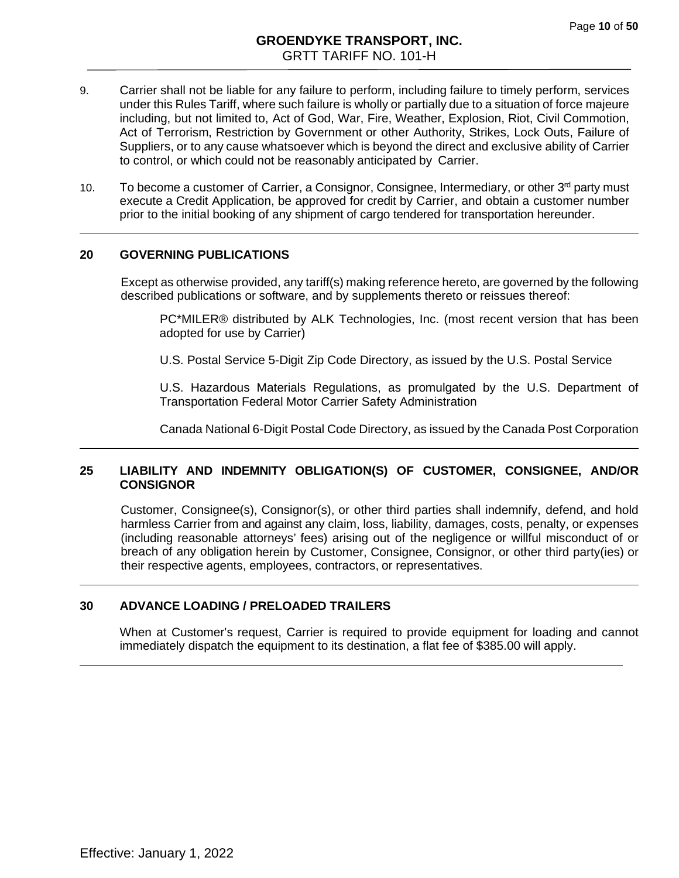9. Carrier shall not be liable for any failure to perform, including failure to timely perform, services under this Rules Tariff, where such failure is wholly or partially due to a situation of force majeure including, but not limited to, Act of God, War, Fire, Weather, Explosion, Riot, Civil Commotion, Act of Terrorism, Restriction by Government or other Authority, Strikes, Lock Outs, Failure of Suppliers, or to any cause whatsoever which is beyond the direct and exclusive ability of Carrier to control, or which could not be reasonably anticipated by Carrier.

10. To become a customer of Carrier, a Consignor, Consignee, Intermediary, or other 3rd party must execute a Credit Application, be approved for credit by Carrier, and obtain a customer number prior to the initial booking of any shipment of cargo tendered for transportation hereunder.

## 20 GOVERNING PUBLICATIONS

Except as otherwise provided, any tariff(s) making reference hereto, are governed by the following described publications or software, and by supplements thereto or reissues thereof:

PC*MILER® distributed by ALK Technologies, Inc. (most recent version that has been adopted for use by Carrier)

U.S. Postal Service 5-Digit Zip Code Directory, as issued by the U.S. Postal Service

U.S. Hazardous Materials Regulations, as promulgated by the U.S. Department of Transportation Federal Motor Carrier Safety Administration

Canada National 6-Digit Postal Code Directory, as issued by the Canada Post Corporation

## 25 LIABILITY AND INDEMNITY OBLIGATION(S) OF CUSTOMER, CONSIGNEE, AND/OR CONSIGNOR

Customer, Consignee(s), Consignor(s), or other third parties shall indemnify, defend, and hold harmless Carrier from and against any claim, loss, liability, damages, costs, penalty, or expenses (including reasonable attorneys' fees) arising out of the negligence or willful misconduct of or breach of any obligation herein by Customer, Consignee, Consignor, or other third party(ies) or their respective agents, employees, contractors, or representatives.

## 30 ADVANCE LOADING / PRELOADED TRAILERS

When at Customer's request, Carrier is required to provide equipment for loading and cannot immediately dispatch the equipment to its destination, a flat fee of $385.00 will apply.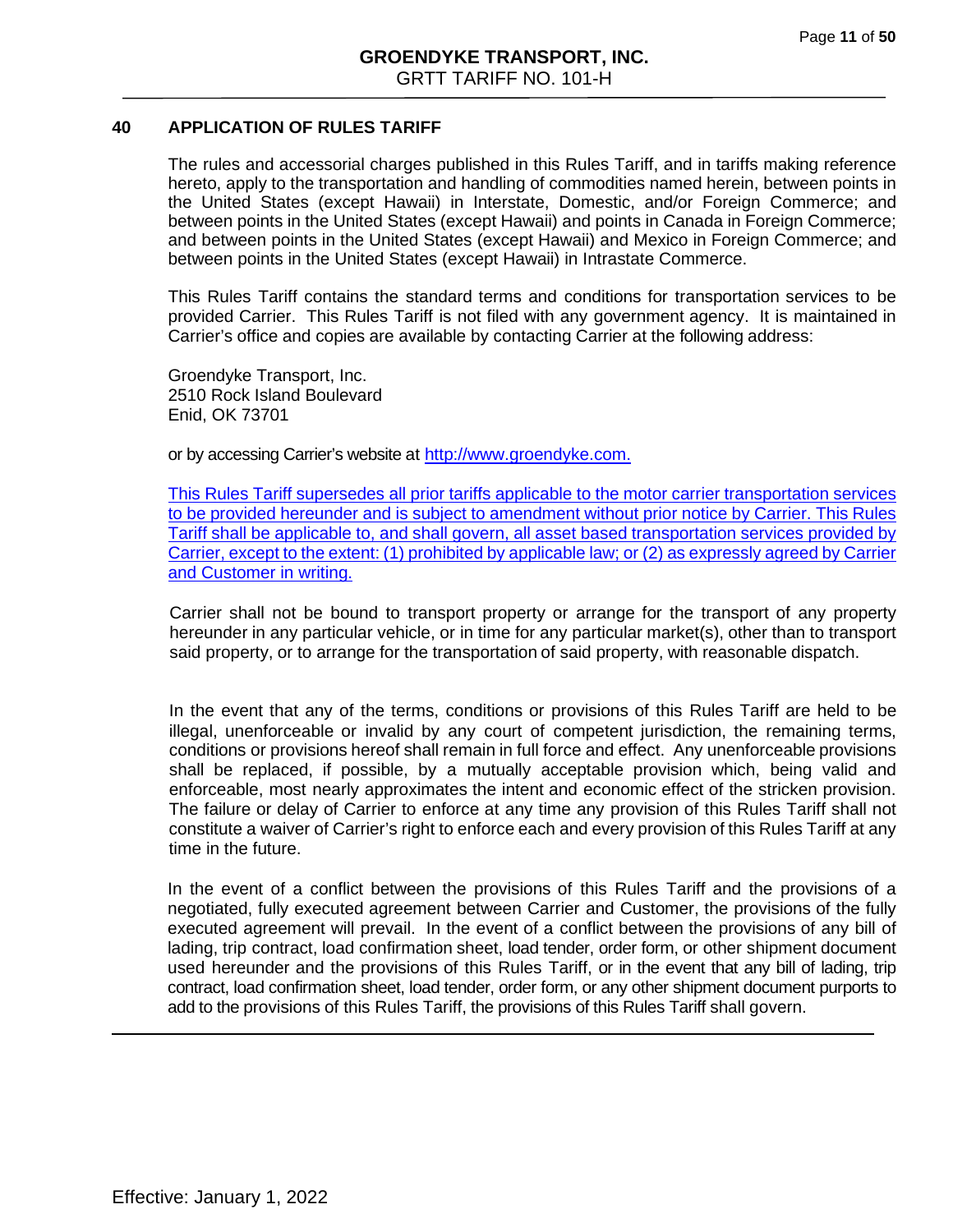## 40 APPLICATION OF RULES TARIFF

The rules and accessorial charges published in this Rules Tariff, and in tariffs making reference hereto, apply to the transportation and handling of commodities named herein, between points in the United States (except Hawaii) in Interstate, Domestic, and/or Foreign Commerce; and between points in the United States (except Hawaii) and points in Canada in Foreign Commerce; and between points in the United States (except Hawaii) and Mexico in Foreign Commerce; and between points in the United States (except Hawaii) in Intrastate Commerce.

This Rules Tariff contains the standard terms and conditions for transportation services to be provided Carrier. This Rules Tariff is not filed with any government agency. It is maintained in Carrier's office and copies are available by contacting Carrier at the following address:

Groendyke Transport, Inc.
2510 Rock Island Boulevard
Enid, OK 73701

or by accessing Carrier's website at http://www.groendyke.com.

This Rules Tariff supersedes all prior tariffs applicable to the motor carrier transportation services to be provided hereunder and is subject to amendment without prior notice by Carrier. This Rules Tariff shall be applicable to, and shall govern, all asset based transportation services provided by Carrier, except to the extent: (1) prohibited by applicable law; or (2) as expressly agreed by Carrier and Customer in writing.

Carrier shall not be bound to transport property or arrange for the transport of any property hereunder in any particular vehicle, or in time for any particular market(s), other than to transport said property, or to arrange for the transportation of said property, with reasonable dispatch.

In the event that any of the terms, conditions or provisions of this Rules Tariff are held to be illegal, unenforceable or invalid by any court of competent jurisdiction, the remaining terms, conditions or provisions hereof shall remain in full force and effect. Any unenforceable provisions shall be replaced, if possible, by a mutually acceptable provision which, being valid and enforceable, most nearly approximates the intent and economic effect of the stricken provision. The failure or delay of Carrier to enforce at any time any provision of this Rules Tariff shall not constitute a waiver of Carrier's right to enforce each and every provision of this Rules Tariff at any time in the future.

In the event of a conflict between the provisions of this Rules Tariff and the provisions of a negotiated, fully executed agreement between Carrier and Customer, the provisions of the fully executed agreement will prevail. In the event of a conflict between the provisions of any bill of lading, trip contract, load confirmation sheet, load tender, order form, or other shipment document used hereunder and the provisions of this Rules Tariff, or in the event that any bill of lading, trip contract, load confirmation sheet, load tender, order form, or any other shipment document purports to add to the provisions of this Rules Tariff, the provisions of this Rules Tariff shall govern.

Effective: January 1, 2022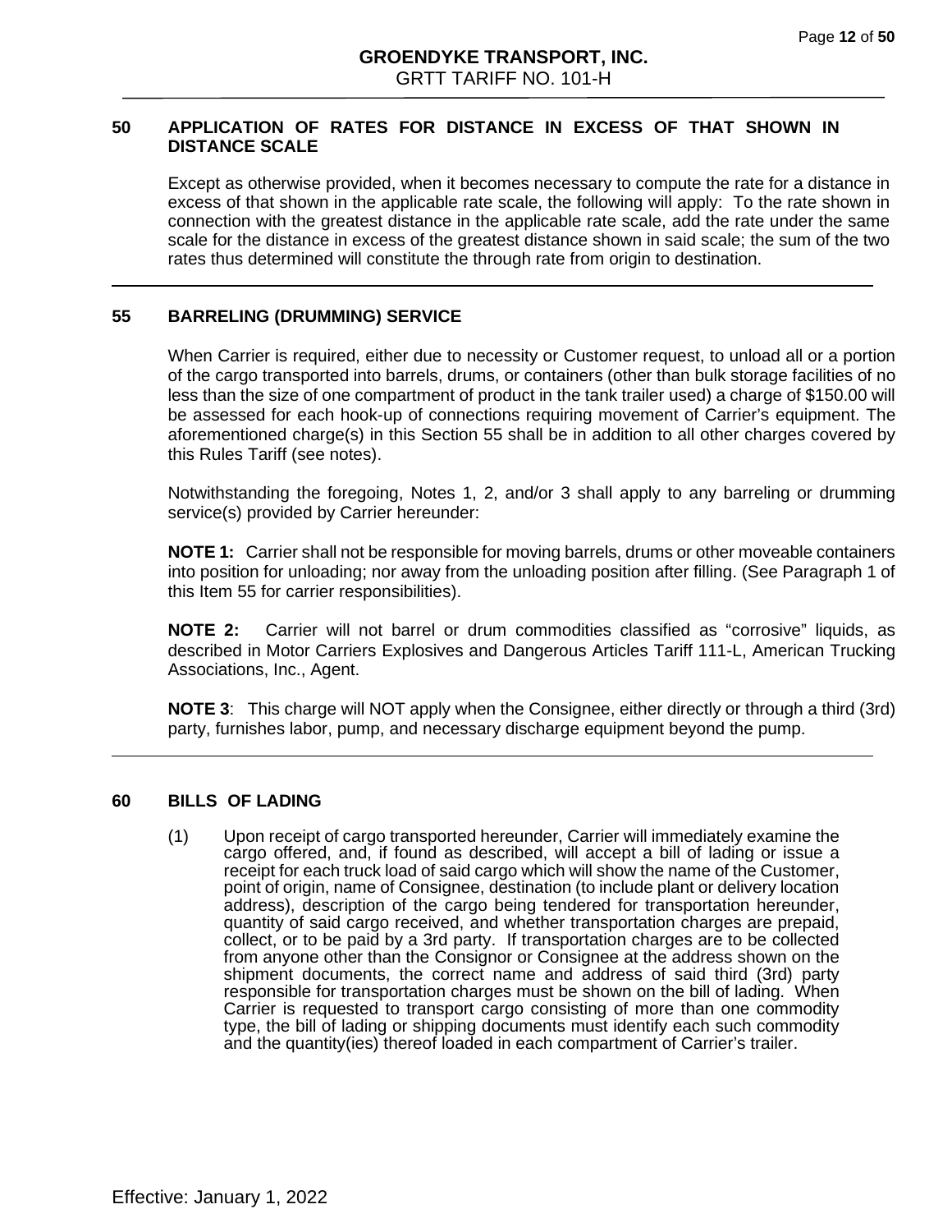## 50 APPLICATION OF RATES FOR DISTANCE IN EXCESS OF THAT SHOWN IN DISTANCE SCALE

Except as otherwise provided, when it becomes necessary to compute the rate for a distance in excess of that shown in the applicable rate scale, the following will apply: To the rate shown in connection with the greatest distance in the applicable rate scale, add the rate under the same scale for the distance in excess of the greatest distance shown in said scale; the sum of the two rates thus determined will constitute the through rate from origin to destination.

---

## 55 BARRELING (DRUMMING) SERVICE

When Carrier is required, either due to necessity or Customer request, to unload all or a portion of the cargo transported into barrels, drums, or containers (other than bulk storage facilities of no less than the size of one compartment of product in the tank trailer used) a charge of $150.00 will be assessed for each hook-up of connections requiring movement of Carrier's equipment. The aforementioned charge(s) in this Section 55 shall be in addition to all other charges covered by this Rules Tariff (see notes).

Notwithstanding the foregoing, Notes 1, 2, and/or 3 shall apply to any barreling or drumming service(s) provided by Carrier hereunder:

**NOTE 1:** Carrier shall not be responsible for moving barrels, drums or other moveable containers into position for unloading; nor away from the unloading position after filling. (See Paragraph 1 of this Item 55 for carrier responsibilities).

**NOTE 2:** Carrier will not barrel or drum commodities classified as "corrosive" liquids, as described in Motor Carriers Explosives and Dangerous Articles Tariff 111-L, American Trucking Associations, Inc., Agent.

**NOTE 3**: This charge will NOT apply when the Consignee, either directly or through a third (3rd) party, furnishes labor, pump, and necessary discharge equipment beyond the pump.

---

## 60 BILLS OF LADING

(1) Upon receipt of cargo transported hereunder, Carrier will immediately examine the cargo offered, and, if found as described, will accept a bill of lading or issue a receipt for each truck load of said cargo which will show the name of the Customer, point of origin, name of Consignee, destination (to include plant or delivery location address), description of the cargo being tendered for transportation hereunder, quantity of said cargo received, and whether transportation charges are prepaid, collect, or to be paid by a 3rd party. If transportation charges are to be collected from anyone other than the Consignor or Consignee at the address shown on the shipment documents, the correct name and address of said third (3rd) party responsible for transportation charges must be shown on the bill of lading. When Carrier is requested to transport cargo consisting of more than one commodity type, the bill of lading or shipping documents must identify each such commodity and the quantity(ies) thereof loaded in each compartment of Carrier's trailer.

Effective: January 1, 2022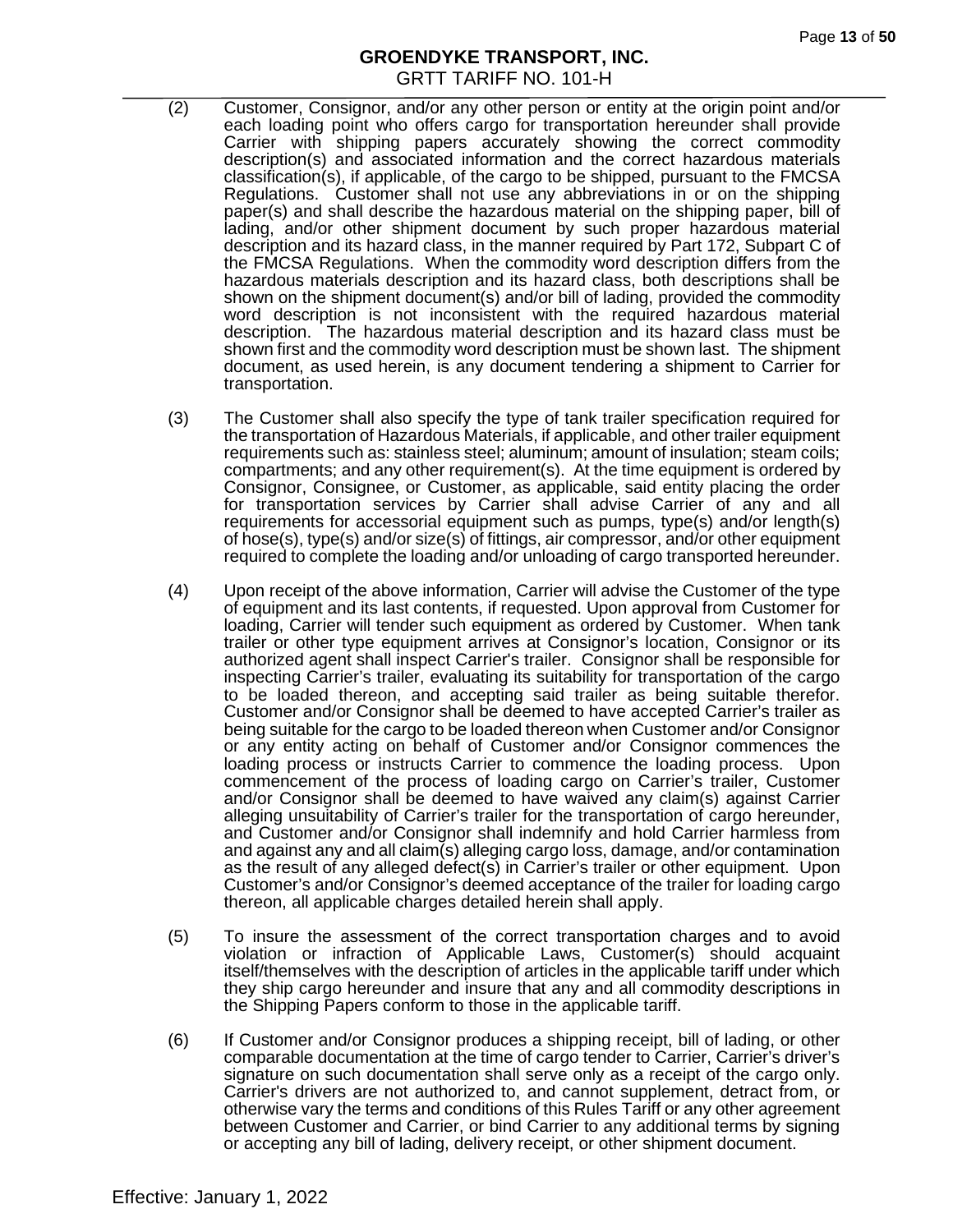(2) Customer, Consignor, and/or any other person or entity at the origin point and/or each loading point who offers cargo for transportation hereunder shall provide Carrier with shipping papers accurately showing the correct commodity description(s) and associated information and the correct hazardous materials classification(s), if applicable, of the cargo to be shipped, pursuant to the FMCSA Regulations. Customer shall not use any abbreviations in or on the shipping paper(s) and shall describe the hazardous material on the shipping paper, bill of lading, and/or other shipment document by such proper hazardous material description and its hazard class, in the manner required by Part 172, Subpart C of the FMCSA Regulations. When the commodity word description differs from the hazardous materials description and its hazard class, both descriptions shall be shown on the shipment document(s) and/or bill of lading, provided the commodity word description is not inconsistent with the required hazardous material description. The hazardous material description and its hazard class must be shown first and the commodity word description must be shown last. The shipment document, as used herein, is any document tendering a shipment to Carrier for transportation.

(3) The Customer shall also specify the type of tank trailer specification required for the transportation of Hazardous Materials, if applicable, and other trailer equipment requirements such as: stainless steel; aluminum; amount of insulation; steam coils; compartments; and any other requirement(s). At the time equipment is ordered by Consignor, Consignee, or Customer, as applicable, said entity placing the order for transportation services by Carrier shall advise Carrier of any and all requirements for accessorial equipment such as pumps, type(s) and/or length(s) of hose(s), type(s) and/or size(s) of fittings, air compressor, and/or other equipment required to complete the loading and/or unloading of cargo transported hereunder.

(4) Upon receipt of the above information, Carrier will advise the Customer of the type of equipment and its last contents, if requested. Upon approval from Customer for loading, Carrier will tender such equipment as ordered by Customer. When tank trailer or other type equipment arrives at Consignor's location, Consignor or its authorized agent shall inspect Carrier's trailer. Consignor shall be responsible for inspecting Carrier's trailer, evaluating its suitability for transportation of the cargo to be loaded thereon, and accepting said trailer as being suitable therefor. Customer and/or Consignor shall be deemed to have accepted Carrier's trailer as being suitable for the cargo to be loaded thereon when Customer and/or Consignor or any entity acting on behalf of Customer and/or Consignor commences the loading process or instructs Carrier to commence the loading process. Upon commencement of the process of loading cargo on Carrier's trailer, Customer and/or Consignor shall be deemed to have waived any claim(s) against Carrier alleging unsuitability of Carrier's trailer for the transportation of cargo hereunder, and Customer and/or Consignor shall indemnify and hold Carrier harmless from and against any and all claim(s) alleging cargo loss, damage, and/or contamination as the result of any alleged defect(s) in Carrier's trailer or other equipment. Upon Customer's and/or Consignor's deemed acceptance of the trailer for loading cargo thereon, all applicable charges detailed herein shall apply.

(5) To insure the assessment of the correct transportation charges and to avoid violation or infraction of Applicable Laws, Customer(s) should acquaint itself/themselves with the description of articles in the applicable tariff under which they ship cargo hereunder and insure that any and all commodity descriptions in the Shipping Papers conform to those in the applicable tariff.

(6) If Customer and/or Consignor produces a shipping receipt, bill of lading, or other comparable documentation at the time of cargo tender to Carrier, Carrier's driver's signature on such documentation shall serve only as a receipt of the cargo only. Carrier's drivers are not authorized to, and cannot supplement, detract from, or otherwise vary the terms and conditions of this Rules Tariff or any other agreement between Customer and Carrier, or bind Carrier to any additional terms by signing or accepting any bill of lading, delivery receipt, or other shipment document.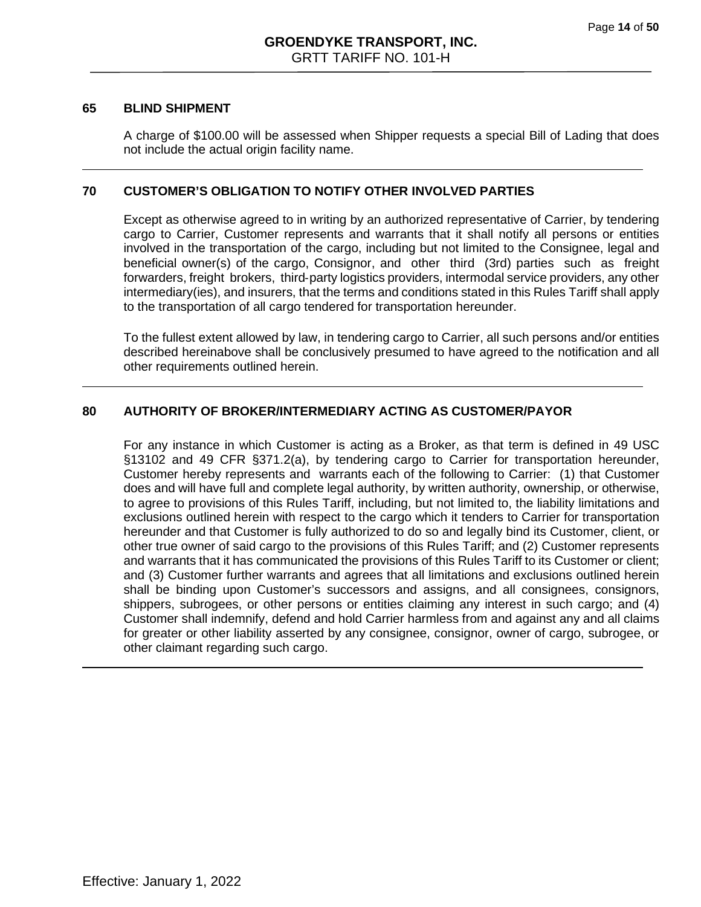## 65 BLIND SHIPMENT

A charge of $100.00 will be assessed when Shipper requests a special Bill of Lading that does not include the actual origin facility name.

---

## 70 CUSTOMER'S OBLIGATION TO NOTIFY OTHER INVOLVED PARTIES

Except as otherwise agreed to in writing by an authorized representative of Carrier, by tendering cargo to Carrier, Customer represents and warrants that it shall notify all persons or entities involved in the transportation of the cargo, including but not limited to the Consignee, legal and beneficial owner(s) of the cargo, Consignor, and other third (3rd) parties such as freight forwarders, freight brokers, third-party logistics providers, intermodal service providers, any other intermediary(ies), and insurers, that the terms and conditions stated in this Rules Tariff shall apply to the transportation of all cargo tendered for transportation hereunder.

To the fullest extent allowed by law, in tendering cargo to Carrier, all such persons and/or entities described hereinabove shall be conclusively presumed to have agreed to the notification and all other requirements outlined herein.

---

## 80 AUTHORITY OF BROKER/INTERMEDIARY ACTING AS CUSTOMER/PAYOR

For any instance in which Customer is acting as a Broker, as that term is defined in 49 USC §13102 and 49 CFR §371.2(a), by tendering cargo to Carrier for transportation hereunder, Customer hereby represents and warrants each of the following to Carrier: (1) that Customer does and will have full and complete legal authority, by written authority, ownership, or otherwise, to agree to provisions of this Rules Tariff, including, but not limited to, the liability limitations and exclusions outlined herein with respect to the cargo which it tenders to Carrier for transportation hereunder and that Customer is fully authorized to do so and legally bind its Customer, client, or other true owner of said cargo to the provisions of this Rules Tariff; and (2) Customer represents and warrants that it has communicated the provisions of this Rules Tariff to its Customer or client; and (3) Customer further warrants and agrees that all limitations and exclusions outlined herein shall be binding upon Customer's successors and assigns, and all consignees, consignors, shippers, subrogees, or other persons or entities claiming any interest in such cargo; and (4) Customer shall indemnify, defend and hold Carrier harmless from and against any and all claims for greater or other liability asserted by any consignee, consignor, owner of cargo, subrogee, or other claimant regarding such cargo.

---

Effective: January 1, 2022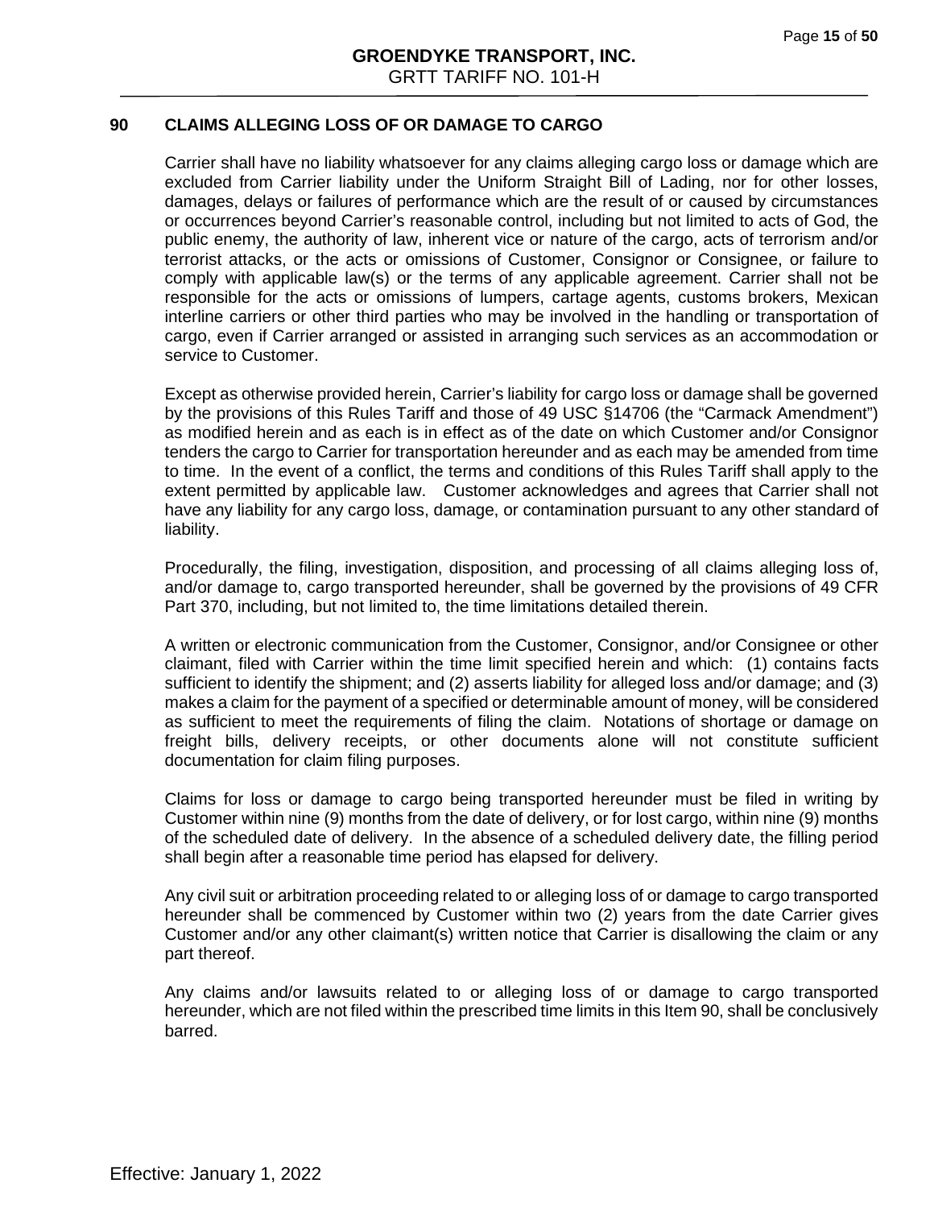## 90 CLAIMS ALLEGING LOSS OF OR DAMAGE TO CARGO

Carrier shall have no liability whatsoever for any claims alleging cargo loss or damage which are excluded from Carrier liability under the Uniform Straight Bill of Lading, nor for other losses, damages, delays or failures of performance which are the result of or caused by circumstances or occurrences beyond Carrier's reasonable control, including but not limited to acts of God, the public enemy, the authority of law, inherent vice or nature of the cargo, acts of terrorism and/or terrorist attacks, or the acts or omissions of Customer, Consignor or Consignee, or failure to comply with applicable law(s) or the terms of any applicable agreement. Carrier shall not be responsible for the acts or omissions of lumpers, cartage agents, customs brokers, Mexican interline carriers or other third parties who may be involved in the handling or transportation of cargo, even if Carrier arranged or assisted in arranging such services as an accommodation or service to Customer.

Except as otherwise provided herein, Carrier's liability for cargo loss or damage shall be governed by the provisions of this Rules Tariff and those of 49 USC §14706 (the "Carmack Amendment") as modified herein and as each is in effect as of the date on which Customer and/or Consignor tenders the cargo to Carrier for transportation hereunder and as each may be amended from time to time. In the event of a conflict, the terms and conditions of this Rules Tariff shall apply to the extent permitted by applicable law. Customer acknowledges and agrees that Carrier shall not have any liability for any cargo loss, damage, or contamination pursuant to any other standard of liability.

Procedurally, the filing, investigation, disposition, and processing of all claims alleging loss of, and/or damage to, cargo transported hereunder, shall be governed by the provisions of 49 CFR Part 370, including, but not limited to, the time limitations detailed therein.

A written or electronic communication from the Customer, Consignor, and/or Consignee or other claimant, filed with Carrier within the time limit specified herein and which: (1) contains facts sufficient to identify the shipment; and (2) asserts liability for alleged loss and/or damage; and (3) makes a claim for the payment of a specified or determinable amount of money, will be considered as sufficient to meet the requirements of filing the claim. Notations of shortage or damage on freight bills, delivery receipts, or other documents alone will not constitute sufficient documentation for claim filing purposes.

Claims for loss or damage to cargo being transported hereunder must be filed in writing by Customer within nine (9) months from the date of delivery, or for lost cargo, within nine (9) months of the scheduled date of delivery. In the absence of a scheduled delivery date, the filling period shall begin after a reasonable time period has elapsed for delivery.

Any civil suit or arbitration proceeding related to or alleging loss of or damage to cargo transported hereunder shall be commenced by Customer within two (2) years from the date Carrier gives Customer and/or any other claimant(s) written notice that Carrier is disallowing the claim or any part thereof.

Any claims and/or lawsuits related to or alleging loss of or damage to cargo transported hereunder, which are not filed within the prescribed time limits in this Item 90, shall be conclusively barred.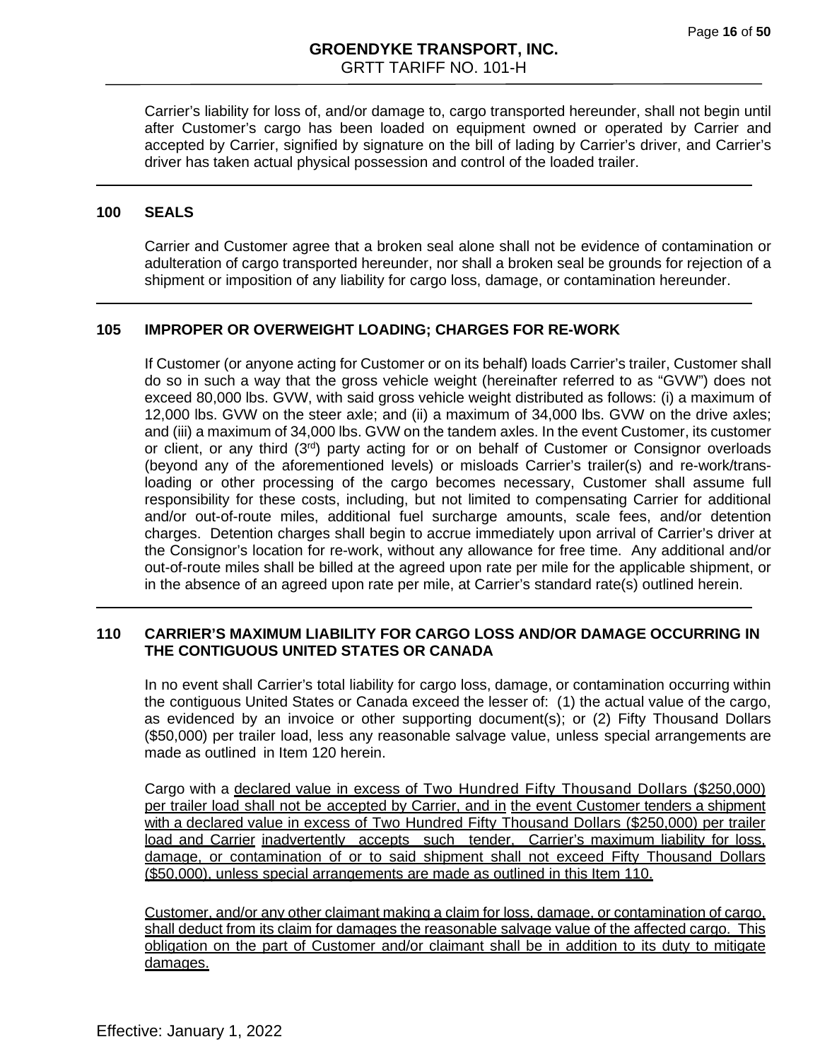Carrier's liability for loss of, and/or damage to, cargo transported hereunder, shall not begin until after Customer's cargo has been loaded on equipment owned or operated by Carrier and accepted by Carrier, signified by signature on the bill of lading by Carrier's driver, and Carrier's driver has taken actual physical possession and control of the loaded trailer.

## 100 SEALS

Carrier and Customer agree that a broken seal alone shall not be evidence of contamination or adulteration of cargo transported hereunder, nor shall a broken seal be grounds for rejection of a shipment or imposition of any liability for cargo loss, damage, or contamination hereunder.

## 105 IMPROPER OR OVERWEIGHT LOADING; CHARGES FOR RE-WORK

If Customer (or anyone acting for Customer or on its behalf) loads Carrier's trailer, Customer shall do so in such a way that the gross vehicle weight (hereinafter referred to as "GVW") does not exceed 80,000 lbs. GVW, with said gross vehicle weight distributed as follows: (i) a maximum of 12,000 lbs. GVW on the steer axle; and (ii) a maximum of 34,000 lbs. GVW on the drive axles; and (iii) a maximum of 34,000 lbs. GVW on the tandem axles. In the event Customer, its customer or client, or any third (3rd) party acting for or on behalf of Customer or Consignor overloads (beyond any of the aforementioned levels) or misloads Carrier's trailer(s) and re-work/trans-loading or other processing of the cargo becomes necessary, Customer shall assume full responsibility for these costs, including, but not limited to compensating Carrier for additional and/or out-of-route miles, additional fuel surcharge amounts, scale fees, and/or detention charges. Detention charges shall begin to accrue immediately upon arrival of Carrier's driver at the Consignor's location for re-work, without any allowance for free time. Any additional and/or out-of-route miles shall be billed at the agreed upon rate per mile for the applicable shipment, or in the absence of an agreed upon rate per mile, at Carrier's standard rate(s) outlined herein.

## 110 CARRIER'S MAXIMUM LIABILITY FOR CARGO LOSS AND/OR DAMAGE OCCURRING IN THE CONTIGUOUS UNITED STATES OR CANADA

In no event shall Carrier's total liability for cargo loss, damage, or contamination occurring within the contiguous United States or Canada exceed the lesser of: (1) the actual value of the cargo, as evidenced by an invoice or other supporting document(s); or (2) Fifty Thousand Dollars ($50,000) per trailer load, less any reasonable salvage value, unless special arrangements are made as outlined in Item 120 herein.

Cargo with a declared value in excess of Two Hundred Fifty Thousand Dollars ($250,000) per trailer load shall not be accepted by Carrier, and in the event Customer tenders a shipment with a declared value in excess of Two Hundred Fifty Thousand Dollars ($250,000) per trailer load and Carrier inadvertently accepts such tender, Carrier's maximum liability for loss, damage, or contamination of or to said shipment shall not exceed Fifty Thousand Dollars ($50,000), unless special arrangements are made as outlined in this Item 110.

Customer, and/or any other claimant making a claim for loss, damage, or contamination of cargo, shall deduct from its claim for damages the reasonable salvage value of the affected cargo. This obligation on the part of Customer and/or claimant shall be in addition to its duty to mitigate damages.

Effective: January 1, 2022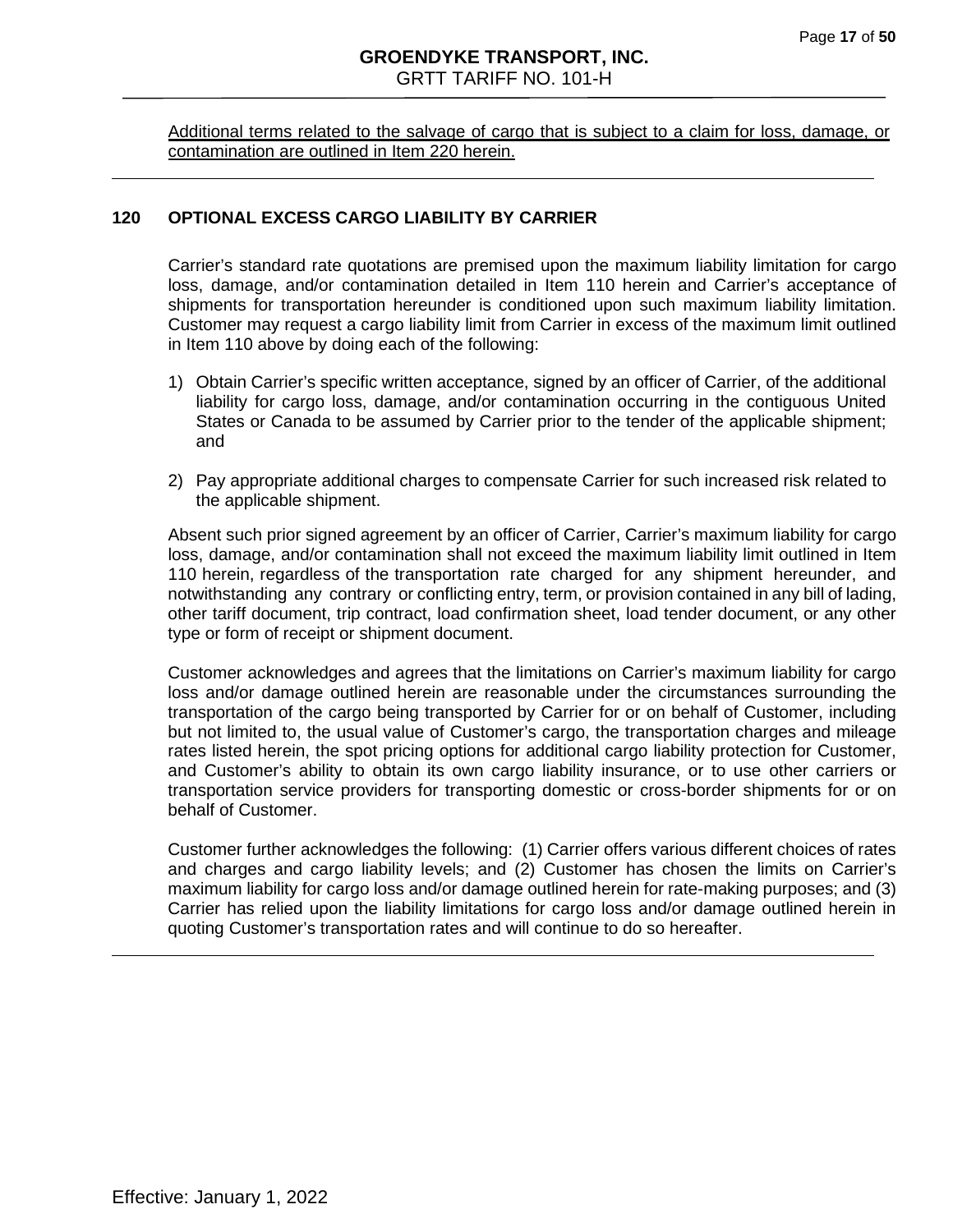<u>Additional terms related to the salvage of cargo that is subject to a claim for loss, damage, or contamination are outlined in Item 220 herein.</u>

---

## 120 OPTIONAL EXCESS CARGO LIABILITY BY CARRIER

Carrier's standard rate quotations are premised upon the maximum liability limitation for cargo loss, damage, and/or contamination detailed in Item 110 herein and Carrier's acceptance of shipments for transportation hereunder is conditioned upon such maximum liability limitation. Customer may request a cargo liability limit from Carrier in excess of the maximum limit outlined in Item 110 above by doing each of the following:

1) Obtain Carrier's specific written acceptance, signed by an officer of Carrier, of the additional liability for cargo loss, damage, and/or contamination occurring in the contiguous United States or Canada to be assumed by Carrier prior to the tender of the applicable shipment; and

2) Pay appropriate additional charges to compensate Carrier for such increased risk related to the applicable shipment.

Absent such prior signed agreement by an officer of Carrier, Carrier's maximum liability for cargo loss, damage, and/or contamination shall not exceed the maximum liability limit outlined in Item 110 herein, regardless of the transportation rate charged for any shipment hereunder, and notwithstanding any contrary or conflicting entry, term, or provision contained in any bill of lading, other tariff document, trip contract, load confirmation sheet, load tender document, or any other type or form of receipt or shipment document.

Customer acknowledges and agrees that the limitations on Carrier's maximum liability for cargo loss and/or damage outlined herein are reasonable under the circumstances surrounding the transportation of the cargo being transported by Carrier for or on behalf of Customer, including but not limited to, the usual value of Customer's cargo, the transportation charges and mileage rates listed herein, the spot pricing options for additional cargo liability protection for Customer, and Customer's ability to obtain its own cargo liability insurance, or to use other carriers or transportation service providers for transporting domestic or cross-border shipments for or on behalf of Customer.

Customer further acknowledges the following: (1) Carrier offers various different choices of rates and charges and cargo liability levels; and (2) Customer has chosen the limits on Carrier's maximum liability for cargo loss and/or damage outlined herein for rate-making purposes; and (3) Carrier has relied upon the liability limitations for cargo loss and/or damage outlined herein in quoting Customer's transportation rates and will continue to do so hereafter.

---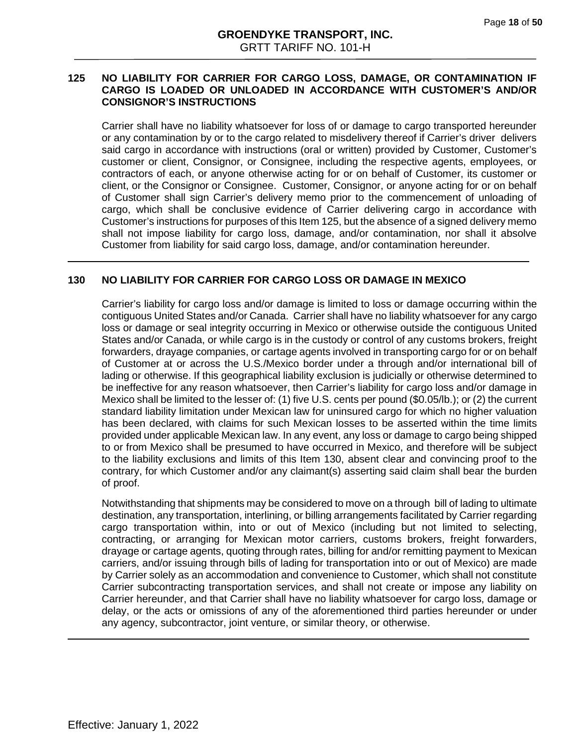## 125 NO LIABILITY FOR CARRIER FOR CARGO LOSS, DAMAGE, OR CONTAMINATION IF CARGO IS LOADED OR UNLOADED IN ACCORDANCE WITH CUSTOMER'S AND/OR CONSIGNOR'S INSTRUCTIONS

Carrier shall have no liability whatsoever for loss of or damage to cargo transported hereunder or any contamination by or to the cargo related to misdelivery thereof if Carrier's driver delivers said cargo in accordance with instructions (oral or written) provided by Customer, Customer's customer or client, Consignor, or Consignee, including the respective agents, employees, or contractors of each, or anyone otherwise acting for or on behalf of Customer, its customer or client, or the Consignor or Consignee. Customer, Consignor, or anyone acting for or on behalf of Customer shall sign Carrier's delivery memo prior to the commencement of unloading of cargo, which shall be conclusive evidence of Carrier delivering cargo in accordance with Customer's instructions for purposes of this Item 125, but the absence of a signed delivery memo shall not impose liability for cargo loss, damage, and/or contamination, nor shall it absolve Customer from liability for said cargo loss, damage, and/or contamination hereunder.

## 130 NO LIABILITY FOR CARRIER FOR CARGO LOSS OR DAMAGE IN MEXICO

Carrier's liability for cargo loss and/or damage is limited to loss or damage occurring within the contiguous United States and/or Canada. Carrier shall have no liability whatsoever for any cargo loss or damage or seal integrity occurring in Mexico or otherwise outside the contiguous United States and/or Canada, or while cargo is in the custody or control of any customs brokers, freight forwarders, drayage companies, or cartage agents involved in transporting cargo for or on behalf of Customer at or across the U.S./Mexico border under a through and/or international bill of lading or otherwise. If this geographical liability exclusion is judicially or otherwise determined to be ineffective for any reason whatsoever, then Carrier's liability for cargo loss and/or damage in Mexico shall be limited to the lesser of: (1) five U.S. cents per pound ($0.05/lb.); or (2) the current standard liability limitation under Mexican law for uninsured cargo for which no higher valuation has been declared, with claims for such Mexican losses to be asserted within the time limits provided under applicable Mexican law. In any event, any loss or damage to cargo being shipped to or from Mexico shall be presumed to have occurred in Mexico, and therefore will be subject to the liability exclusions and limits of this Item 130, absent clear and convincing proof to the contrary, for which Customer and/or any claimant(s) asserting said claim shall bear the burden of proof.

Notwithstanding that shipments may be considered to move on a through bill of lading to ultimate destination, any transportation, interlining, or billing arrangements facilitated by Carrier regarding cargo transportation within, into or out of Mexico (including but not limited to selecting, contracting, or arranging for Mexican motor carriers, customs brokers, freight forwarders, drayage or cartage agents, quoting through rates, billing for and/or remitting payment to Mexican carriers, and/or issuing through bills of lading for transportation into or out of Mexico) are made by Carrier solely as an accommodation and convenience to Customer, which shall not constitute Carrier subcontracting transportation services, and shall not create or impose any liability on Carrier hereunder, and that Carrier shall have no liability whatsoever for cargo loss, damage or delay, or the acts or omissions of any of the aforementioned third parties hereunder or under any agency, subcontractor, joint venture, or similar theory, or otherwise.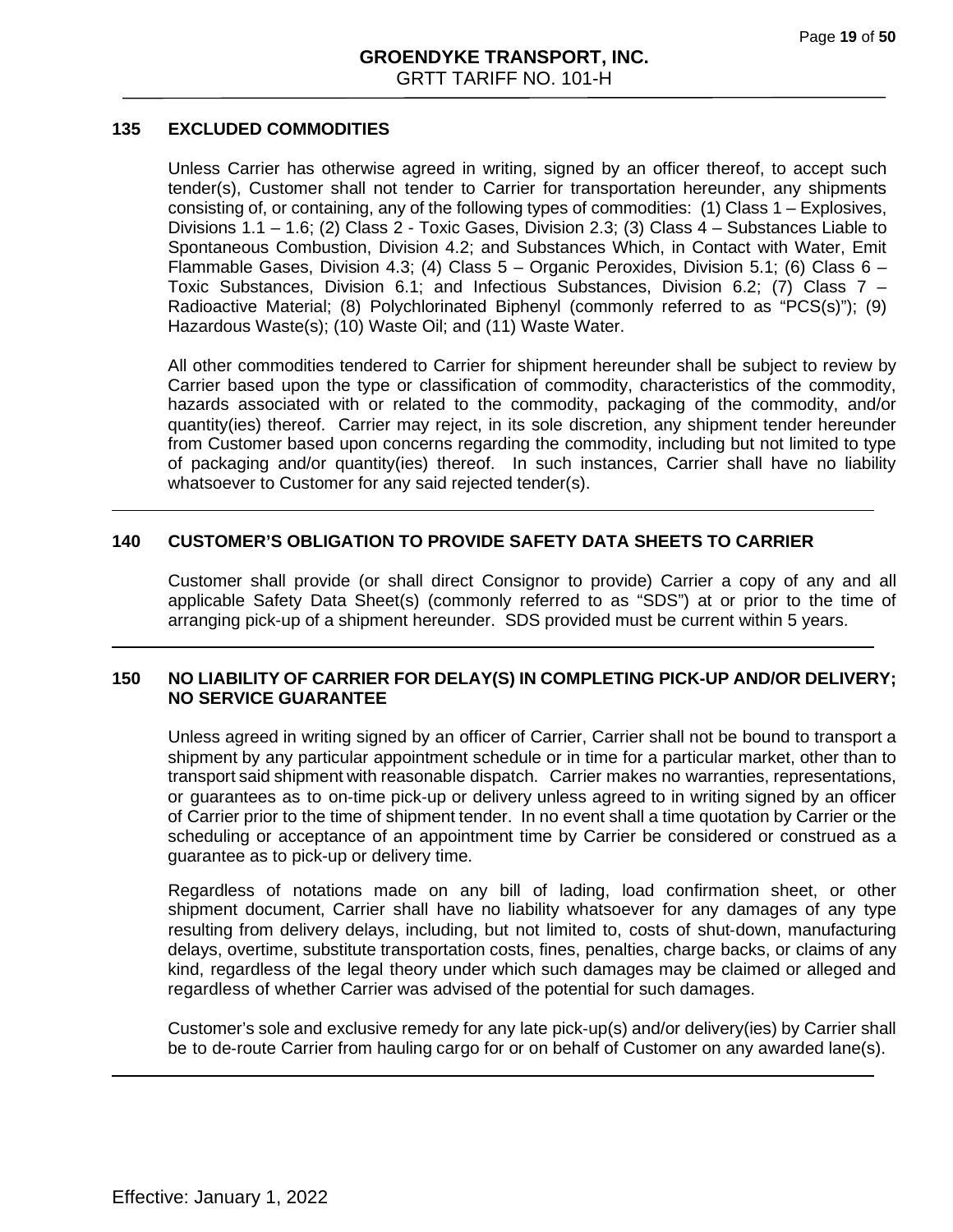## 135 EXCLUDED COMMODITIES

Unless Carrier has otherwise agreed in writing, signed by an officer thereof, to accept such tender(s), Customer shall not tender to Carrier for transportation hereunder, any shipments consisting of, or containing, any of the following types of commodities: (1) Class 1 – Explosives, Divisions 1.1 – 1.6; (2) Class 2 - Toxic Gases, Division 2.3; (3) Class 4 – Substances Liable to Spontaneous Combustion, Division 4.2; and Substances Which, in Contact with Water, Emit Flammable Gases, Division 4.3; (4) Class 5 – Organic Peroxides, Division 5.1; (6) Class 6 – Toxic Substances, Division 6.1; and Infectious Substances, Division 6.2; (7) Class 7 – Radioactive Material; (8) Polychlorinated Biphenyl (commonly referred to as "PCS(s)"); (9) Hazardous Waste(s); (10) Waste Oil; and (11) Waste Water.

All other commodities tendered to Carrier for shipment hereunder shall be subject to review by Carrier based upon the type or classification of commodity, characteristics of the commodity, hazards associated with or related to the commodity, packaging of the commodity, and/or quantity(ies) thereof. Carrier may reject, in its sole discretion, any shipment tender hereunder from Customer based upon concerns regarding the commodity, including but not limited to type of packaging and/or quantity(ies) thereof. In such instances, Carrier shall have no liability whatsoever to Customer for any said rejected tender(s).

## 140 CUSTOMER'S OBLIGATION TO PROVIDE SAFETY DATA SHEETS TO CARRIER

Customer shall provide (or shall direct Consignor to provide) Carrier a copy of any and all applicable Safety Data Sheet(s) (commonly referred to as "SDS") at or prior to the time of arranging pick-up of a shipment hereunder. SDS provided must be current within 5 years.

## 150 NO LIABILITY OF CARRIER FOR DELAY(S) IN COMPLETING PICK-UP AND/OR DELIVERY; NO SERVICE GUARANTEE

Unless agreed in writing signed by an officer of Carrier, Carrier shall not be bound to transport a shipment by any particular appointment schedule or in time for a particular market, other than to transport said shipment with reasonable dispatch. Carrier makes no warranties, representations, or guarantees as to on-time pick-up or delivery unless agreed to in writing signed by an officer of Carrier prior to the time of shipment tender. In no event shall a time quotation by Carrier or the scheduling or acceptance of an appointment time by Carrier be considered or construed as a guarantee as to pick-up or delivery time.

Regardless of notations made on any bill of lading, load confirmation sheet, or other shipment document, Carrier shall have no liability whatsoever for any damages of any type resulting from delivery delays, including, but not limited to, costs of shut-down, manufacturing delays, overtime, substitute transportation costs, fines, penalties, charge backs, or claims of any kind, regardless of the legal theory under which such damages may be claimed or alleged and regardless of whether Carrier was advised of the potential for such damages.

Customer's sole and exclusive remedy for any late pick-up(s) and/or delivery(ies) by Carrier shall be to de-route Carrier from hauling cargo for or on behalf of Customer on any awarded lane(s).

Effective: January 1, 2022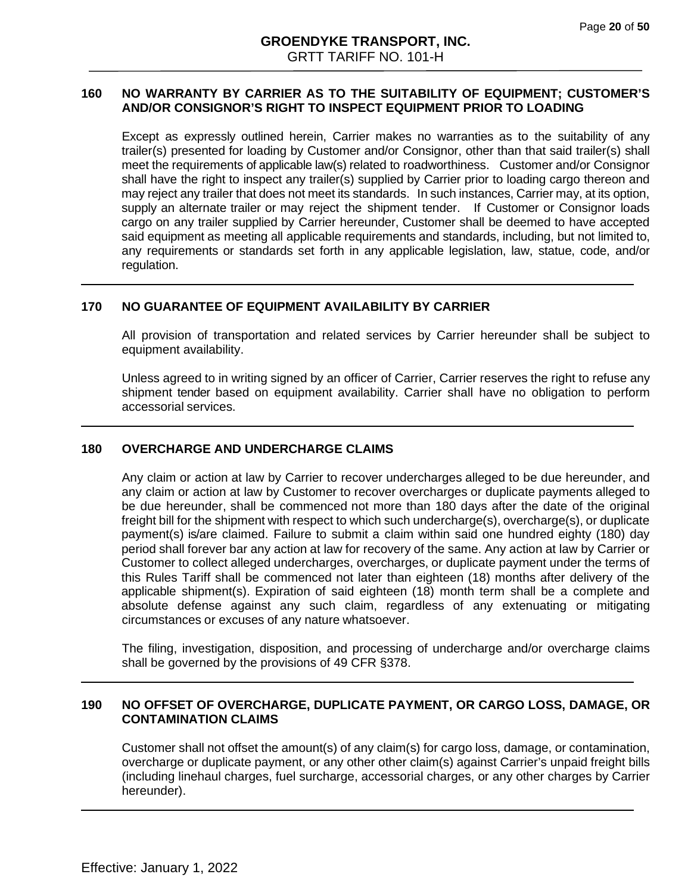### 160 NO WARRANTY BY CARRIER AS TO THE SUITABILITY OF EQUIPMENT; CUSTOMER'S AND/OR CONSIGNOR'S RIGHT TO INSPECT EQUIPMENT PRIOR TO LOADING

Except as expressly outlined herein, Carrier makes no warranties as to the suitability of any trailer(s) presented for loading by Customer and/or Consignor, other than that said trailer(s) shall meet the requirements of applicable law(s) related to roadworthiness. Customer and/or Consignor shall have the right to inspect any trailer(s) supplied by Carrier prior to loading cargo thereon and may reject any trailer that does not meet its standards. In such instances, Carrier may, at its option, supply an alternate trailer or may reject the shipment tender. If Customer or Consignor loads cargo on any trailer supplied by Carrier hereunder, Customer shall be deemed to have accepted said equipment as meeting all applicable requirements and standards, including, but not limited to, any requirements or standards set forth in any applicable legislation, law, statue, code, and/or regulation.

---

### 170 NO GUARANTEE OF EQUIPMENT AVAILABILITY BY CARRIER

All provision of transportation and related services by Carrier hereunder shall be subject to equipment availability.

Unless agreed to in writing signed by an officer of Carrier, Carrier reserves the right to refuse any shipment tender based on equipment availability. Carrier shall have no obligation to perform accessorial services.

---

### 180 OVERCHARGE AND UNDERCHARGE CLAIMS

Any claim or action at law by Carrier to recover undercharges alleged to be due hereunder, and any claim or action at law by Customer to recover overcharges or duplicate payments alleged to be due hereunder, shall be commenced not more than 180 days after the date of the original freight bill for the shipment with respect to which such undercharge(s), overcharge(s), or duplicate payment(s) is/are claimed. Failure to submit a claim within said one hundred eighty (180) day period shall forever bar any action at law for recovery of the same. Any action at law by Carrier or Customer to collect alleged undercharges, overcharges, or duplicate payment under the terms of this Rules Tariff shall be commenced not later than eighteen (18) months after delivery of the applicable shipment(s). Expiration of said eighteen (18) month term shall be a complete and absolute defense against any such claim, regardless of any extenuating or mitigating circumstances or excuses of any nature whatsoever.

The filing, investigation, disposition, and processing of undercharge and/or overcharge claims shall be governed by the provisions of 49 CFR §378.

---

### 190 NO OFFSET OF OVERCHARGE, DUPLICATE PAYMENT, OR CARGO LOSS, DAMAGE, OR CONTAMINATION CLAIMS

Customer shall not offset the amount(s) of any claim(s) for cargo loss, damage, or contamination, overcharge or duplicate payment, or any other other claim(s) against Carrier's unpaid freight bills (including linehaul charges, fuel surcharge, accessorial charges, or any other charges by Carrier hereunder).

---

Effective: January 1, 2022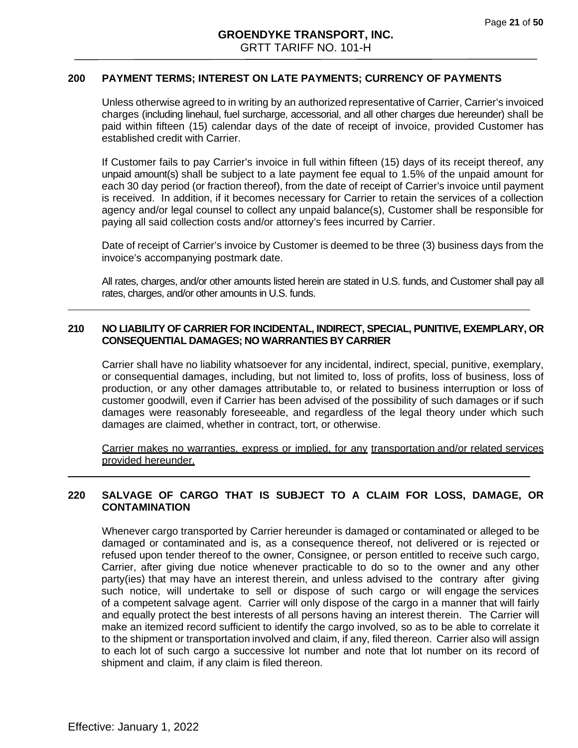## 200 PAYMENT TERMS; INTEREST ON LATE PAYMENTS; CURRENCY OF PAYMENTS

Unless otherwise agreed to in writing by an authorized representative of Carrier, Carrier's invoiced charges (including linehaul, fuel surcharge, accessorial, and all other charges due hereunder) shall be paid within fifteen (15) calendar days of the date of receipt of invoice, provided Customer has established credit with Carrier.

If Customer fails to pay Carrier's invoice in full within fifteen (15) days of its receipt thereof, any unpaid amount(s) shall be subject to a late payment fee equal to 1.5% of the unpaid amount for each 30 day period (or fraction thereof), from the date of receipt of Carrier's invoice until payment is received. In addition, if it becomes necessary for Carrier to retain the services of a collection agency and/or legal counsel to collect any unpaid balance(s), Customer shall be responsible for paying all said collection costs and/or attorney's fees incurred by Carrier.

Date of receipt of Carrier's invoice by Customer is deemed to be three (3) business days from the invoice's accompanying postmark date.

All rates, charges, and/or other amounts listed herein are stated in U.S. funds, and Customer shall pay all rates, charges, and/or other amounts in U.S. funds.

---

## 210 NO LIABILITY OF CARRIER FOR INCIDENTAL, INDIRECT, SPECIAL, PUNITIVE, EXEMPLARY, OR CONSEQUENTIAL DAMAGES; NO WARRANTIES BY CARRIER

Carrier shall have no liability whatsoever for any incidental, indirect, special, punitive, exemplary, or consequential damages, including, but not limited to, loss of profits, loss of business, loss of production, or any other damages attributable to, or related to business interruption or loss of customer goodwill, even if Carrier has been advised of the possibility of such damages or if such damages were reasonably foreseeable, and regardless of the legal theory under which such damages are claimed, whether in contract, tort, or otherwise.

<u>Carrier makes no warranties, express or implied, for any transportation and/or related services provided hereunder.</u>

---

## 220 SALVAGE OF CARGO THAT IS SUBJECT TO A CLAIM FOR LOSS, DAMAGE, OR CONTAMINATION

Whenever cargo transported by Carrier hereunder is damaged or contaminated or alleged to be damaged or contaminated and is, as a consequence thereof, not delivered or is rejected or refused upon tender thereof to the owner, Consignee, or person entitled to receive such cargo, Carrier, after giving due notice whenever practicable to do so to the owner and any other party(ies) that may have an interest therein, and unless advised to the contrary after giving such notice, will undertake to sell or dispose of such cargo or will engage the services of a competent salvage agent. Carrier will only dispose of the cargo in a manner that will fairly and equally protect the best interests of all persons having an interest therein. The Carrier will make an itemized record sufficient to identify the cargo involved, so as to be able to correlate it to the shipment or transportation involved and claim, if any, filed thereon. Carrier also will assign to each lot of such cargo a successive lot number and note that lot number on its record of shipment and claim, if any claim is filed thereon.

Effective: January 1, 2022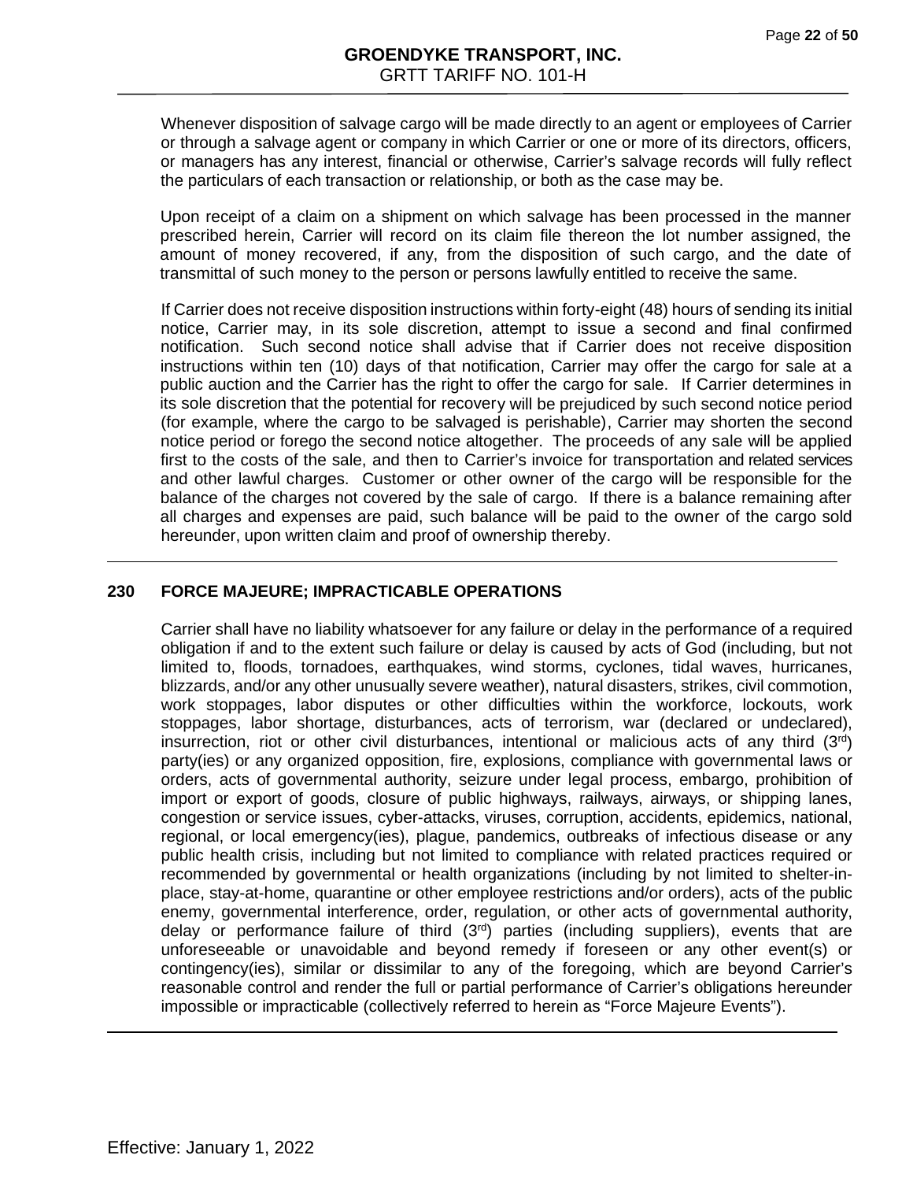Whenever disposition of salvage cargo will be made directly to an agent or employees of Carrier or through a salvage agent or company in which Carrier or one or more of its directors, officers, or managers has any interest, financial or otherwise, Carrier's salvage records will fully reflect the particulars of each transaction or relationship, or both as the case may be.

Upon receipt of a claim on a shipment on which salvage has been processed in the manner prescribed herein, Carrier will record on its claim file thereon the lot number assigned, the amount of money recovered, if any, from the disposition of such cargo, and the date of transmittal of such money to the person or persons lawfully entitled to receive the same.

If Carrier does not receive disposition instructions within forty-eight (48) hours of sending its initial notice, Carrier may, in its sole discretion, attempt to issue a second and final confirmed notification. Such second notice shall advise that if Carrier does not receive disposition instructions within ten (10) days of that notification, Carrier may offer the cargo for sale at a public auction and the Carrier has the right to offer the cargo for sale. If Carrier determines in its sole discretion that the potential for recovery will be prejudiced by such second notice period (for example, where the cargo to be salvaged is perishable), Carrier may shorten the second notice period or forego the second notice altogether. The proceeds of any sale will be applied first to the costs of the sale, and then to Carrier's invoice for transportation and related services and other lawful charges. Customer or other owner of the cargo will be responsible for the balance of the charges not covered by the sale of cargo. If there is a balance remaining after all charges and expenses are paid, such balance will be paid to the owner of the cargo sold hereunder, upon written claim and proof of ownership thereby.

## 230 FORCE MAJEURE; IMPRACTICABLE OPERATIONS

Carrier shall have no liability whatsoever for any failure or delay in the performance of a required obligation if and to the extent such failure or delay is caused by acts of God (including, but not limited to, floods, tornadoes, earthquakes, wind storms, cyclones, tidal waves, hurricanes, blizzards, and/or any other unusually severe weather), natural disasters, strikes, civil commotion, work stoppages, labor disputes or other difficulties within the workforce, lockouts, work stoppages, labor shortage, disturbances, acts of terrorism, war (declared or undeclared), insurrection, riot or other civil disturbances, intentional or malicious acts of any third (3rd) party(ies) or any organized opposition, fire, explosions, compliance with governmental laws or orders, acts of governmental authority, seizure under legal process, embargo, prohibition of import or export of goods, closure of public highways, railways, airways, or shipping lanes, congestion or service issues, cyber-attacks, viruses, corruption, accidents, epidemics, national, regional, or local emergency(ies), plague, pandemics, outbreaks of infectious disease or any public health crisis, including but not limited to compliance with related practices required or recommended by governmental or health organizations (including by not limited to shelter-in-place, stay-at-home, quarantine or other employee restrictions and/or orders), acts of the public enemy, governmental interference, order, regulation, or other acts of governmental authority, delay or performance failure of third (3rd) parties (including suppliers), events that are unforeseeable or unavoidable and beyond remedy if foreseen or any other event(s) or contingency(ies), similar or dissimilar to any of the foregoing, which are beyond Carrier's reasonable control and render the full or partial performance of Carrier's obligations hereunder impossible or impracticable (collectively referred to herein as "Force Majeure Events").

Effective: January 1, 2022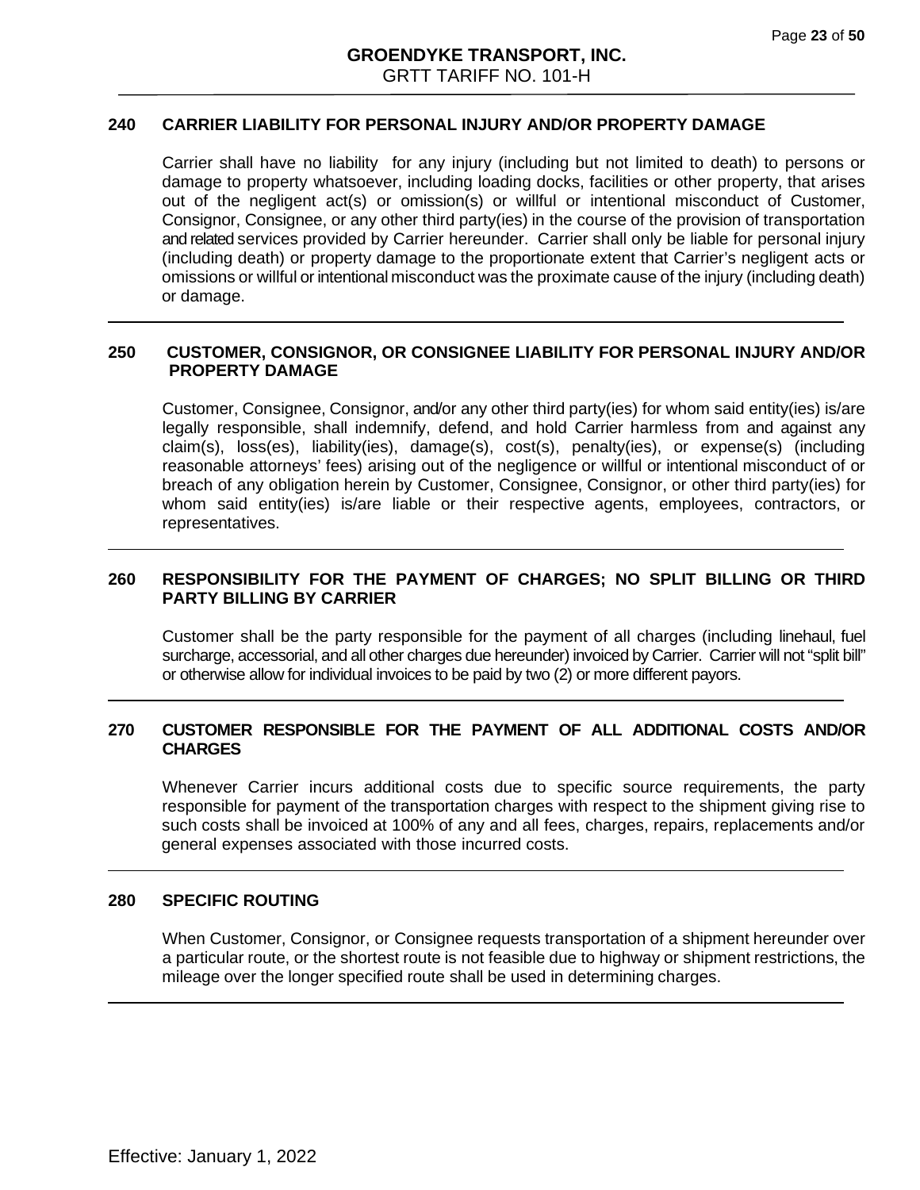## 240 CARRIER LIABILITY FOR PERSONAL INJURY AND/OR PROPERTY DAMAGE

Carrier shall have no liability for any injury (including but not limited to death) to persons or damage to property whatsoever, including loading docks, facilities or other property, that arises out of the negligent act(s) or omission(s) or willful or intentional misconduct of Customer, Consignor, Consignee, or any other third party(ies) in the course of the provision of transportation and related services provided by Carrier hereunder. Carrier shall only be liable for personal injury (including death) or property damage to the proportionate extent that Carrier's negligent acts or omissions or willful or intentional misconduct was the proximate cause of the injury (including death) or damage.

## 250 CUSTOMER, CONSIGNOR, OR CONSIGNEE LIABILITY FOR PERSONAL INJURY AND/OR PROPERTY DAMAGE

Customer, Consignee, Consignor, and/or any other third party(ies) for whom said entity(ies) is/are legally responsible, shall indemnify, defend, and hold Carrier harmless from and against any claim(s), loss(es), liability(ies), damage(s), cost(s), penalty(ies), or expense(s) (including reasonable attorneys' fees) arising out of the negligence or willful or intentional misconduct of or breach of any obligation herein by Customer, Consignee, Consignor, or other third party(ies) for whom said entity(ies) is/are liable or their respective agents, employees, contractors, or representatives.

## 260 RESPONSIBILITY FOR THE PAYMENT OF CHARGES; NO SPLIT BILLING OR THIRD PARTY BILLING BY CARRIER

Customer shall be the party responsible for the payment of all charges (including linehaul, fuel surcharge, accessorial, and all other charges due hereunder) invoiced by Carrier. Carrier will not "split bill" or otherwise allow for individual invoices to be paid by two (2) or more different payors.

## 270 CUSTOMER RESPONSIBLE FOR THE PAYMENT OF ALL ADDITIONAL COSTS AND/OR CHARGES

Whenever Carrier incurs additional costs due to specific source requirements, the party responsible for payment of the transportation charges with respect to the shipment giving rise to such costs shall be invoiced at 100% of any and all fees, charges, repairs, replacements and/or general expenses associated with those incurred costs.

## 280 SPECIFIC ROUTING

When Customer, Consignor, or Consignee requests transportation of a shipment hereunder over a particular route, or the shortest route is not feasible due to highway or shipment restrictions, the mileage over the longer specified route shall be used in determining charges.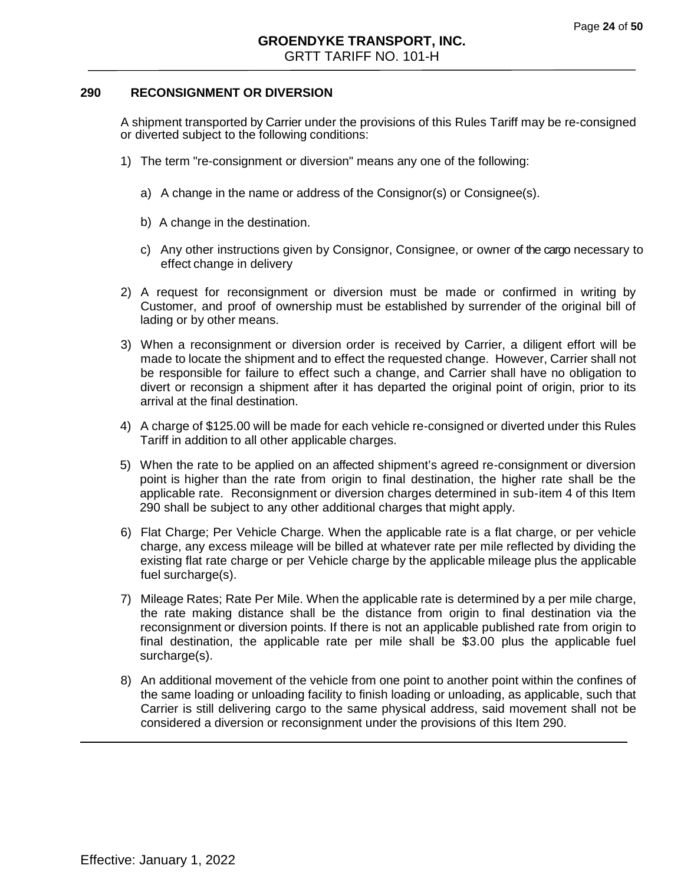## 290 RECONSIGNMENT OR DIVERSION

A shipment transported by Carrier under the provisions of this Rules Tariff may be re-consigned or diverted subject to the following conditions:

1) The term "re-consignment or diversion" means any one of the following:

   a) A change in the name or address of the Consignor(s) or Consignee(s).

   b) A change in the destination.

   c) Any other instructions given by Consignor, Consignee, or owner of the cargo necessary to effect change in delivery

2) A request for reconsignment or diversion must be made or confirmed in writing by Customer, and proof of ownership must be established by surrender of the original bill of lading or by other means.

3) When a reconsignment or diversion order is received by Carrier, a diligent effort will be made to locate the shipment and to effect the requested change. However, Carrier shall not be responsible for failure to effect such a change, and Carrier shall have no obligation to divert or reconsign a shipment after it has departed the original point of origin, prior to its arrival at the final destination.

4) A charge of $125.00 will be made for each vehicle re-consigned or diverted under this Rules Tariff in addition to all other applicable charges.

5) When the rate to be applied on an affected shipment's agreed re-consignment or diversion point is higher than the rate from origin to final destination, the higher rate shall be the applicable rate. Reconsignment or diversion charges determined in sub-item 4 of this Item 290 shall be subject to any other additional charges that might apply.

6) Flat Charge; Per Vehicle Charge. When the applicable rate is a flat charge, or per vehicle charge, any excess mileage will be billed at whatever rate per mile reflected by dividing the existing flat rate charge or per Vehicle charge by the applicable mileage plus the applicable fuel surcharge(s).

7) Mileage Rates; Rate Per Mile. When the applicable rate is determined by a per mile charge, the rate making distance shall be the distance from origin to final destination via the reconsignment or diversion points. If there is not an applicable published rate from origin to final destination, the applicable rate per mile shall be $3.00 plus the applicable fuel surcharge(s).

8) An additional movement of the vehicle from one point to another point within the confines of the same loading or unloading facility to finish loading or unloading, as applicable, such that Carrier is still delivering cargo to the same physical address, said movement shall not be considered a diversion or reconsignment under the provisions of this Item 290.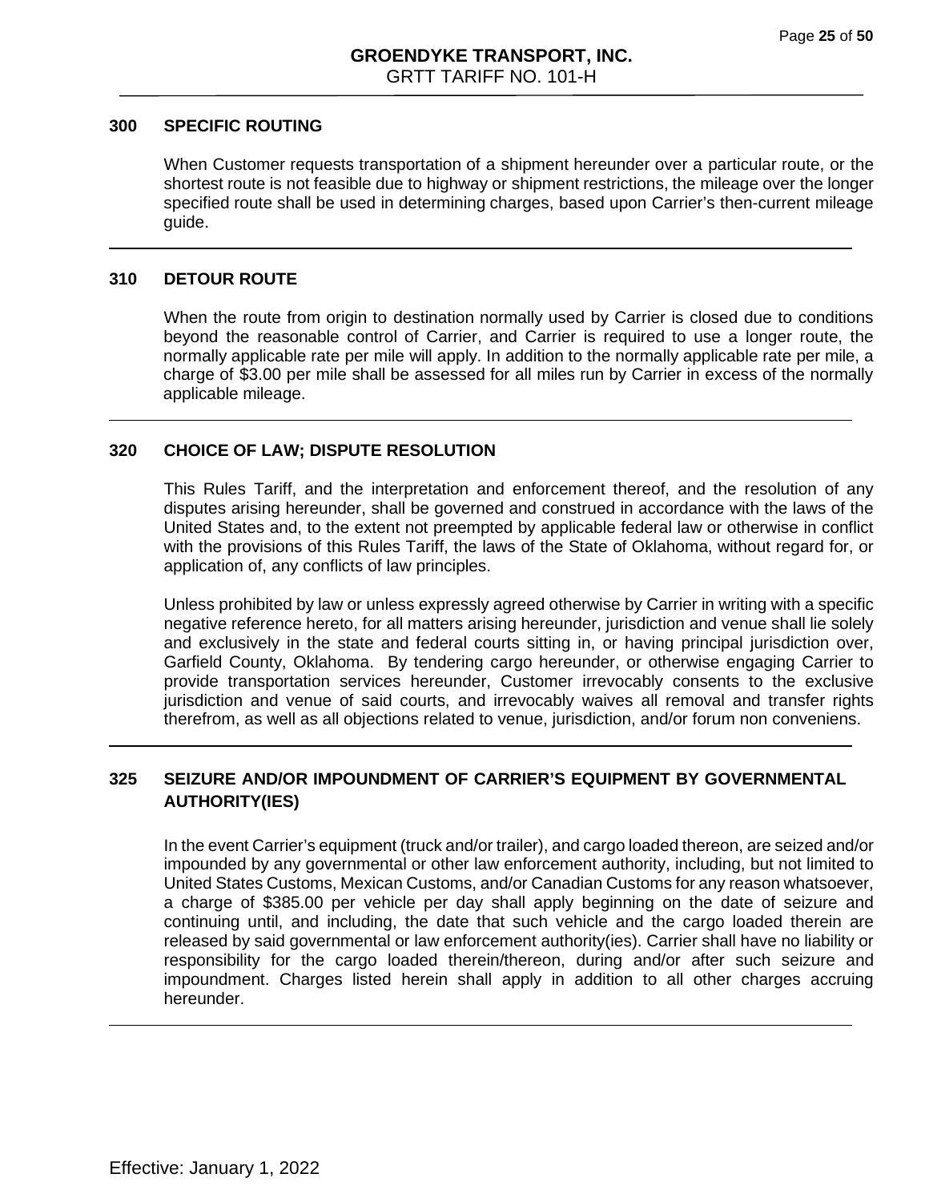## 300 SPECIFIC ROUTING

When Customer requests transportation of a shipment hereunder over a particular route, or the shortest route is not feasible due to highway or shipment restrictions, the mileage over the longer specified route shall be used in determining charges, based upon Carrier's then-current mileage guide.

## 310 DETOUR ROUTE

When the route from origin to destination normally used by Carrier is closed due to conditions beyond the reasonable control of Carrier, and Carrier is required to use a longer route, the normally applicable rate per mile will apply. In addition to the normally applicable rate per mile, a charge of $3.00 per mile shall be assessed for all miles run by Carrier in excess of the normally applicable mileage.

## 320 CHOICE OF LAW; DISPUTE RESOLUTION

This Rules Tariff, and the interpretation and enforcement thereof, and the resolution of any disputes arising hereunder, shall be governed and construed in accordance with the laws of the United States and, to the extent not preempted by applicable federal law or otherwise in conflict with the provisions of this Rules Tariff, the laws of the State of Oklahoma, without regard for, or application of, any conflicts of law principles.

Unless prohibited by law or unless expressly agreed otherwise by Carrier in writing with a specific negative reference hereto, for all matters arising hereunder, jurisdiction and venue shall lie solely and exclusively in the state and federal courts sitting in, or having principal jurisdiction over, Garfield County, Oklahoma. By tendering cargo hereunder, or otherwise engaging Carrier to provide transportation services hereunder, Customer irrevocably consents to the exclusive jurisdiction and venue of said courts, and irrevocably waives all removal and transfer rights therefrom, as well as all objections related to venue, jurisdiction, and/or forum non conveniens.

## 325 SEIZURE AND/OR IMPOUNDMENT OF CARRIER'S EQUIPMENT BY GOVERNMENTAL AUTHORITY(IES)

In the event Carrier's equipment (truck and/or trailer), and cargo loaded thereon, are seized and/or impounded by any governmental or other law enforcement authority, including, but not limited to United States Customs, Mexican Customs, and/or Canadian Customs for any reason whatsoever, a charge of $385.00 per vehicle per day shall apply beginning on the date of seizure and continuing until, and including, the date that such vehicle and the cargo loaded therein are released by said governmental or law enforcement authority(ies). Carrier shall have no liability or responsibility for the cargo loaded therein/thereon, during and/or after such seizure and impoundment. Charges listed herein shall apply in addition to all other charges accruing hereunder.

Effective: January 1, 2022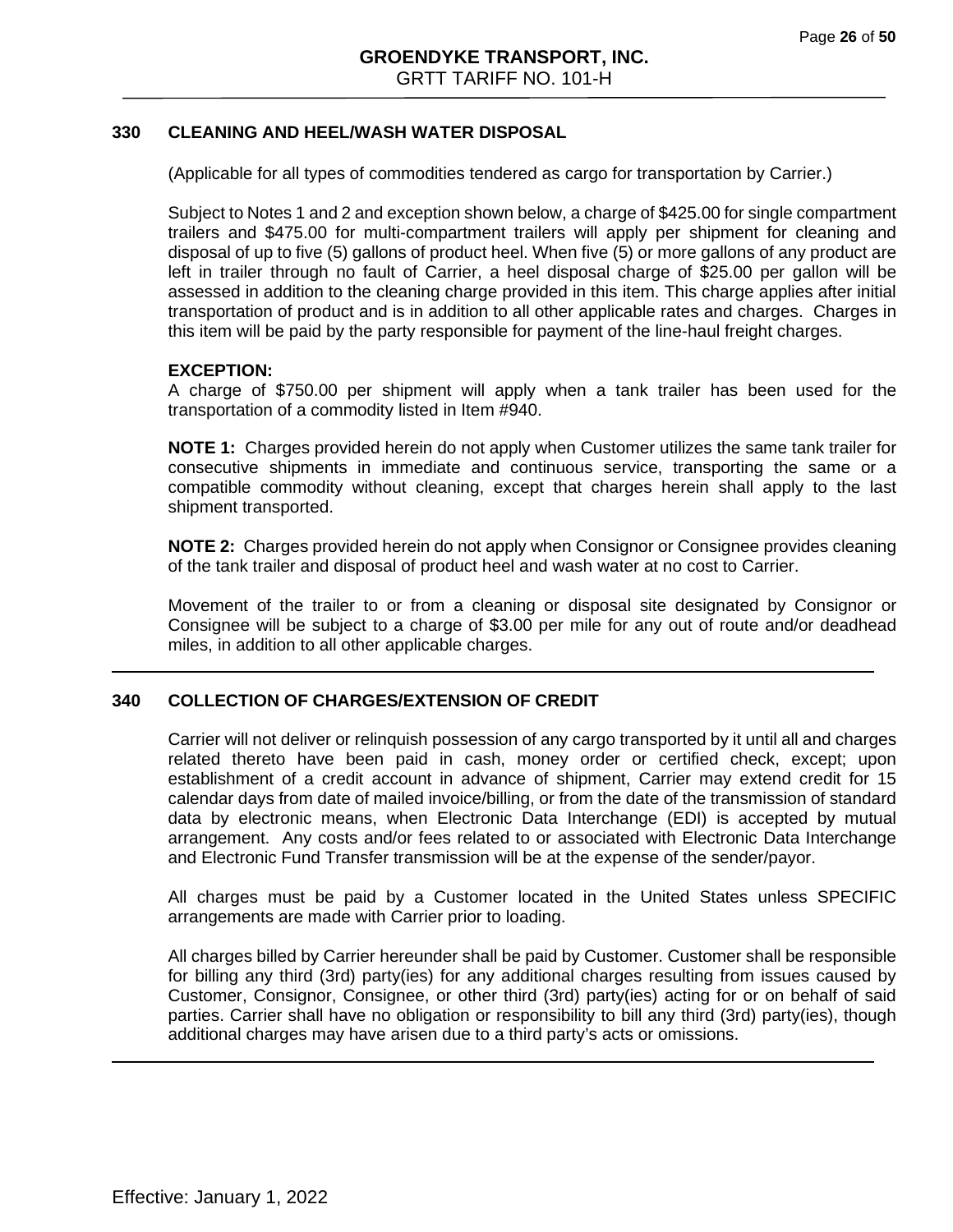## 330 CLEANING AND HEEL/WASH WATER DISPOSAL

(Applicable for all types of commodities tendered as cargo for transportation by Carrier.)

Subject to Notes 1 and 2 and exception shown below, a charge of $425.00 for single compartment trailers and $475.00 for multi-compartment trailers will apply per shipment for cleaning and disposal of up to five (5) gallons of product heel. When five (5) or more gallons of any product are left in trailer through no fault of Carrier, a heel disposal charge of $25.00 per gallon will be assessed in addition to the cleaning charge provided in this item. This charge applies after initial transportation of product and is in addition to all other applicable rates and charges. Charges in this item will be paid by the party responsible for payment of the line-haul freight charges.

**EXCEPTION:**
A charge of $750.00 per shipment will apply when a tank trailer has been used for the transportation of a commodity listed in Item #940.

**NOTE 1:** Charges provided herein do not apply when Customer utilizes the same tank trailer for consecutive shipments in immediate and continuous service, transporting the same or a compatible commodity without cleaning, except that charges herein shall apply to the last shipment transported.

**NOTE 2:** Charges provided herein do not apply when Consignor or Consignee provides cleaning of the tank trailer and disposal of product heel and wash water at no cost to Carrier.

Movement of the trailer to or from a cleaning or disposal site designated by Consignor or Consignee will be subject to a charge of $3.00 per mile for any out of route and/or deadhead miles, in addition to all other applicable charges.

---

## 340 COLLECTION OF CHARGES/EXTENSION OF CREDIT

Carrier will not deliver or relinquish possession of any cargo transported by it until all and charges related thereto have been paid in cash, money order or certified check, except; upon establishment of a credit account in advance of shipment, Carrier may extend credit for 15 calendar days from date of mailed invoice/billing, or from the date of the transmission of standard data by electronic means, when Electronic Data Interchange (EDI) is accepted by mutual arrangement. Any costs and/or fees related to or associated with Electronic Data Interchange and Electronic Fund Transfer transmission will be at the expense of the sender/payor.

All charges must be paid by a Customer located in the United States unless SPECIFIC arrangements are made with Carrier prior to loading.

All charges billed by Carrier hereunder shall be paid by Customer. Customer shall be responsible for billing any third (3rd) party(ies) for any additional charges resulting from issues caused by Customer, Consignor, Consignee, or other third (3rd) party(ies) acting for or on behalf of said parties. Carrier shall have no obligation or responsibility to bill any third (3rd) party(ies), though additional charges may have arisen due to a third party's acts or omissions.

---

Effective: January 1, 2022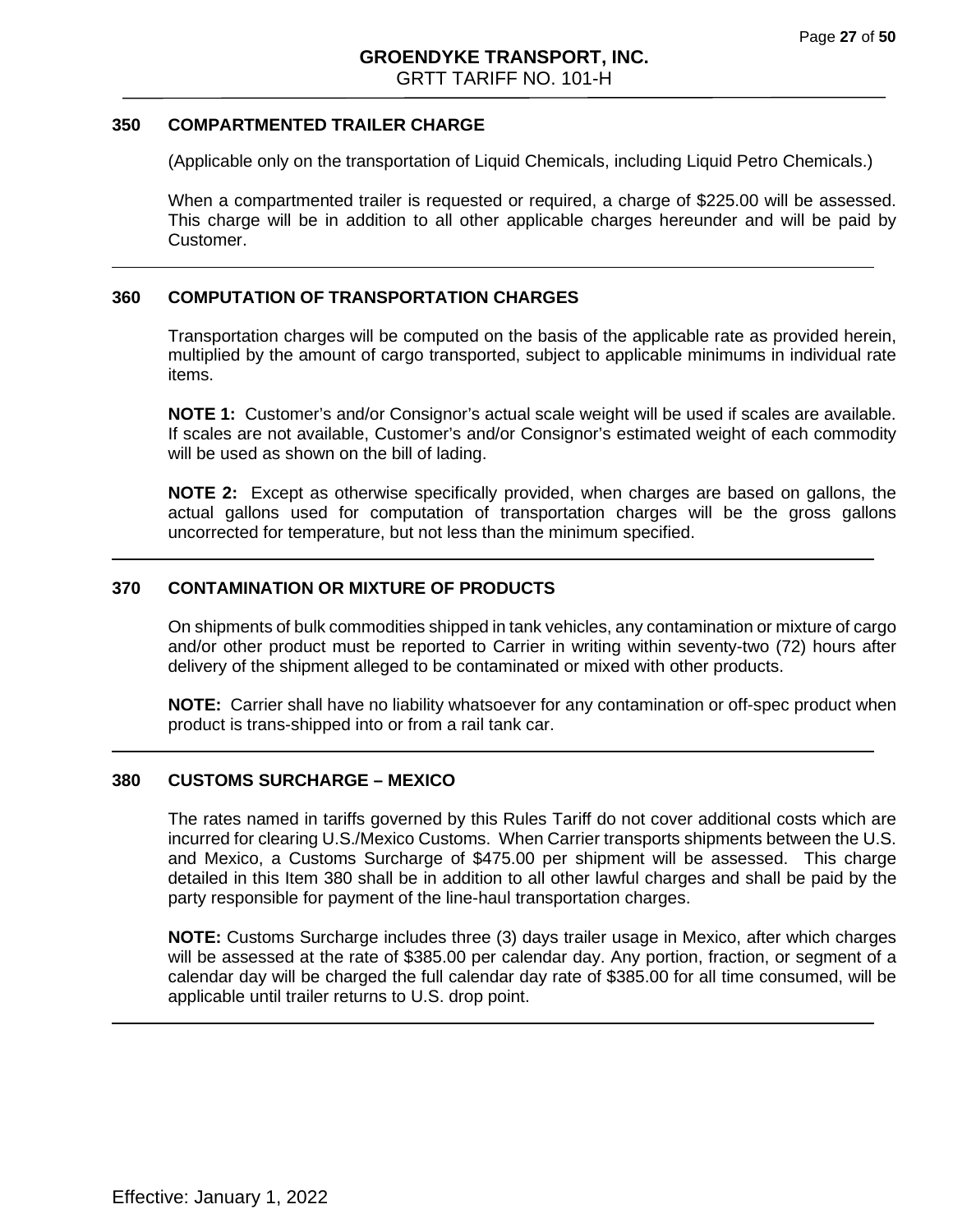## 350 COMPARTMENTED TRAILER CHARGE

(Applicable only on the transportation of Liquid Chemicals, including Liquid Petro Chemicals.)

When a compartmented trailer is requested or required, a charge of $225.00 will be assessed. This charge will be in addition to all other applicable charges hereunder and will be paid by Customer.

## 360 COMPUTATION OF TRANSPORTATION CHARGES

Transportation charges will be computed on the basis of the applicable rate as provided herein, multiplied by the amount of cargo transported, subject to applicable minimums in individual rate items.

**NOTE 1:** Customer's and/or Consignor's actual scale weight will be used if scales are available. If scales are not available, Customer's and/or Consignor's estimated weight of each commodity will be used as shown on the bill of lading.

**NOTE 2:** Except as otherwise specifically provided, when charges are based on gallons, the actual gallons used for computation of transportation charges will be the gross gallons uncorrected for temperature, but not less than the minimum specified.

## 370 CONTAMINATION OR MIXTURE OF PRODUCTS

On shipments of bulk commodities shipped in tank vehicles, any contamination or mixture of cargo and/or other product must be reported to Carrier in writing within seventy-two (72) hours after delivery of the shipment alleged to be contaminated or mixed with other products.

**NOTE:** Carrier shall have no liability whatsoever for any contamination or off-spec product when product is trans-shipped into or from a rail tank car.

## 380 CUSTOMS SURCHARGE – MEXICO

The rates named in tariffs governed by this Rules Tariff do not cover additional costs which are incurred for clearing U.S./Mexico Customs. When Carrier transports shipments between the U.S. and Mexico, a Customs Surcharge of $475.00 per shipment will be assessed. This charge detailed in this Item 380 shall be in addition to all other lawful charges and shall be paid by the party responsible for payment of the line-haul transportation charges.

**NOTE:** Customs Surcharge includes three (3) days trailer usage in Mexico, after which charges will be assessed at the rate of $385.00 per calendar day. Any portion, fraction, or segment of a calendar day will be charged the full calendar day rate of $385.00 for all time consumed, will be applicable until trailer returns to U.S. drop point.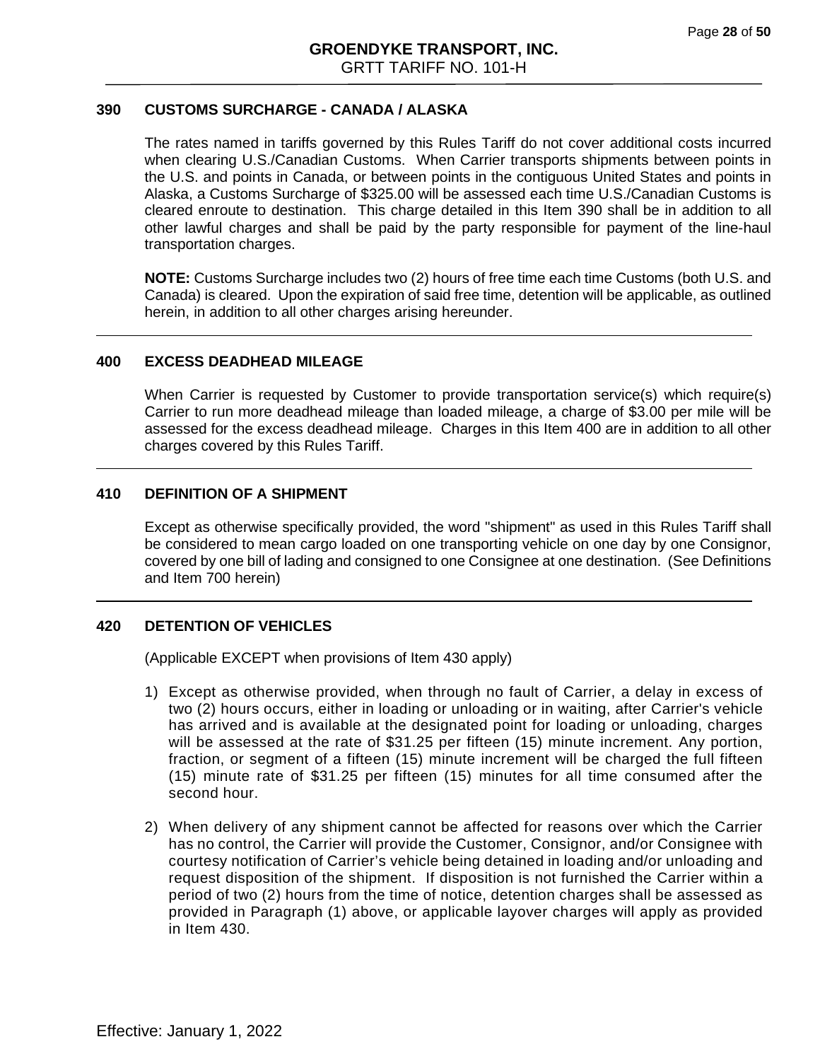## 390 CUSTOMS SURCHARGE - CANADA / ALASKA

The rates named in tariffs governed by this Rules Tariff do not cover additional costs incurred when clearing U.S./Canadian Customs. When Carrier transports shipments between points in the U.S. and points in Canada, or between points in the contiguous United States and points in Alaska, a Customs Surcharge of $325.00 will be assessed each time U.S./Canadian Customs is cleared enroute to destination. This charge detailed in this Item 390 shall be in addition to all other lawful charges and shall be paid by the party responsible for payment of the line-haul transportation charges.

**NOTE:** Customs Surcharge includes two (2) hours of free time each time Customs (both U.S. and Canada) is cleared. Upon the expiration of said free time, detention will be applicable, as outlined herein, in addition to all other charges arising hereunder.

## 400 EXCESS DEADHEAD MILEAGE

When Carrier is requested by Customer to provide transportation service(s) which require(s) Carrier to run more deadhead mileage than loaded mileage, a charge of $3.00 per mile will be assessed for the excess deadhead mileage. Charges in this Item 400 are in addition to all other charges covered by this Rules Tariff.

## 410 DEFINITION OF A SHIPMENT

Except as otherwise specifically provided, the word "shipment" as used in this Rules Tariff shall be considered to mean cargo loaded on one transporting vehicle on one day by one Consignor, covered by one bill of lading and consigned to one Consignee at one destination. (See Definitions and Item 700 herein)

## 420 DETENTION OF VEHICLES

(Applicable EXCEPT when provisions of Item 430 apply)

1) Except as otherwise provided, when through no fault of Carrier, a delay in excess of two (2) hours occurs, either in loading or unloading or in waiting, after Carrier's vehicle has arrived and is available at the designated point for loading or unloading, charges will be assessed at the rate of $31.25 per fifteen (15) minute increment. Any portion, fraction, or segment of a fifteen (15) minute increment will be charged the full fifteen (15) minute rate of $31.25 per fifteen (15) minutes for all time consumed after the second hour.

2) When delivery of any shipment cannot be affected for reasons over which the Carrier has no control, the Carrier will provide the Customer, Consignor, and/or Consignee with courtesy notification of Carrier's vehicle being detained in loading and/or unloading and request disposition of the shipment. If disposition is not furnished the Carrier within a period of two (2) hours from the time of notice, detention charges shall be assessed as provided in Paragraph (1) above, or applicable layover charges will apply as provided in Item 430.

Effective: January 1, 2022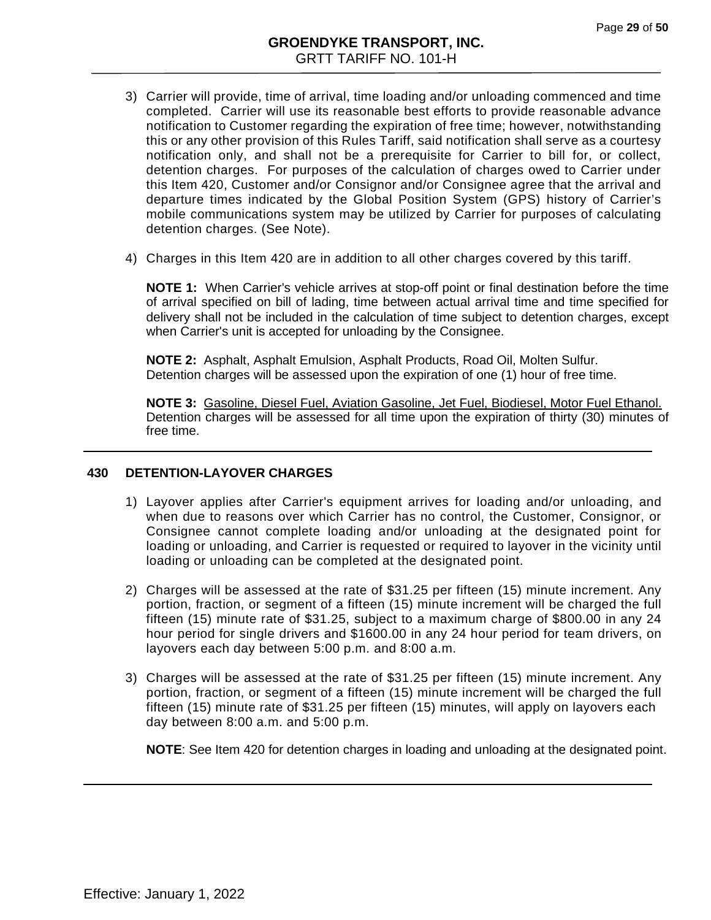3) Carrier will provide, time of arrival, time loading and/or unloading commenced and time completed. Carrier will use its reasonable best efforts to provide reasonable advance notification to Customer regarding the expiration of free time; however, notwithstanding this or any other provision of this Rules Tariff, said notification shall serve as a courtesy notification only, and shall not be a prerequisite for Carrier to bill for, or collect, detention charges. For purposes of the calculation of charges owed to Carrier under this Item 420, Customer and/or Consignor and/or Consignee agree that the arrival and departure times indicated by the Global Position System (GPS) history of Carrier's mobile communications system may be utilized by Carrier for purposes of calculating detention charges. (See Note).

4) Charges in this Item 420 are in addition to all other charges covered by this tariff.

**NOTE 1:** When Carrier's vehicle arrives at stop-off point or final destination before the time of arrival specified on bill of lading, time between actual arrival time and time specified for delivery shall not be included in the calculation of time subject to detention charges, except when Carrier's unit is accepted for unloading by the Consignee.

**NOTE 2:** Asphalt, Asphalt Emulsion, Asphalt Products, Road Oil, Molten Sulfur.
Detention charges will be assessed upon the expiration of one (1) hour of free time.

**NOTE 3:** <u>Gasoline, Diesel Fuel, Aviation Gasoline, Jet Fuel, Biodiesel, Motor Fuel Ethanol.</u>
Detention charges will be assessed for all time upon the expiration of thirty (30) minutes of free time.

---

## 430 DETENTION-LAYOVER CHARGES

1) Layover applies after Carrier's equipment arrives for loading and/or unloading, and when due to reasons over which Carrier has no control, the Customer, Consignor, or Consignee cannot complete loading and/or unloading at the designated point for loading or unloading, and Carrier is requested or required to layover in the vicinity until loading or unloading can be completed at the designated point.

2) Charges will be assessed at the rate of $31.25 per fifteen (15) minute increment. Any portion, fraction, or segment of a fifteen (15) minute increment will be charged the full fifteen (15) minute rate of $31.25, subject to a maximum charge of $800.00 in any 24 hour period for single drivers and $1600.00 in any 24 hour period for team drivers, on layovers each day between 5:00 p.m. and 8:00 a.m.

3) Charges will be assessed at the rate of $31.25 per fifteen (15) minute increment. Any portion, fraction, or segment of a fifteen (15) minute increment will be charged the full fifteen (15) minute rate of $31.25 per fifteen (15) minutes, will apply on layovers each day between 8:00 a.m. and 5:00 p.m.

**NOTE**: See Item 420 for detention charges in loading and unloading at the designated point.

---

Effective: January 1, 2022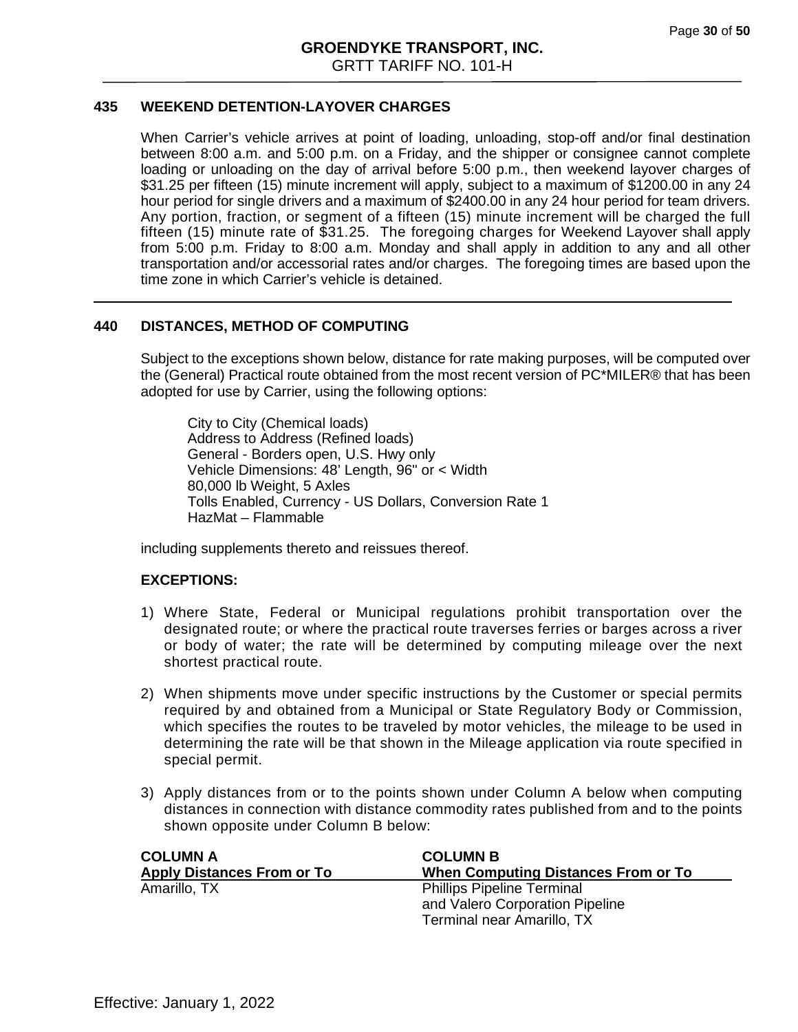## 435 WEEKEND DETENTION-LAYOVER CHARGES

When Carrier's vehicle arrives at point of loading, unloading, stop-off and/or final destination between 8:00 a.m. and 5:00 p.m. on a Friday, and the shipper or consignee cannot complete loading or unloading on the day of arrival before 5:00 p.m., then weekend layover charges of $31.25 per fifteen (15) minute increment will apply, subject to a maximum of $1200.00 in any 24 hour period for single drivers and a maximum of $2400.00 in any 24 hour period for team drivers. Any portion, fraction, or segment of a fifteen (15) minute increment will be charged the full fifteen (15) minute rate of $31.25. The foregoing charges for Weekend Layover shall apply from 5:00 p.m. Friday to 8:00 a.m. Monday and shall apply in addition to any and all other transportation and/or accessorial rates and/or charges. The foregoing times are based upon the time zone in which Carrier's vehicle is detained.

---

## 440 DISTANCES, METHOD OF COMPUTING

Subject to the exceptions shown below, distance for rate making purposes, will be computed over the (General) Practical route obtained from the most recent version of PC*MILER® that has been adopted for use by Carrier, using the following options:

City to City (Chemical loads)
Address to Address (Refined loads)
General - Borders open, U.S. Hwy only
Vehicle Dimensions: 48' Length, 96" or < Width
80,000 lb Weight, 5 Axles
Tolls Enabled, Currency - US Dollars, Conversion Rate 1
HazMat – Flammable

including supplements thereto and reissues thereof.

**EXCEPTIONS:**

1) Where State, Federal or Municipal regulations prohibit transportation over the designated route; or where the practical route traverses ferries or barges across a river or body of water; the rate will be determined by computing mileage over the next shortest practical route.

2) When shipments move under specific instructions by the Customer or special permits required by and obtained from a Municipal or State Regulatory Body or Commission, which specifies the routes to be traveled by motor vehicles, the mileage to be used in determining the rate will be that shown in the Mileage application via route specified in special permit.

3) Apply distances from or to the points shown under Column A below when computing distances in connection with distance commodity rates published from and to the points shown opposite under Column B below:

| COLUMN A<br>Apply Distances From or To | COLUMN B<br>When Computing Distances From or To |
|---|---|
| Amarillo, TX | Phillips Pipeline Terminal and Valero Corporation Pipeline Terminal near Amarillo, TX |

Effective: January 1, 2022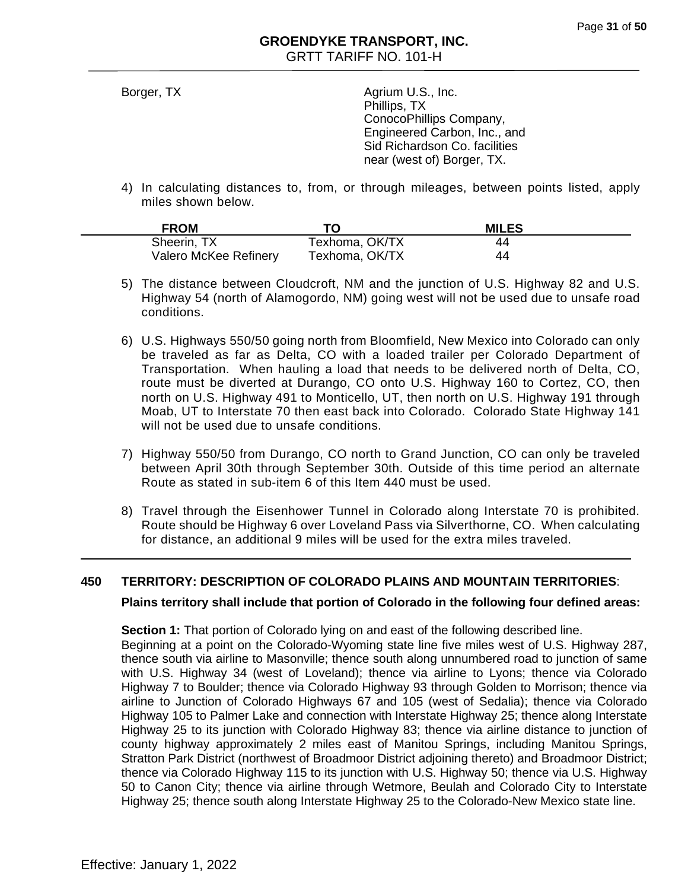Borger, TX | Agrium U.S., Inc. Phillips, TX ConocoPhillips Company, Engineered Carbon, Inc., and Sid Richardson Co. facilities near (west of) Borger, TX.

4) In calculating distances to, from, or through mileages, between points listed, apply miles shown below.

| FROM | TO | MILES |
|---|---|---|
| Sheerin, TX | Texhoma, OK/TX | 44 |
| Valero McKee Refinery | Texhoma, OK/TX | 44 |

5) The distance between Cloudcroft, NM and the junction of U.S. Highway 82 and U.S. Highway 54 (north of Alamogordo, NM) going west will not be used due to unsafe road conditions.

6) U.S. Highways 550/50 going north from Bloomfield, New Mexico into Colorado can only be traveled as far as Delta, CO with a loaded trailer per Colorado Department of Transportation. When hauling a load that needs to be delivered north of Delta, CO, route must be diverted at Durango, CO onto U.S. Highway 160 to Cortez, CO, then north on U.S. Highway 491 to Monticello, UT, then north on U.S. Highway 191 through Moab, UT to Interstate 70 then east back into Colorado. Colorado State Highway 141 will not be used due to unsafe conditions.

7) Highway 550/50 from Durango, CO north to Grand Junction, CO can only be traveled between April 30th through September 30th. Outside of this time period an alternate Route as stated in sub-item 6 of this Item 440 must be used.

8) Travel through the Eisenhower Tunnel in Colorado along Interstate 70 is prohibited. Route should be Highway 6 over Loveland Pass via Silverthorne, CO. When calculating for distance, an additional 9 miles will be used for the extra miles traveled.

## 450 TERRITORY: DESCRIPTION OF COLORADO PLAINS AND MOUNTAIN TERRITORIES:

**Plains territory shall include that portion of Colorado in the following four defined areas:**

**Section 1:** That portion of Colorado lying on and east of the following described line. Beginning at a point on the Colorado-Wyoming state line five miles west of U.S. Highway 287, thence south via airline to Masonville; thence south along unnumbered road to junction of same with U.S. Highway 34 (west of Loveland); thence via airline to Lyons; thence via Colorado Highway 7 to Boulder; thence via Colorado Highway 93 through Golden to Morrison; thence via airline to Junction of Colorado Highways 67 and 105 (west of Sedalia); thence via Colorado Highway 105 to Palmer Lake and connection with Interstate Highway 25; thence along Interstate Highway 25 to its junction with Colorado Highway 83; thence via airline distance to junction of county highway approximately 2 miles east of Manitou Springs, including Manitou Springs, Stratton Park District (northwest of Broadmoor District adjoining thereto) and Broadmoor District; thence via Colorado Highway 115 to its junction with U.S. Highway 50; thence via U.S. Highway 50 to Canon City; thence via airline through Wetmore, Beulah and Colorado City to Interstate Highway 25; thence south along Interstate Highway 25 to the Colorado-New Mexico state line.

Effective: January 1, 2022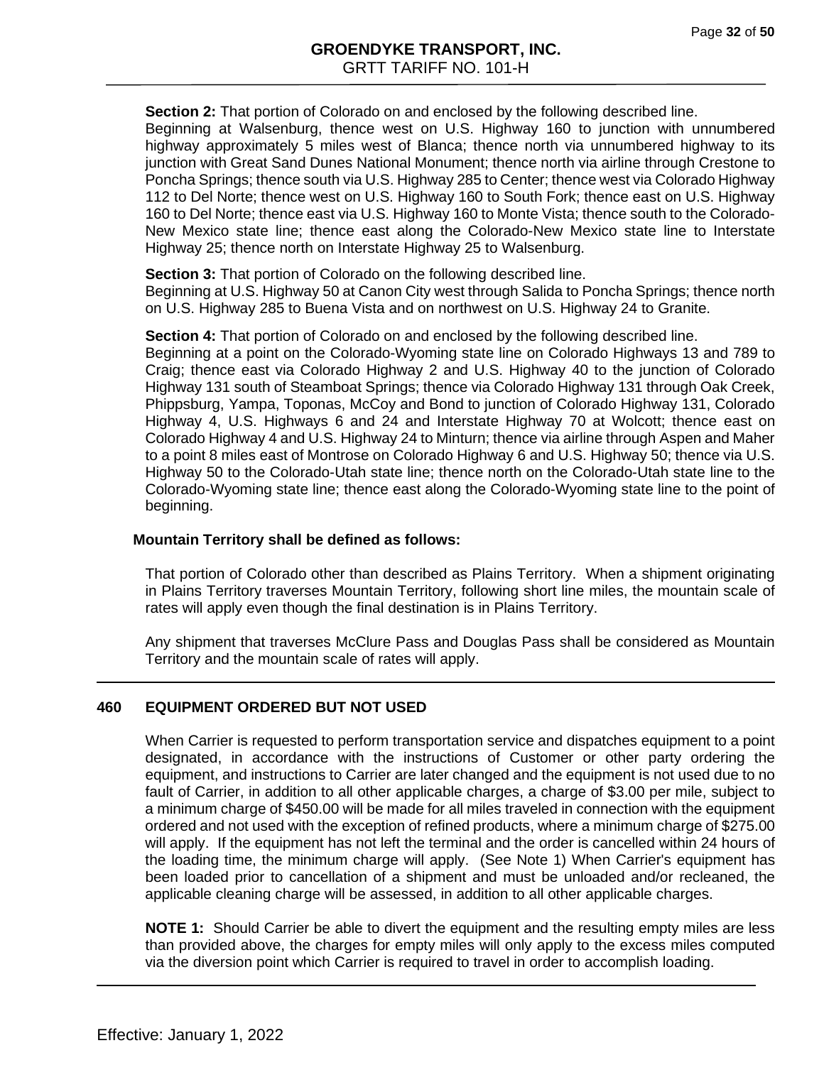**Section 2:** That portion of Colorado on and enclosed by the following described line.
Beginning at Walsenburg, thence west on U.S. Highway 160 to junction with unnumbered highway approximately 5 miles west of Blanca; thence north via unnumbered highway to its junction with Great Sand Dunes National Monument; thence north via airline through Crestone to Poncha Springs; thence south via U.S. Highway 285 to Center; thence west via Colorado Highway 112 to Del Norte; thence west on U.S. Highway 160 to South Fork; thence east on U.S. Highway 160 to Del Norte; thence east via U.S. Highway 160 to Monte Vista; thence south to the Colorado-New Mexico state line; thence east along the Colorado-New Mexico state line to Interstate Highway 25; thence north on Interstate Highway 25 to Walsenburg.

**Section 3:** That portion of Colorado on the following described line.
Beginning at U.S. Highway 50 at Canon City west through Salida to Poncha Springs; thence north on U.S. Highway 285 to Buena Vista and on northwest on U.S. Highway 24 to Granite.

**Section 4:** That portion of Colorado on and enclosed by the following described line.
Beginning at a point on the Colorado-Wyoming state line on Colorado Highways 13 and 789 to Craig; thence east via Colorado Highway 2 and U.S. Highway 40 to the junction of Colorado Highway 131 south of Steamboat Springs; thence via Colorado Highway 131 through Oak Creek, Phippsburg, Yampa, Toponas, McCoy and Bond to junction of Colorado Highway 131, Colorado Highway 4, U.S. Highways 6 and 24 and Interstate Highway 70 at Wolcott; thence east on Colorado Highway 4 and U.S. Highway 24 to Minturn; thence via airline through Aspen and Maher to a point 8 miles east of Montrose on Colorado Highway 6 and U.S. Highway 50; thence via U.S. Highway 50 to the Colorado-Utah state line; thence north on the Colorado-Utah state line to the Colorado-Wyoming state line; thence east along the Colorado-Wyoming state line to the point of beginning.

**Mountain Territory shall be defined as follows:**

That portion of Colorado other than described as Plains Territory. When a shipment originating in Plains Territory traverses Mountain Territory, following short line miles, the mountain scale of rates will apply even though the final destination is in Plains Territory.

Any shipment that traverses McClure Pass and Douglas Pass shall be considered as Mountain Territory and the mountain scale of rates will apply.

---

## 460 EQUIPMENT ORDERED BUT NOT USED

When Carrier is requested to perform transportation service and dispatches equipment to a point designated, in accordance with the instructions of Customer or other party ordering the equipment, and instructions to Carrier are later changed and the equipment is not used due to no fault of Carrier, in addition to all other applicable charges, a charge of $3.00 per mile, subject to a minimum charge of $450.00 will be made for all miles traveled in connection with the equipment ordered and not used with the exception of refined products, where a minimum charge of $275.00 will apply. If the equipment has not left the terminal and the order is cancelled within 24 hours of the loading time, the minimum charge will apply. (See Note 1) When Carrier's equipment has been loaded prior to cancellation of a shipment and must be unloaded and/or recleaned, the applicable cleaning charge will be assessed, in addition to all other applicable charges.

**NOTE 1:** Should Carrier be able to divert the equipment and the resulting empty miles are less than provided above, the charges for empty miles will only apply to the excess miles computed via the diversion point which Carrier is required to travel in order to accomplish loading.

---

Effective: January 1, 2022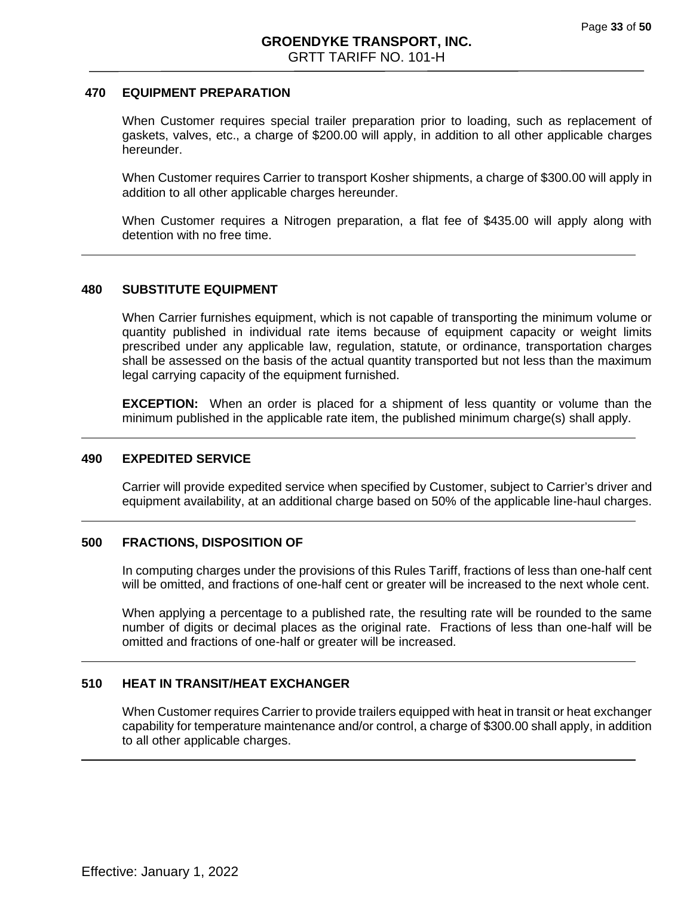## 470 EQUIPMENT PREPARATION

When Customer requires special trailer preparation prior to loading, such as replacement of gaskets, valves, etc., a charge of $200.00 will apply, in addition to all other applicable charges hereunder.

When Customer requires Carrier to transport Kosher shipments, a charge of $300.00 will apply in addition to all other applicable charges hereunder.

When Customer requires a Nitrogen preparation, a flat fee of $435.00 will apply along with detention with no free time.

---

## 480 SUBSTITUTE EQUIPMENT

When Carrier furnishes equipment, which is not capable of transporting the minimum volume or quantity published in individual rate items because of equipment capacity or weight limits prescribed under any applicable law, regulation, statute, or ordinance, transportation charges shall be assessed on the basis of the actual quantity transported but not less than the maximum legal carrying capacity of the equipment furnished.

**EXCEPTION:** When an order is placed for a shipment of less quantity or volume than the minimum published in the applicable rate item, the published minimum charge(s) shall apply.

---

## 490 EXPEDITED SERVICE

Carrier will provide expedited service when specified by Customer, subject to Carrier's driver and equipment availability, at an additional charge based on 50% of the applicable line-haul charges.

---

## 500 FRACTIONS, DISPOSITION OF

In computing charges under the provisions of this Rules Tariff, fractions of less than one-half cent will be omitted, and fractions of one-half cent or greater will be increased to the next whole cent.

When applying a percentage to a published rate, the resulting rate will be rounded to the same number of digits or decimal places as the original rate. Fractions of less than one-half will be omitted and fractions of one-half or greater will be increased.

---

## 510 HEAT IN TRANSIT/HEAT EXCHANGER

When Customer requires Carrier to provide trailers equipped with heat in transit or heat exchanger capability for temperature maintenance and/or control, a charge of $300.00 shall apply, in addition to all other applicable charges.

---

Effective: January 1, 2022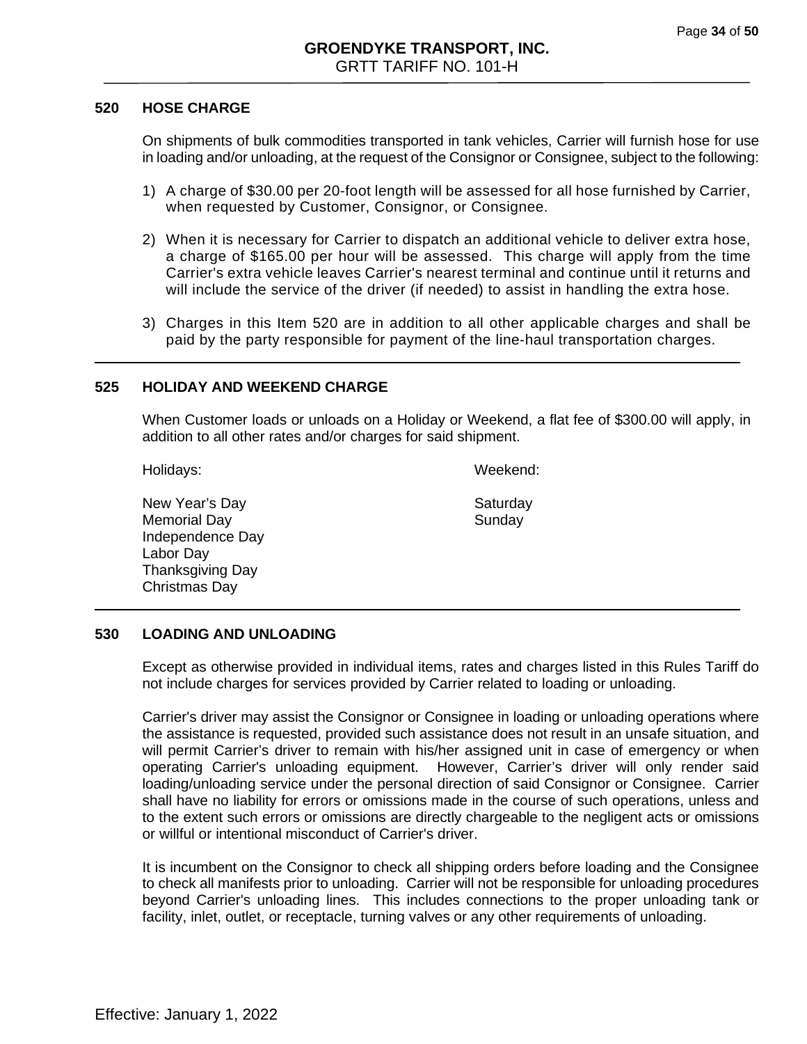## 520 HOSE CHARGE

On shipments of bulk commodities transported in tank vehicles, Carrier will furnish hose for use in loading and/or unloading, at the request of the Consignor or Consignee, subject to the following:

1) A charge of $30.00 per 20-foot length will be assessed for all hose furnished by Carrier, when requested by Customer, Consignor, or Consignee.
2) When it is necessary for Carrier to dispatch an additional vehicle to deliver extra hose, a charge of $165.00 per hour will be assessed. This charge will apply from the time Carrier's extra vehicle leaves Carrier's nearest terminal and continue until it returns and will include the service of the driver (if needed) to assist in handling the extra hose.
3) Charges in this Item 520 are in addition to all other applicable charges and shall be paid by the party responsible for payment of the line-haul transportation charges.

## 525 HOLIDAY AND WEEKEND CHARGE

When Customer loads or unloads on a Holiday or Weekend, a flat fee of $300.00 will apply, in addition to all other rates and/or charges for said shipment.

| Holidays: | Weekend: |
|---|---|
| New Year's Day | Saturday |
| Memorial Day | Sunday |
| Independence Day | |
| Labor Day | |
| Thanksgiving Day | |
| Christmas Day | |

## 530 LOADING AND UNLOADING

Except as otherwise provided in individual items, rates and charges listed in this Rules Tariff do not include charges for services provided by Carrier related to loading or unloading.

Carrier's driver may assist the Consignor or Consignee in loading or unloading operations where the assistance is requested, provided such assistance does not result in an unsafe situation, and will permit Carrier's driver to remain with his/her assigned unit in case of emergency or when operating Carrier's unloading equipment. However, Carrier's driver will only render said loading/unloading service under the personal direction of said Consignor or Consignee. Carrier shall have no liability for errors or omissions made in the course of such operations, unless and to the extent such errors or omissions are directly chargeable to the negligent acts or omissions or willful or intentional misconduct of Carrier's driver.

It is incumbent on the Consignor to check all shipping orders before loading and the Consignee to check all manifests prior to unloading. Carrier will not be responsible for unloading procedures beyond Carrier's unloading lines. This includes connections to the proper unloading tank or facility, inlet, outlet, or receptacle, turning valves or any other requirements of unloading.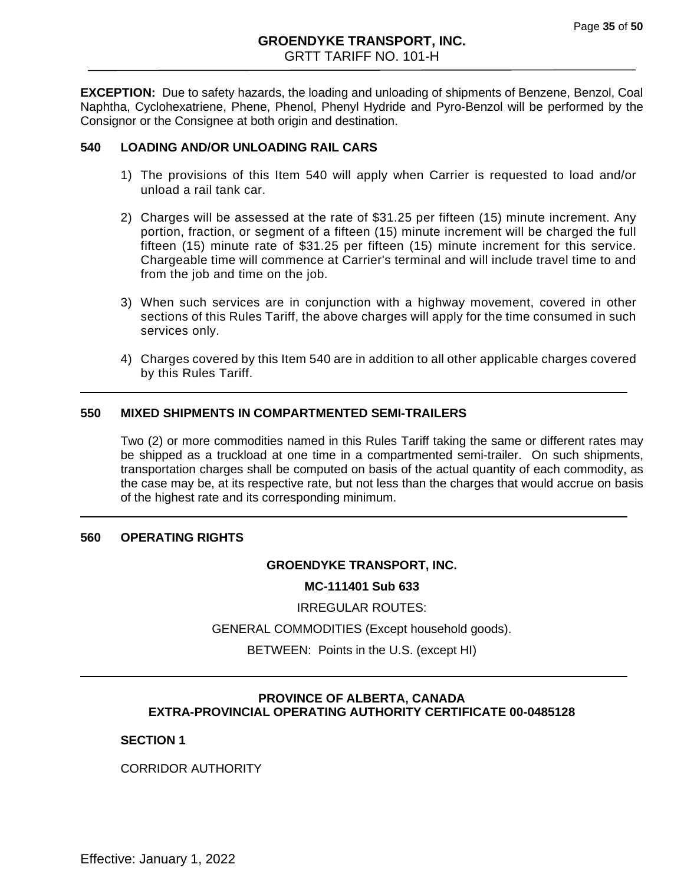**EXCEPTION:** Due to safety hazards, the loading and unloading of shipments of Benzene, Benzol, Coal Naphtha, Cyclohexatriene, Phene, Phenol, Phenyl Hydride and Pyro-Benzol will be performed by the Consignor or the Consignee at both origin and destination.

### 540 LOADING AND/OR UNLOADING RAIL CARS

1) The provisions of this Item 540 will apply when Carrier is requested to load and/or unload a rail tank car.

2) Charges will be assessed at the rate of $31.25 per fifteen (15) minute increment. Any portion, fraction, or segment of a fifteen (15) minute increment will be charged the full fifteen (15) minute rate of $31.25 per fifteen (15) minute increment for this service. Chargeable time will commence at Carrier's terminal and will include travel time to and from the job and time on the job.

3) When such services are in conjunction with a highway movement, covered in other sections of this Rules Tariff, the above charges will apply for the time consumed in such services only.

4) Charges covered by this Item 540 are in addition to all other applicable charges covered by this Rules Tariff.

---

### 550 MIXED SHIPMENTS IN COMPARTMENTED SEMI-TRAILERS

Two (2) or more commodities named in this Rules Tariff taking the same or different rates may be shipped as a truckload at one time in a compartmented semi-trailer. On such shipments, transportation charges shall be computed on basis of the actual quantity of each commodity, as the case may be, at its respective rate, but not less than the charges that would accrue on basis of the highest rate and its corresponding minimum.

---

### 560 OPERATING RIGHTS

**GROENDYKE TRANSPORT, INC.**

**MC-111401 Sub 633**

IRREGULAR ROUTES:

GENERAL COMMODITIES (Except household goods).

BETWEEN: Points in the U.S. (except HI)

---

**PROVINCE OF ALBERTA, CANADA**
**EXTRA-PROVINCIAL OPERATING AUTHORITY CERTIFICATE 00-0485128**

**SECTION 1**

CORRIDOR AUTHORITY

Effective: January 1, 2022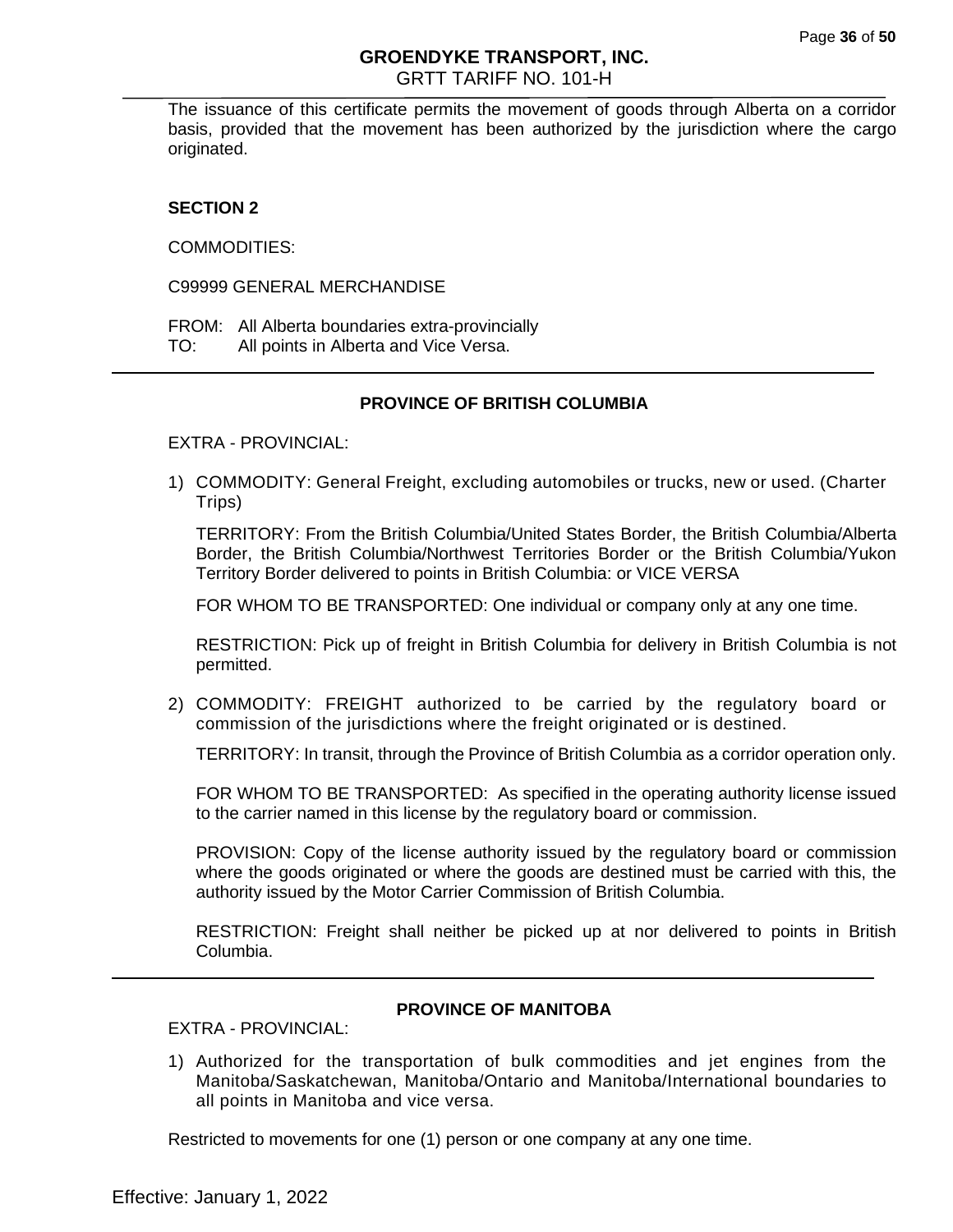The issuance of this certificate permits the movement of goods through Alberta on a corridor basis, provided that the movement has been authorized by the jurisdiction where the cargo originated.

**SECTION 2**

COMMODITIES:

C99999 GENERAL MERCHANDISE

FROM: All Alberta boundaries extra-provincially
TO: All points in Alberta and Vice Versa.

---

## PROVINCE OF BRITISH COLUMBIA

EXTRA - PROVINCIAL:

1) COMMODITY: General Freight, excluding automobiles or trucks, new or used. (Charter Trips)

   TERRITORY: From the British Columbia/United States Border, the British Columbia/Alberta Border, the British Columbia/Northwest Territories Border or the British Columbia/Yukon Territory Border delivered to points in British Columbia: or VICE VERSA

   FOR WHOM TO BE TRANSPORTED: One individual or company only at any one time.

   RESTRICTION: Pick up of freight in British Columbia for delivery in British Columbia is not permitted.

2) COMMODITY: FREIGHT authorized to be carried by the regulatory board or commission of the jurisdictions where the freight originated or is destined.

   TERRITORY: In transit, through the Province of British Columbia as a corridor operation only.

   FOR WHOM TO BE TRANSPORTED: As specified in the operating authority license issued to the carrier named in this license by the regulatory board or commission.

   PROVISION: Copy of the license authority issued by the regulatory board or commission where the goods originated or where the goods are destined must be carried with this, the authority issued by the Motor Carrier Commission of British Columbia.

   RESTRICTION: Freight shall neither be picked up at nor delivered to points in British Columbia.

---

## PROVINCE OF MANITOBA

EXTRA - PROVINCIAL:

1) Authorized for the transportation of bulk commodities and jet engines from the Manitoba/Saskatchewan, Manitoba/Ontario and Manitoba/International boundaries to all points in Manitoba and vice versa.

Restricted to movements for one (1) person or one company at any one time.

Effective: January 1, 2022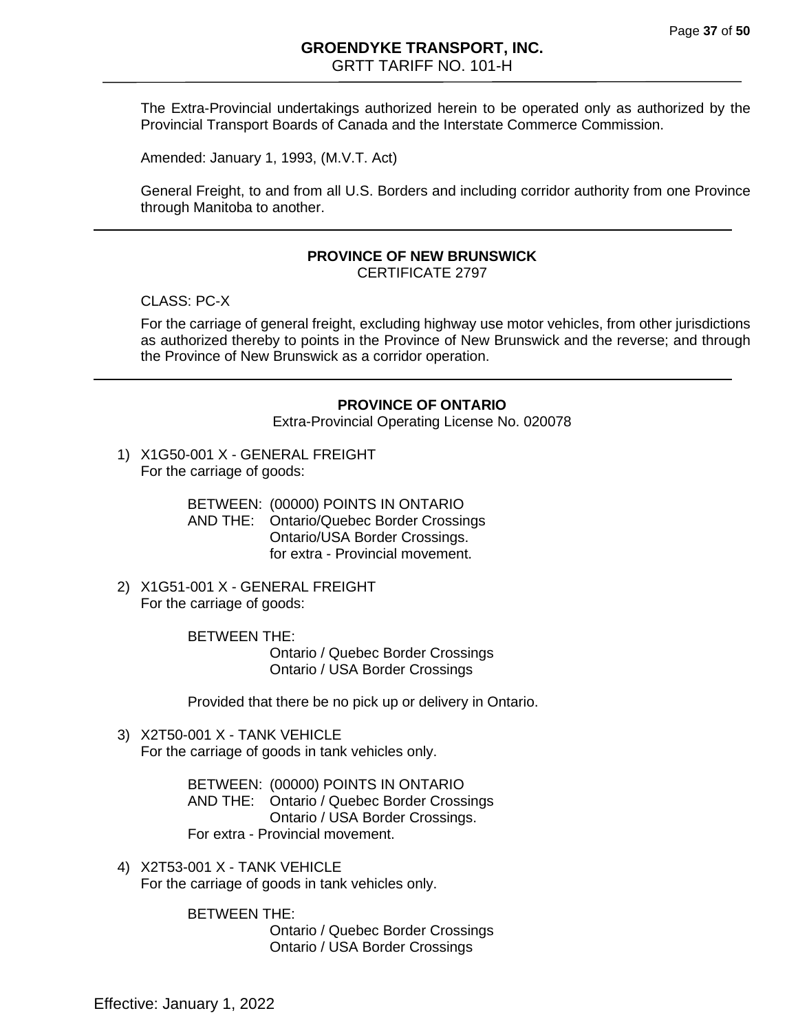The Extra-Provincial undertakings authorized herein to be operated only as authorized by the Provincial Transport Boards of Canada and the Interstate Commerce Commission.

Amended: January 1, 1993, (M.V.T. Act)

General Freight, to and from all U.S. Borders and including corridor authority from one Province through Manitoba to another.

---

## PROVINCE OF NEW BRUNSWICK

CERTIFICATE 2797

CLASS: PC-X

For the carriage of general freight, excluding highway use motor vehicles, from other jurisdictions as authorized thereby to points in the Province of New Brunswick and the reverse; and through the Province of New Brunswick as a corridor operation.

---

## PROVINCE OF ONTARIO

Extra-Provincial Operating License No. 020078

1) X1G50-001 X - GENERAL FREIGHT
   For the carriage of goods:

   BETWEEN: (00000) POINTS IN ONTARIO
   AND THE: Ontario/Quebec Border Crossings
   Ontario/USA Border Crossings.
   for extra - Provincial movement.

2) X1G51-001 X - GENERAL FREIGHT
   For the carriage of goods:

   BETWEEN THE:
   Ontario / Quebec Border Crossings
   Ontario / USA Border Crossings

   Provided that there be no pick up or delivery in Ontario.

3) X2T50-001 X - TANK VEHICLE
   For the carriage of goods in tank vehicles only.

   BETWEEN: (00000) POINTS IN ONTARIO
   AND THE: Ontario / Quebec Border Crossings
   Ontario / USA Border Crossings.
   For extra - Provincial movement.

4) X2T53-001 X - TANK VEHICLE
   For the carriage of goods in tank vehicles only.

   BETWEEN THE:
   Ontario / Quebec Border Crossings
   Ontario / USA Border Crossings

Effective: January 1, 2022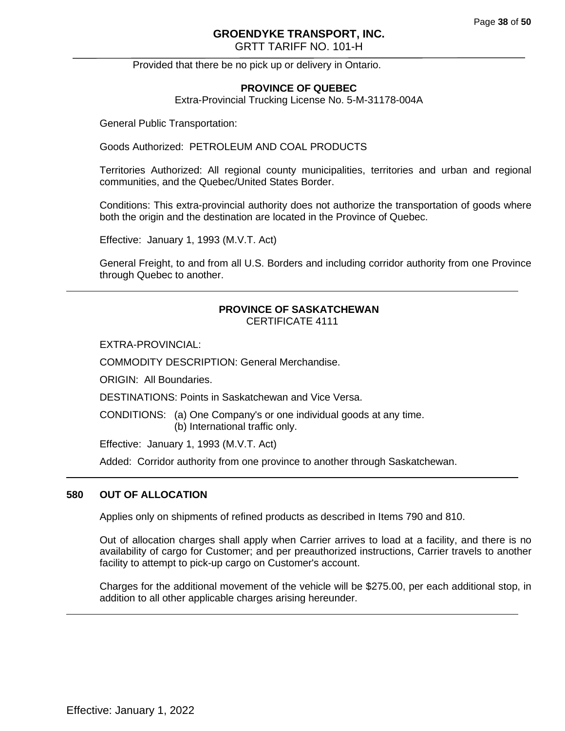Provided that there be no pick up or delivery in Ontario.

**PROVINCE OF QUEBEC**
Extra-Provincial Trucking License No. 5-M-31178-004A

General Public Transportation:

Goods Authorized: PETROLEUM AND COAL PRODUCTS

Territories Authorized: All regional county municipalities, territories and urban and regional communities, and the Quebec/United States Border.

Conditions: This extra-provincial authority does not authorize the transportation of goods where both the origin and the destination are located in the Province of Quebec.

Effective: January 1, 1993 (M.V.T. Act)

General Freight, to and from all U.S. Borders and including corridor authority from one Province through Quebec to another.

---

**PROVINCE OF SASKATCHEWAN**
CERTIFICATE 4111

EXTRA-PROVINCIAL:

COMMODITY DESCRIPTION: General Merchandise.

ORIGIN: All Boundaries.

DESTINATIONS: Points in Saskatchewan and Vice Versa.

CONDITIONS: (a) One Company's or one individual goods at any time.
(b) International traffic only.

Effective: January 1, 1993 (M.V.T. Act)

Added: Corridor authority from one province to another through Saskatchewan.

---

## 580 OUT OF ALLOCATION

Applies only on shipments of refined products as described in Items 790 and 810.

Out of allocation charges shall apply when Carrier arrives to load at a facility, and there is no availability of cargo for Customer; and per preauthorized instructions, Carrier travels to another facility to attempt to pick-up cargo on Customer's account.

Charges for the additional movement of the vehicle will be $275.00, per each additional stop, in addition to all other applicable charges arising hereunder.

---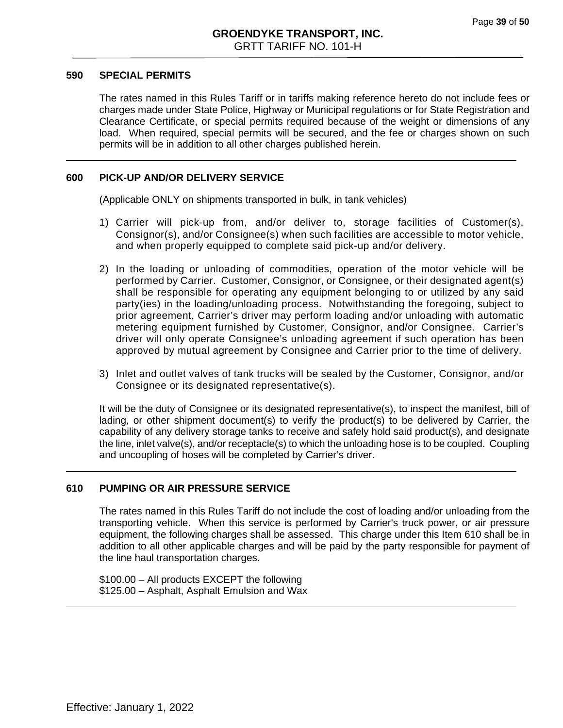## 590 SPECIAL PERMITS

The rates named in this Rules Tariff or in tariffs making reference hereto do not include fees or charges made under State Police, Highway or Municipal regulations or for State Registration and Clearance Certificate, or special permits required because of the weight or dimensions of any load. When required, special permits will be secured, and the fee or charges shown on such permits will be in addition to all other charges published herein.

---

## 600 PICK-UP AND/OR DELIVERY SERVICE

(Applicable ONLY on shipments transported in bulk, in tank vehicles)

1) Carrier will pick-up from, and/or deliver to, storage facilities of Customer(s), Consignor(s), and/or Consignee(s) when such facilities are accessible to motor vehicle, and when properly equipped to complete said pick-up and/or delivery.

2) In the loading or unloading of commodities, operation of the motor vehicle will be performed by Carrier. Customer, Consignor, or Consignee, or their designated agent(s) shall be responsible for operating any equipment belonging to or utilized by any said party(ies) in the loading/unloading process. Notwithstanding the foregoing, subject to prior agreement, Carrier's driver may perform loading and/or unloading with automatic metering equipment furnished by Customer, Consignor, and/or Consignee. Carrier's driver will only operate Consignee's unloading agreement if such operation has been approved by mutual agreement by Consignee and Carrier prior to the time of delivery.

3) Inlet and outlet valves of tank trucks will be sealed by the Customer, Consignor, and/or Consignee or its designated representative(s).

It will be the duty of Consignee or its designated representative(s), to inspect the manifest, bill of lading, or other shipment document(s) to verify the product(s) to be delivered by Carrier, the capability of any delivery storage tanks to receive and safely hold said product(s), and designate the line, inlet valve(s), and/or receptacle(s) to which the unloading hose is to be coupled. Coupling and uncoupling of hoses will be completed by Carrier's driver.

---

## 610 PUMPING OR AIR PRESSURE SERVICE

The rates named in this Rules Tariff do not include the cost of loading and/or unloading from the transporting vehicle. When this service is performed by Carrier's truck power, or air pressure equipment, the following charges shall be assessed. This charge under this Item 610 shall be in addition to all other applicable charges and will be paid by the party responsible for payment of the line haul transportation charges.

$100.00 – All products EXCEPT the following
$125.00 – Asphalt, Asphalt Emulsion and Wax

---

Effective: January 1, 2022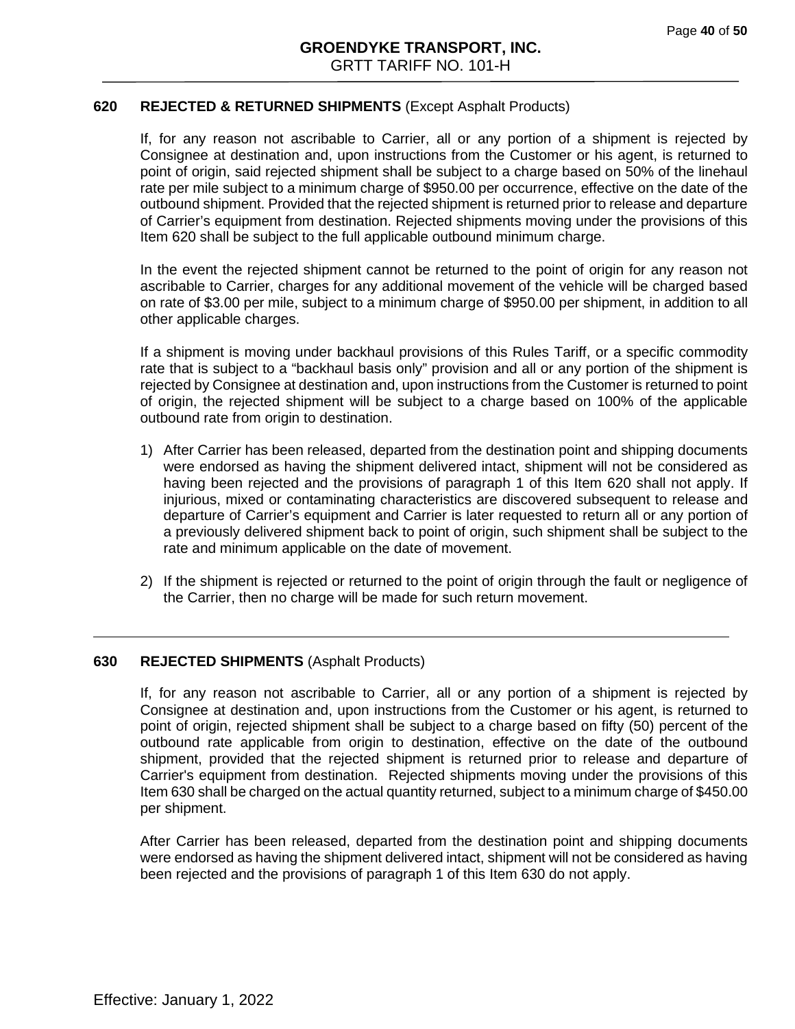## 620 REJECTED & RETURNED SHIPMENTS (Except Asphalt Products)

If, for any reason not ascribable to Carrier, all or any portion of a shipment is rejected by Consignee at destination and, upon instructions from the Customer or his agent, is returned to point of origin, said rejected shipment shall be subject to a charge based on 50% of the linehaul rate per mile subject to a minimum charge of $950.00 per occurrence, effective on the date of the outbound shipment. Provided that the rejected shipment is returned prior to release and departure of Carrier's equipment from destination. Rejected shipments moving under the provisions of this Item 620 shall be subject to the full applicable outbound minimum charge.

In the event the rejected shipment cannot be returned to the point of origin for any reason not ascribable to Carrier, charges for any additional movement of the vehicle will be charged based on rate of $3.00 per mile, subject to a minimum charge of $950.00 per shipment, in addition to all other applicable charges.

If a shipment is moving under backhaul provisions of this Rules Tariff, or a specific commodity rate that is subject to a "backhaul basis only" provision and all or any portion of the shipment is rejected by Consignee at destination and, upon instructions from the Customer is returned to point of origin, the rejected shipment will be subject to a charge based on 100% of the applicable outbound rate from origin to destination.

1) After Carrier has been released, departed from the destination point and shipping documents were endorsed as having the shipment delivered intact, shipment will not be considered as having been rejected and the provisions of paragraph 1 of this Item 620 shall not apply. If injurious, mixed or contaminating characteristics are discovered subsequent to release and departure of Carrier's equipment and Carrier is later requested to return all or any portion of a previously delivered shipment back to point of origin, such shipment shall be subject to the rate and minimum applicable on the date of movement.

2) If the shipment is rejected or returned to the point of origin through the fault or negligence of the Carrier, then no charge will be made for such return movement.

---

## 630 REJECTED SHIPMENTS (Asphalt Products)

If, for any reason not ascribable to Carrier, all or any portion of a shipment is rejected by Consignee at destination and, upon instructions from the Customer or his agent, is returned to point of origin, rejected shipment shall be subject to a charge based on fifty (50) percent of the outbound rate applicable from origin to destination, effective on the date of the outbound shipment, provided that the rejected shipment is returned prior to release and departure of Carrier's equipment from destination. Rejected shipments moving under the provisions of this Item 630 shall be charged on the actual quantity returned, subject to a minimum charge of $450.00 per shipment.

After Carrier has been released, departed from the destination point and shipping documents were endorsed as having the shipment delivered intact, shipment will not be considered as having been rejected and the provisions of paragraph 1 of this Item 630 do not apply.

Effective: January 1, 2022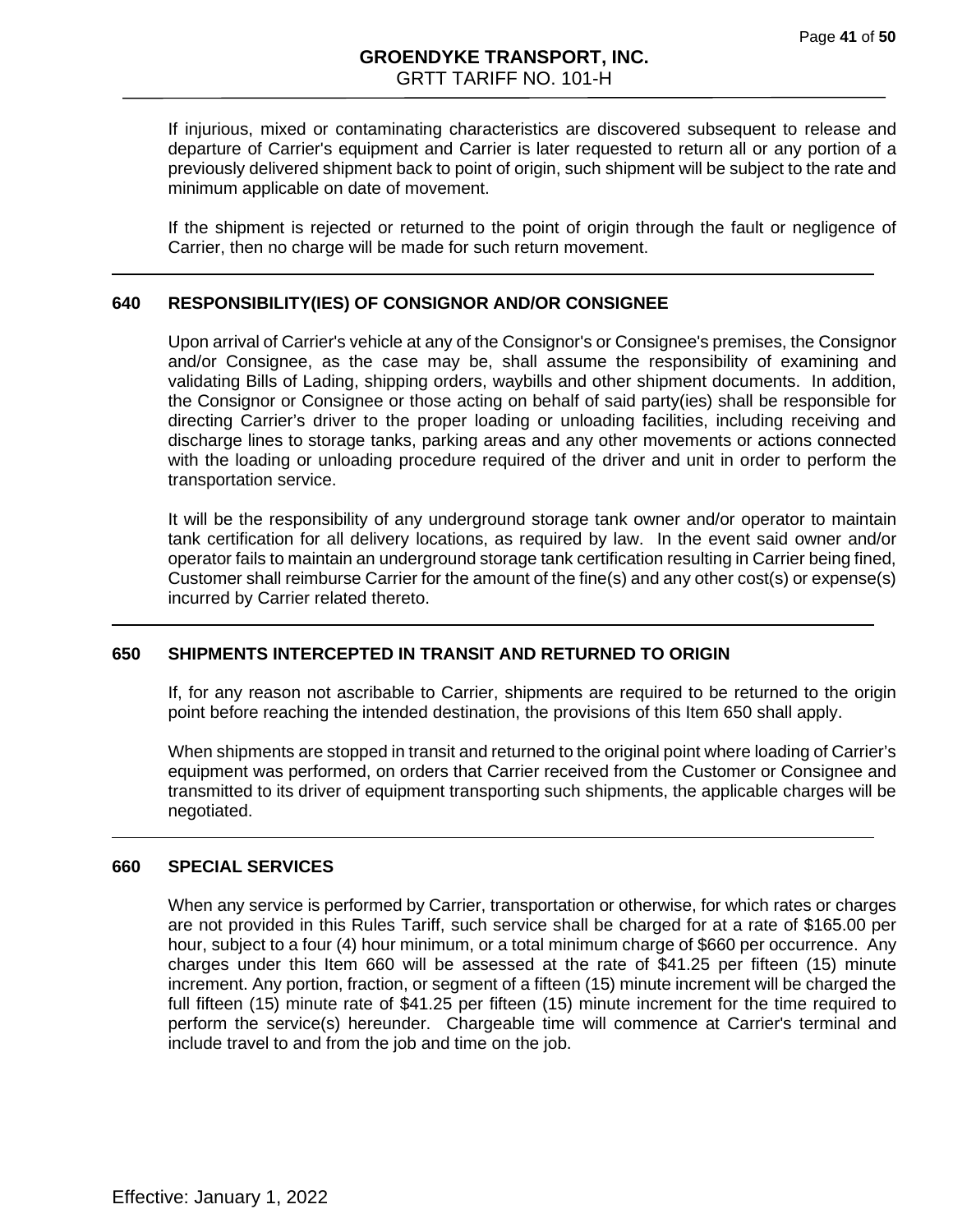If injurious, mixed or contaminating characteristics are discovered subsequent to release and departure of Carrier's equipment and Carrier is later requested to return all or any portion of a previously delivered shipment back to point of origin, such shipment will be subject to the rate and minimum applicable on date of movement.

If the shipment is rejected or returned to the point of origin through the fault or negligence of Carrier, then no charge will be made for such return movement.

## 640 RESPONSIBILITY(IES) OF CONSIGNOR AND/OR CONSIGNEE

Upon arrival of Carrier's vehicle at any of the Consignor's or Consignee's premises, the Consignor and/or Consignee, as the case may be, shall assume the responsibility of examining and validating Bills of Lading, shipping orders, waybills and other shipment documents. In addition, the Consignor or Consignee or those acting on behalf of said party(ies) shall be responsible for directing Carrier's driver to the proper loading or unloading facilities, including receiving and discharge lines to storage tanks, parking areas and any other movements or actions connected with the loading or unloading procedure required of the driver and unit in order to perform the transportation service.

It will be the responsibility of any underground storage tank owner and/or operator to maintain tank certification for all delivery locations, as required by law. In the event said owner and/or operator fails to maintain an underground storage tank certification resulting in Carrier being fined, Customer shall reimburse Carrier for the amount of the fine(s) and any other cost(s) or expense(s) incurred by Carrier related thereto.

## 650 SHIPMENTS INTERCEPTED IN TRANSIT AND RETURNED TO ORIGIN

If, for any reason not ascribable to Carrier, shipments are required to be returned to the origin point before reaching the intended destination, the provisions of this Item 650 shall apply.

When shipments are stopped in transit and returned to the original point where loading of Carrier's equipment was performed, on orders that Carrier received from the Customer or Consignee and transmitted to its driver of equipment transporting such shipments, the applicable charges will be negotiated.

## 660 SPECIAL SERVICES

When any service is performed by Carrier, transportation or otherwise, for which rates or charges are not provided in this Rules Tariff, such service shall be charged for at a rate of $165.00 per hour, subject to a four (4) hour minimum, or a total minimum charge of $660 per occurrence. Any charges under this Item 660 will be assessed at the rate of $41.25 per fifteen (15) minute increment. Any portion, fraction, or segment of a fifteen (15) minute increment will be charged the full fifteen (15) minute rate of $41.25 per fifteen (15) minute increment for the time required to perform the service(s) hereunder. Chargeable time will commence at Carrier's terminal and include travel to and from the job and time on the job.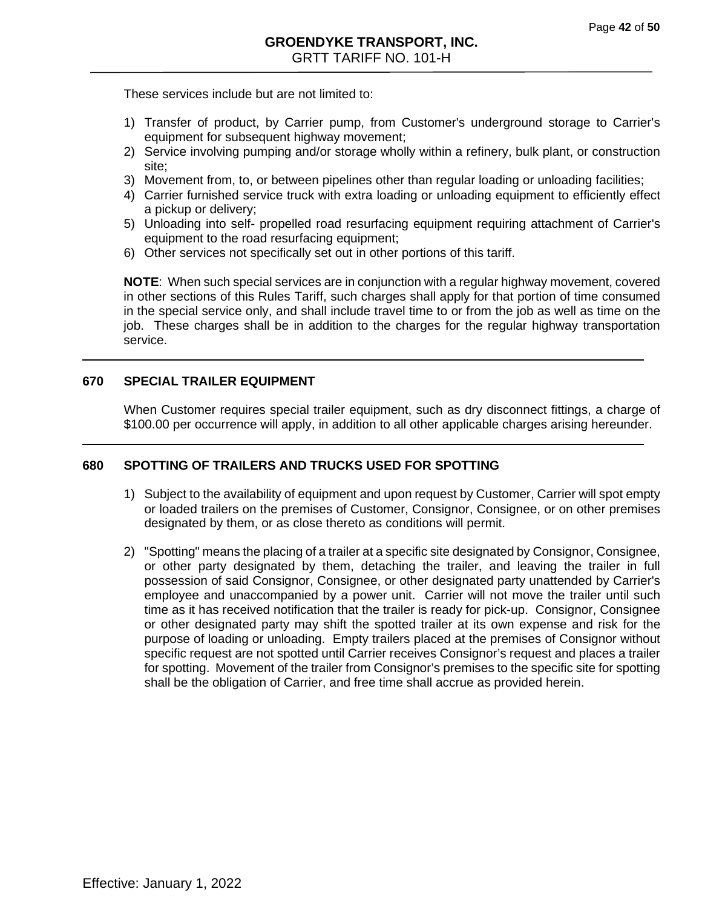These services include but are not limited to:

1) Transfer of product, by Carrier pump, from Customer's underground storage to Carrier's equipment for subsequent highway movement;
2) Service involving pumping and/or storage wholly within a refinery, bulk plant, or construction site;
3) Movement from, to, or between pipelines other than regular loading or unloading facilities;
4) Carrier furnished service truck with extra loading or unloading equipment to efficiently effect a pickup or delivery;
5) Unloading into self- propelled road resurfacing equipment requiring attachment of Carrier's equipment to the road resurfacing equipment;
6) Other services not specifically set out in other portions of this tariff.

**NOTE**: When such special services are in conjunction with a regular highway movement, covered in other sections of this Rules Tariff, such charges shall apply for that portion of time consumed in the special service only, and shall include travel time to or from the job as well as time on the job. These charges shall be in addition to the charges for the regular highway transportation service.

---

## 670 SPECIAL TRAILER EQUIPMENT

When Customer requires special trailer equipment, such as dry disconnect fittings, a charge of $100.00 per occurrence will apply, in addition to all other applicable charges arising hereunder.

---

## 680 SPOTTING OF TRAILERS AND TRUCKS USED FOR SPOTTING

1) Subject to the availability of equipment and upon request by Customer, Carrier will spot empty or loaded trailers on the premises of Customer, Consignor, Consignee, or on other premises designated by them, or as close thereto as conditions will permit.

2) "Spotting" means the placing of a trailer at a specific site designated by Consignor, Consignee, or other party designated by them, detaching the trailer, and leaving the trailer in full possession of said Consignor, Consignee, or other designated party unattended by Carrier's employee and unaccompanied by a power unit. Carrier will not move the trailer until such time as it has received notification that the trailer is ready for pick-up. Consignor, Consignee or other designated party may shift the spotted trailer at its own expense and risk for the purpose of loading or unloading. Empty trailers placed at the premises of Consignor without specific request are not spotted until Carrier receives Consignor's request and places a trailer for spotting. Movement of the trailer from Consignor's premises to the specific site for spotting shall be the obligation of Carrier, and free time shall accrue as provided herein.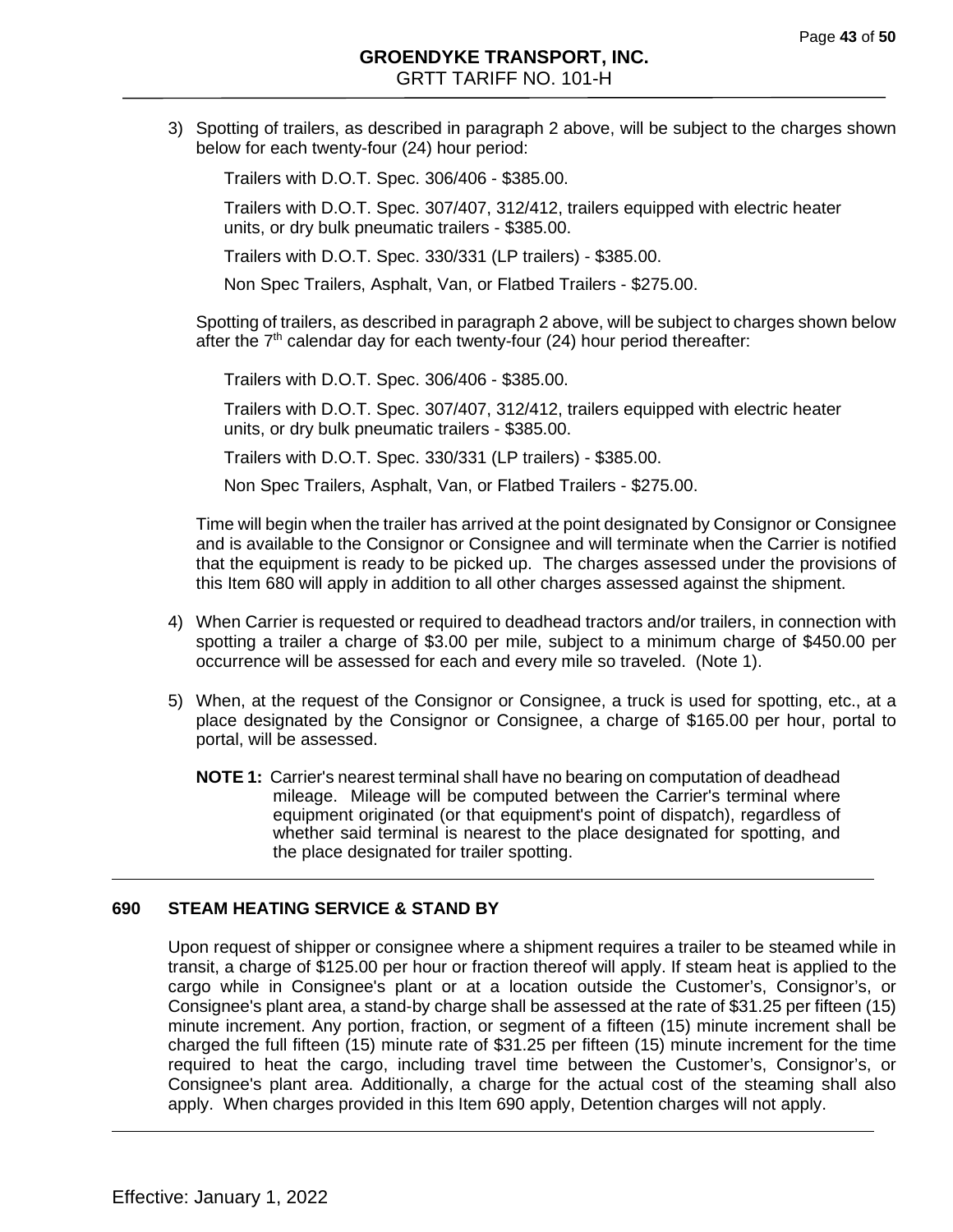3) Spotting of trailers, as described in paragraph 2 above, will be subject to the charges shown below for each twenty-four (24) hour period:

   Trailers with D.O.T. Spec. 306/406 - $385.00.

   Trailers with D.O.T. Spec. 307/407, 312/412, trailers equipped with electric heater units, or dry bulk pneumatic trailers - $385.00.

   Trailers with D.O.T. Spec. 330/331 (LP trailers) - $385.00.

   Non Spec Trailers, Asphalt, Van, or Flatbed Trailers - $275.00.

   Spotting of trailers, as described in paragraph 2 above, will be subject to charges shown below after the 7th calendar day for each twenty-four (24) hour period thereafter:

   Trailers with D.O.T. Spec. 306/406 - $385.00.

   Trailers with D.O.T. Spec. 307/407, 312/412, trailers equipped with electric heater units, or dry bulk pneumatic trailers - $385.00.

   Trailers with D.O.T. Spec. 330/331 (LP trailers) - $385.00.

   Non Spec Trailers, Asphalt, Van, or Flatbed Trailers - $275.00.

   Time will begin when the trailer has arrived at the point designated by Consignor or Consignee and is available to the Consignor or Consignee and will terminate when the Carrier is notified that the equipment is ready to be picked up. The charges assessed under the provisions of this Item 680 will apply in addition to all other charges assessed against the shipment.

4) When Carrier is requested or required to deadhead tractors and/or trailers, in connection with spotting a trailer a charge of $3.00 per mile, subject to a minimum charge of $450.00 per occurrence will be assessed for each and every mile so traveled. (Note 1).

5) When, at the request of the Consignor or Consignee, a truck is used for spotting, etc., at a place designated by the Consignor or Consignee, a charge of $165.00 per hour, portal to portal, will be assessed.

   **NOTE 1:** Carrier's nearest terminal shall have no bearing on computation of deadhead mileage. Mileage will be computed between the Carrier's terminal where equipment originated (or that equipment's point of dispatch), regardless of whether said terminal is nearest to the place designated for spotting, and the place designated for trailer spotting.

---

**690 STEAM HEATING SERVICE & STAND BY**

Upon request of shipper or consignee where a shipment requires a trailer to be steamed while in transit, a charge of $125.00 per hour or fraction thereof will apply. If steam heat is applied to the cargo while in Consignee's plant or at a location outside the Customer's, Consignor's, or Consignee's plant area, a stand-by charge shall be assessed at the rate of $31.25 per fifteen (15) minute increment. Any portion, fraction, or segment of a fifteen (15) minute increment shall be charged the full fifteen (15) minute rate of $31.25 per fifteen (15) minute increment for the time required to heat the cargo, including travel time between the Customer's, Consignor's, or Consignee's plant area. Additionally, a charge for the actual cost of the steaming shall also apply. When charges provided in this Item 690 apply, Detention charges will not apply.

---

Effective: January 1, 2022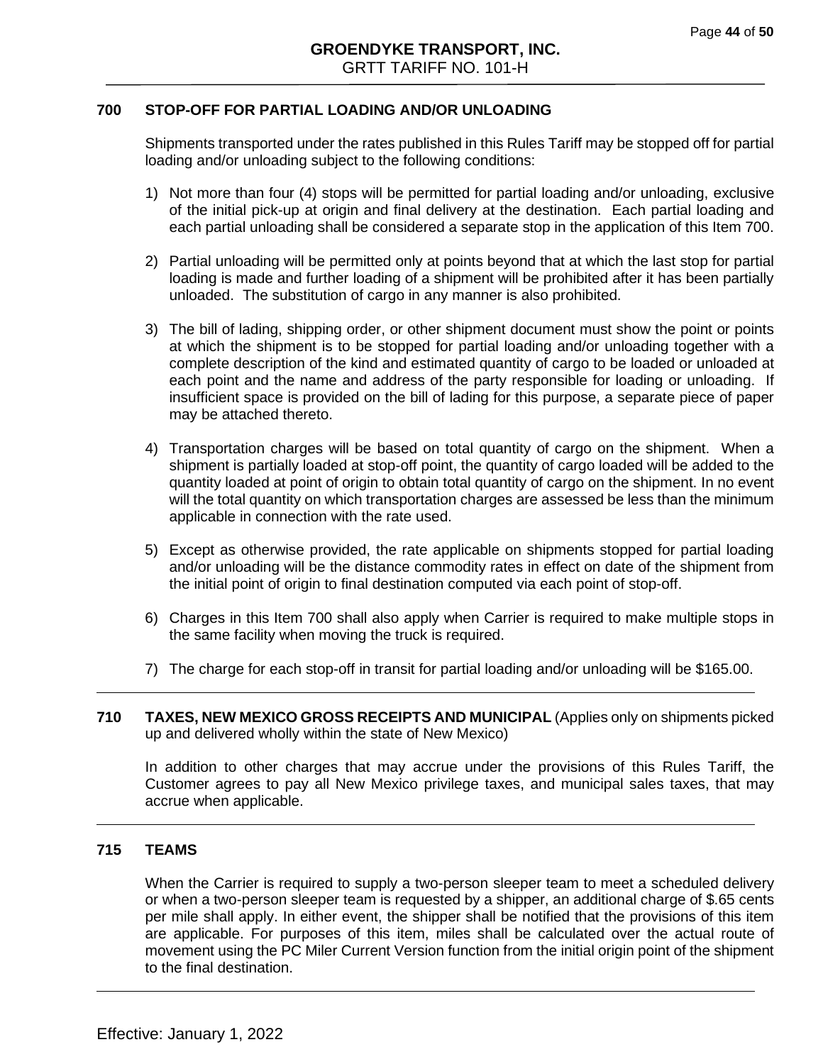### 700 STOP-OFF FOR PARTIAL LOADING AND/OR UNLOADING

Shipments transported under the rates published in this Rules Tariff may be stopped off for partial loading and/or unloading subject to the following conditions:

1) Not more than four (4) stops will be permitted for partial loading and/or unloading, exclusive of the initial pick-up at origin and final delivery at the destination. Each partial loading and each partial unloading shall be considered a separate stop in the application of this Item 700.

2) Partial unloading will be permitted only at points beyond that at which the last stop for partial loading is made and further loading of a shipment will be prohibited after it has been partially unloaded. The substitution of cargo in any manner is also prohibited.

3) The bill of lading, shipping order, or other shipment document must show the point or points at which the shipment is to be stopped for partial loading and/or unloading together with a complete description of the kind and estimated quantity of cargo to be loaded or unloaded at each point and the name and address of the party responsible for loading or unloading. If insufficient space is provided on the bill of lading for this purpose, a separate piece of paper may be attached thereto.

4) Transportation charges will be based on total quantity of cargo on the shipment. When a shipment is partially loaded at stop-off point, the quantity of cargo loaded will be added to the quantity loaded at point of origin to obtain total quantity of cargo on the shipment. In no event will the total quantity on which transportation charges are assessed be less than the minimum applicable in connection with the rate used.

5) Except as otherwise provided, the rate applicable on shipments stopped for partial loading and/or unloading will be the distance commodity rates in effect on date of the shipment from the initial point of origin to final destination computed via each point of stop-off.

6) Charges in this Item 700 shall also apply when Carrier is required to make multiple stops in the same facility when moving the truck is required.

7) The charge for each stop-off in transit for partial loading and/or unloading will be $165.00.

---

### 710 TAXES, NEW MEXICO GROSS RECEIPTS AND MUNICIPAL (Applies only on shipments picked up and delivered wholly within the state of New Mexico)

In addition to other charges that may accrue under the provisions of this Rules Tariff, the Customer agrees to pay all New Mexico privilege taxes, and municipal sales taxes, that may accrue when applicable.

---

### 715 TEAMS

When the Carrier is required to supply a two-person sleeper team to meet a scheduled delivery or when a two-person sleeper team is requested by a shipper, an additional charge of $.65 cents per mile shall apply. In either event, the shipper shall be notified that the provisions of this item are applicable. For purposes of this item, miles shall be calculated over the actual route of movement using the PC Miler Current Version function from the initial origin point of the shipment to the final destination.

---

Effective: January 1, 2022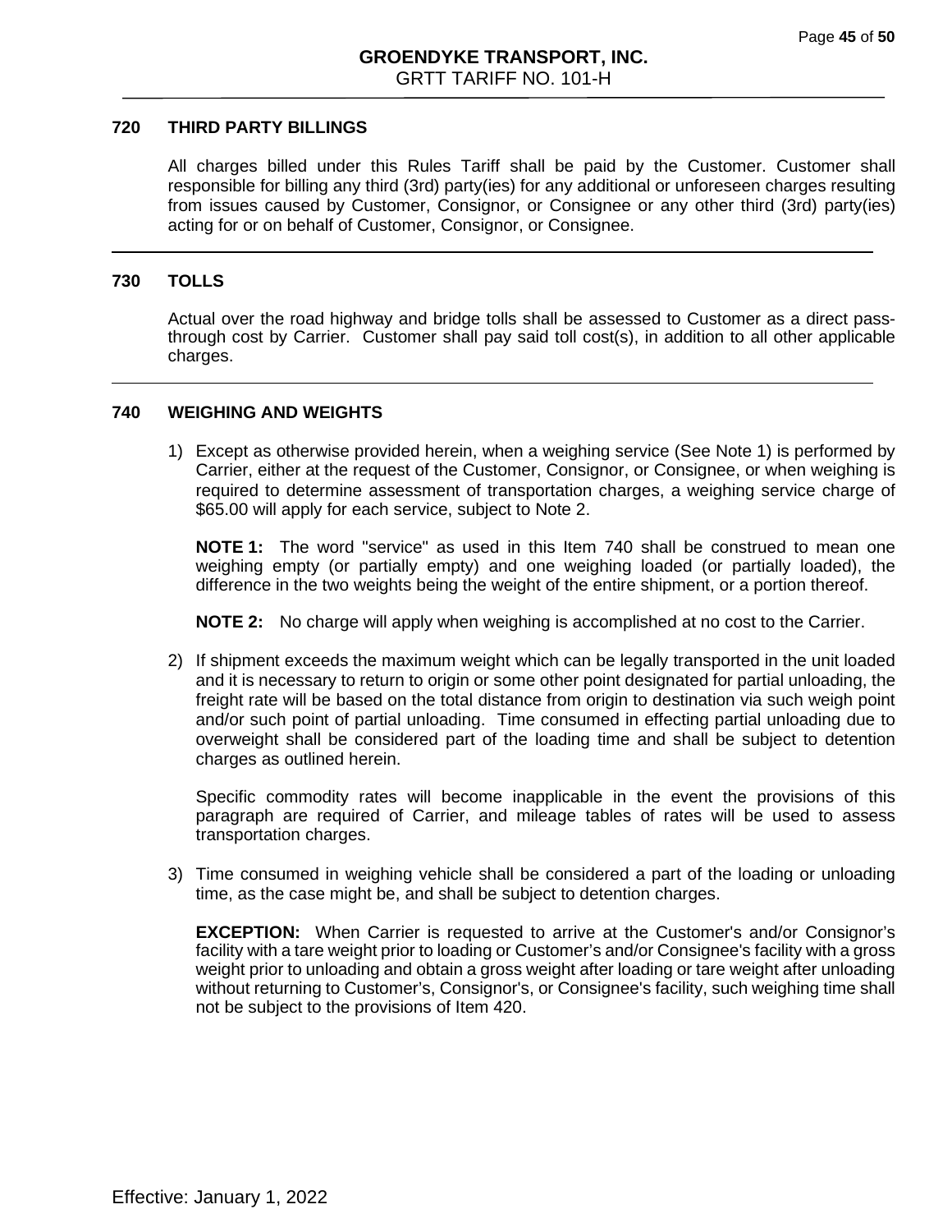## 720 THIRD PARTY BILLINGS

All charges billed under this Rules Tariff shall be paid by the Customer. Customer shall responsible for billing any third (3rd) party(ies) for any additional or unforeseen charges resulting from issues caused by Customer, Consignor, or Consignee or any other third (3rd) party(ies) acting for or on behalf of Customer, Consignor, or Consignee.

---

## 730 TOLLS

Actual over the road highway and bridge tolls shall be assessed to Customer as a direct pass-through cost by Carrier. Customer shall pay said toll cost(s), in addition to all other applicable charges.

---

## 740 WEIGHING AND WEIGHTS

1) Except as otherwise provided herein, when a weighing service (See Note 1) is performed by Carrier, either at the request of the Customer, Consignor, or Consignee, or when weighing is required to determine assessment of transportation charges, a weighing service charge of $65.00 will apply for each service, subject to Note 2.

   **NOTE 1:** The word "service" as used in this Item 740 shall be construed to mean one weighing empty (or partially empty) and one weighing loaded (or partially loaded), the difference in the two weights being the weight of the entire shipment, or a portion thereof.

   **NOTE 2:** No charge will apply when weighing is accomplished at no cost to the Carrier.

2) If shipment exceeds the maximum weight which can be legally transported in the unit loaded and it is necessary to return to origin or some other point designated for partial unloading, the freight rate will be based on the total distance from origin to destination via such weigh point and/or such point of partial unloading. Time consumed in effecting partial unloading due to overweight shall be considered part of the loading time and shall be subject to detention charges as outlined herein.

   Specific commodity rates will become inapplicable in the event the provisions of this paragraph are required of Carrier, and mileage tables of rates will be used to assess transportation charges.

3) Time consumed in weighing vehicle shall be considered a part of the loading or unloading time, as the case might be, and shall be subject to detention charges.

   **EXCEPTION:** When Carrier is requested to arrive at the Customer's and/or Consignor's facility with a tare weight prior to loading or Customer's and/or Consignee's facility with a gross weight prior to unloading and obtain a gross weight after loading or tare weight after unloading without returning to Customer's, Consignor's, or Consignee's facility, such weighing time shall not be subject to the provisions of Item 420.

Effective: January 1, 2022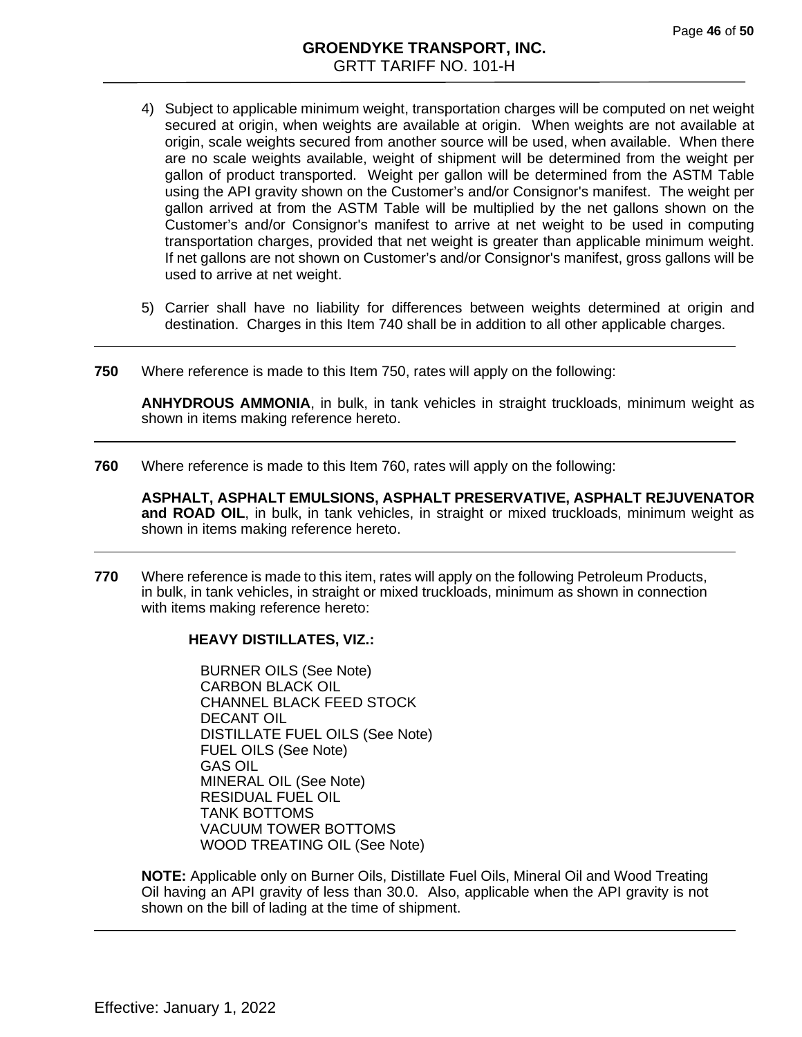4) Subject to applicable minimum weight, transportation charges will be computed on net weight secured at origin, when weights are available at origin. When weights are not available at origin, scale weights secured from another source will be used, when available. When there are no scale weights available, weight of shipment will be determined from the weight per gallon of product transported. Weight per gallon will be determined from the ASTM Table using the API gravity shown on the Customer's and/or Consignor's manifest. The weight per gallon arrived at from the ASTM Table will be multiplied by the net gallons shown on the Customer's and/or Consignor's manifest to arrive at net weight to be used in computing transportation charges, provided that net weight is greater than applicable minimum weight. If net gallons are not shown on Customer's and/or Consignor's manifest, gross gallons will be used to arrive at net weight.

5) Carrier shall have no liability for differences between weights determined at origin and destination. Charges in this Item 740 shall be in addition to all other applicable charges.

---

**750** Where reference is made to this Item 750, rates will apply on the following:

**ANHYDROUS AMMONIA**, in bulk, in tank vehicles in straight truckloads, minimum weight as shown in items making reference hereto.

---

**760** Where reference is made to this Item 760, rates will apply on the following:

**ASPHALT, ASPHALT EMULSIONS, ASPHALT PRESERVATIVE, ASPHALT REJUVENATOR and ROAD OIL**, in bulk, in tank vehicles, in straight or mixed truckloads, minimum weight as shown in items making reference hereto.

---

**770** Where reference is made to this item, rates will apply on the following Petroleum Products, in bulk, in tank vehicles, in straight or mixed truckloads, minimum as shown in connection with items making reference hereto:

**HEAVY DISTILLATES, VIZ.:**

BURNER OILS (See Note)
CARBON BLACK OIL
CHANNEL BLACK FEED STOCK
DECANT OIL
DISTILLATE FUEL OILS (See Note)
FUEL OILS (See Note)
GAS OIL
MINERAL OIL (See Note)
RESIDUAL FUEL OIL
TANK BOTTOMS
VACUUM TOWER BOTTOMS
WOOD TREATING OIL (See Note)

**NOTE:** Applicable only on Burner Oils, Distillate Fuel Oils, Mineral Oil and Wood Treating Oil having an API gravity of less than 30.0. Also, applicable when the API gravity is not shown on the bill of lading at the time of shipment.

---

Effective: January 1, 2022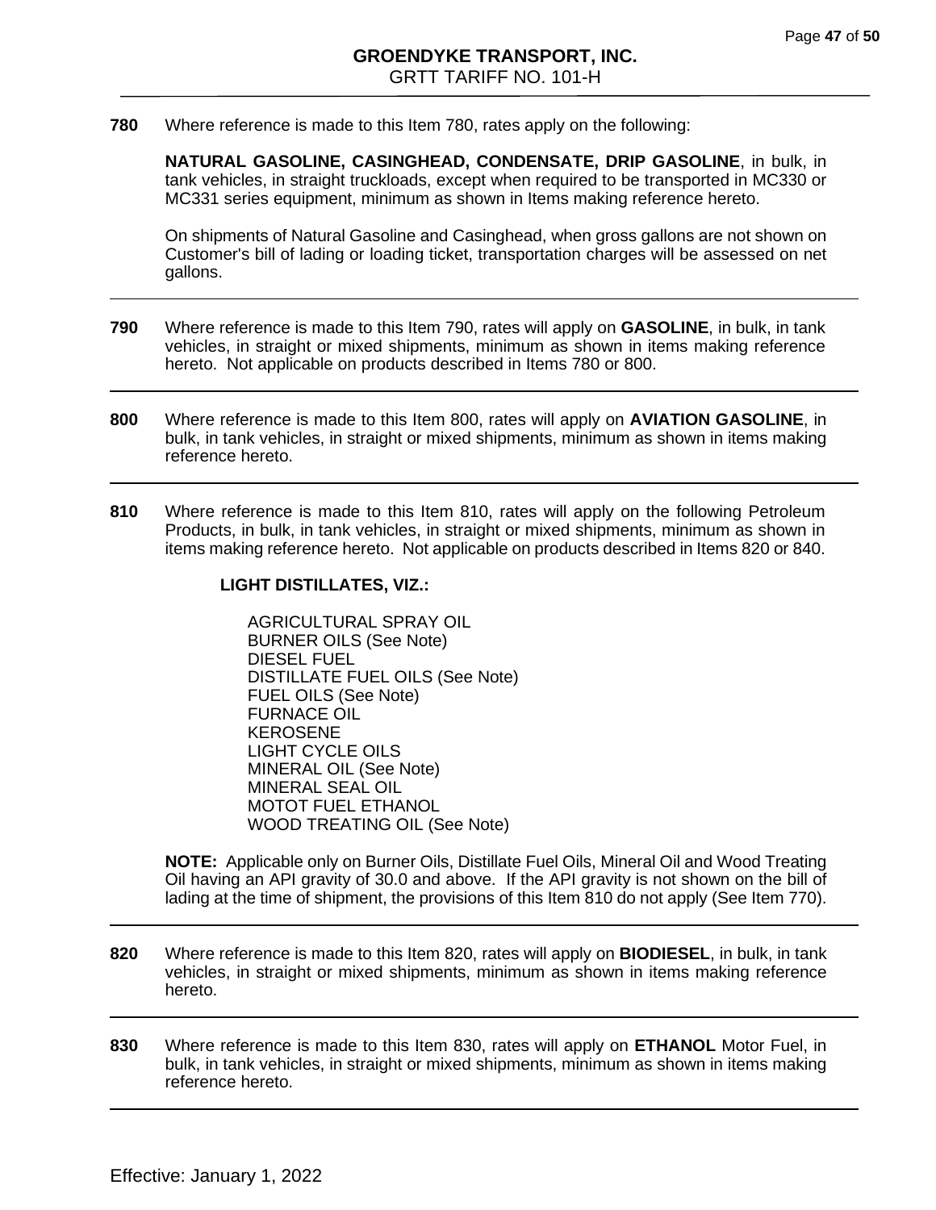**780** Where reference is made to this Item 780, rates apply on the following:

**NATURAL GASOLINE, CASINGHEAD, CONDENSATE, DRIP GASOLINE**, in bulk, in tank vehicles, in straight truckloads, except when required to be transported in MC330 or MC331 series equipment, minimum as shown in Items making reference hereto.

On shipments of Natural Gasoline and Casinghead, when gross gallons are not shown on Customer's bill of lading or loading ticket, transportation charges will be assessed on net gallons.

---

**790** Where reference is made to this Item 790, rates will apply on **GASOLINE**, in bulk, in tank vehicles, in straight or mixed shipments, minimum as shown in items making reference hereto. Not applicable on products described in Items 780 or 800.

---

**800** Where reference is made to this Item 800, rates will apply on **AVIATION GASOLINE**, in bulk, in tank vehicles, in straight or mixed shipments, minimum as shown in items making reference hereto.

---

**810** Where reference is made to this Item 810, rates will apply on the following Petroleum Products, in bulk, in tank vehicles, in straight or mixed shipments, minimum as shown in items making reference hereto. Not applicable on products described in Items 820 or 840.

**LIGHT DISTILLATES, VIZ.:**

AGRICULTURAL SPRAY OIL
BURNER OILS (See Note)
DIESEL FUEL
DISTILLATE FUEL OILS (See Note)
FUEL OILS (See Note)
FURNACE OIL
KEROSENE
LIGHT CYCLE OILS
MINERAL OIL (See Note)
MINERAL SEAL OIL
MOTOT FUEL ETHANOL
WOOD TREATING OIL (See Note)

**NOTE:** Applicable only on Burner Oils, Distillate Fuel Oils, Mineral Oil and Wood Treating Oil having an API gravity of 30.0 and above. If the API gravity is not shown on the bill of lading at the time of shipment, the provisions of this Item 810 do not apply (See Item 770).

---

**820** Where reference is made to this Item 820, rates will apply on **BIODIESEL**, in bulk, in tank vehicles, in straight or mixed shipments, minimum as shown in items making reference hereto.

---

**830** Where reference is made to this Item 830, rates will apply on **ETHANOL** Motor Fuel, in bulk, in tank vehicles, in straight or mixed shipments, minimum as shown in items making reference hereto.

---

Effective: January 1, 2022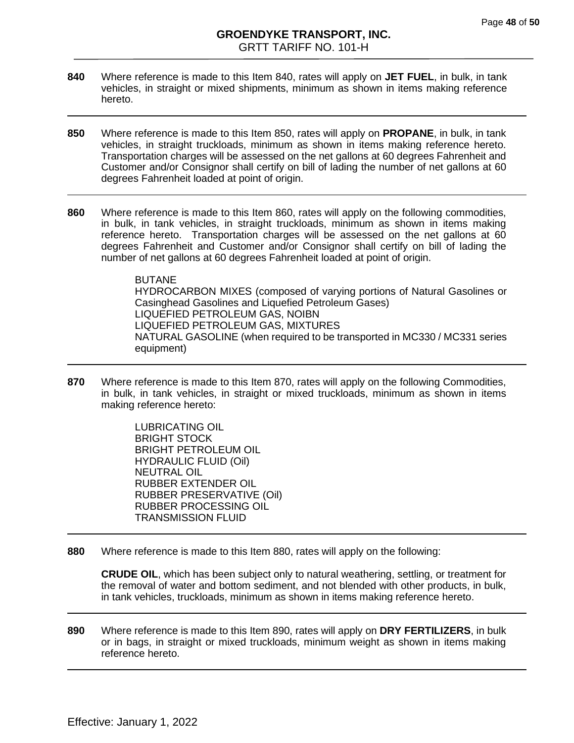**840** Where reference is made to this Item 840, rates will apply on **JET FUEL**, in bulk, in tank vehicles, in straight or mixed shipments, minimum as shown in items making reference hereto.

---

**850** Where reference is made to this Item 850, rates will apply on **PROPANE**, in bulk, in tank vehicles, in straight truckloads, minimum as shown in items making reference hereto. Transportation charges will be assessed on the net gallons at 60 degrees Fahrenheit and Customer and/or Consignor shall certify on bill of lading the number of net gallons at 60 degrees Fahrenheit loaded at point of origin.

---

**860** Where reference is made to this Item 860, rates will apply on the following commodities, in bulk, in tank vehicles, in straight truckloads, minimum as shown in items making reference hereto. Transportation charges will be assessed on the net gallons at 60 degrees Fahrenheit and Customer and/or Consignor shall certify on bill of lading the number of net gallons at 60 degrees Fahrenheit loaded at point of origin.

BUTANE
HYDROCARBON MIXES (composed of varying portions of Natural Gasolines or Casinghead Gasolines and Liquefied Petroleum Gases)
LIQUEFIED PETROLEUM GAS, NOIBN
LIQUEFIED PETROLEUM GAS, MIXTURES
NATURAL GASOLINE (when required to be transported in MC330 / MC331 series equipment)

---

**870** Where reference is made to this Item 870, rates will apply on the following Commodities, in bulk, in tank vehicles, in straight or mixed truckloads, minimum as shown in items making reference hereto:

LUBRICATING OIL
BRIGHT STOCK
BRIGHT PETROLEUM OIL
HYDRAULIC FLUID (Oil)
NEUTRAL OIL
RUBBER EXTENDER OIL
RUBBER PRESERVATIVE (Oil)
RUBBER PROCESSING OIL
TRANSMISSION FLUID

---

**880** Where reference is made to this Item 880, rates will apply on the following:

**CRUDE OIL**, which has been subject only to natural weathering, settling, or treatment for the removal of water and bottom sediment, and not blended with other products, in bulk, in tank vehicles, truckloads, minimum as shown in items making reference hereto.

---

**890** Where reference is made to this Item 890, rates will apply on **DRY FERTILIZERS**, in bulk or in bags, in straight or mixed truckloads, minimum weight as shown in items making reference hereto.

---

Effective: January 1, 2022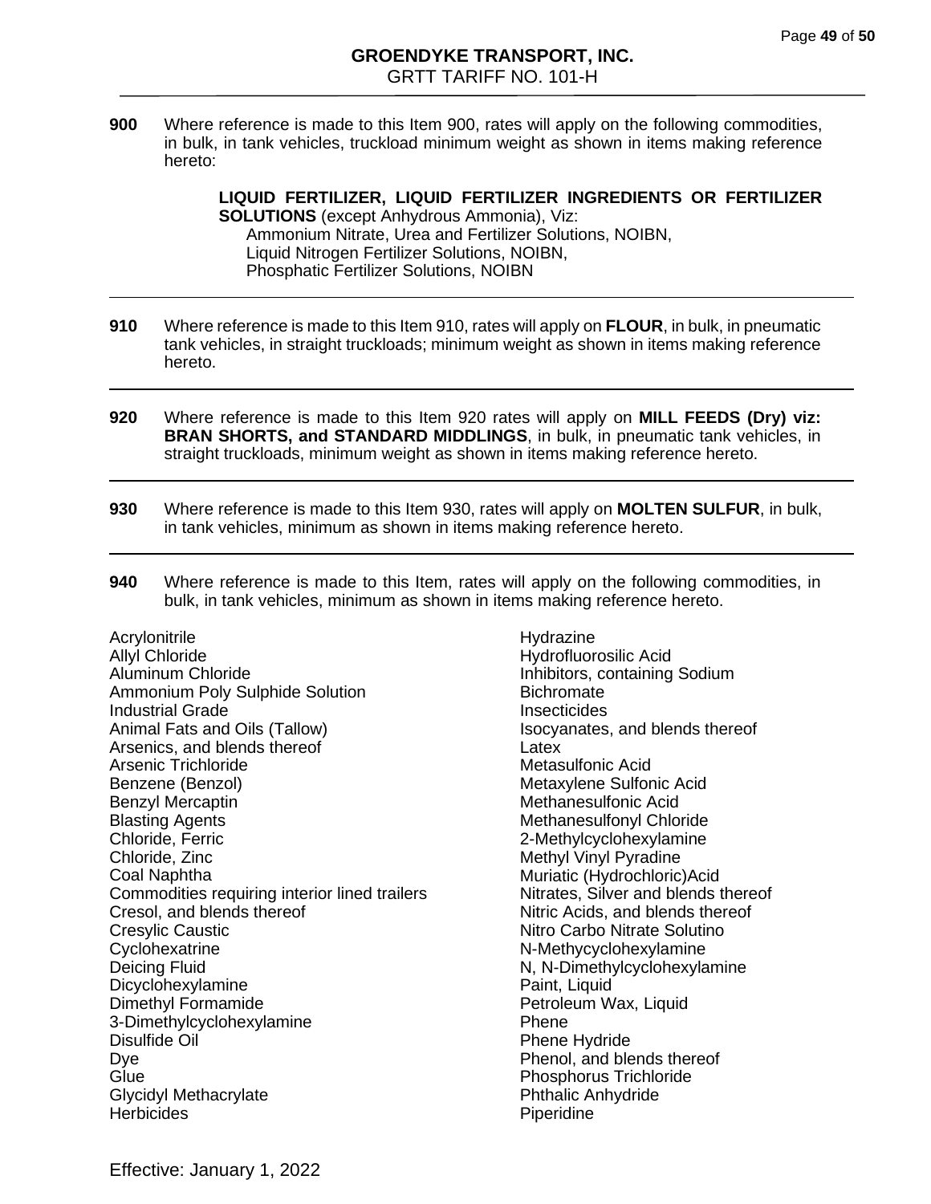**900** Where reference is made to this Item 900, rates will apply on the following commodities, in bulk, in tank vehicles, truckload minimum weight as shown in items making reference hereto:

**LIQUID FERTILIZER, LIQUID FERTILIZER INGREDIENTS OR FERTILIZER SOLUTIONS** (except Anhydrous Ammonia), Viz:
- Ammonium Nitrate, Urea and Fertilizer Solutions, NOIBN,
- Liquid Nitrogen Fertilizer Solutions, NOIBN,
- Phosphatic Fertilizer Solutions, NOIBN

---

**910** Where reference is made to this Item 910, rates will apply on **FLOUR**, in bulk, in pneumatic tank vehicles, in straight truckloads; minimum weight as shown in items making reference hereto.

---

**920** Where reference is made to this Item 920 rates will apply on **MILL FEEDS (Dry) viz: BRAN SHORTS, and STANDARD MIDDLINGS**, in bulk, in pneumatic tank vehicles, in straight truckloads, minimum weight as shown in items making reference hereto.

---

**930** Where reference is made to this Item 930, rates will apply on **MOLTEN SULFUR**, in bulk, in tank vehicles, minimum as shown in items making reference hereto.

---

**940** Where reference is made to this Item, rates will apply on the following commodities, in bulk, in tank vehicles, minimum as shown in items making reference hereto.

Acrylonitrile
Allyl Chloride
Aluminum Chloride
Ammonium Poly Sulphide Solution
Industrial Grade
Animal Fats and Oils (Tallow)
Arsenics, and blends thereof
Arsenic Trichloride
Benzene (Benzol)
Benzyl Mercaptin
Blasting Agents
Chloride, Ferric
Chloride, Zinc
Coal Naphtha
Commodities requiring interior lined trailers
Cresol, and blends thereof
Cresylic Caustic
Cyclohexatrine
Deicing Fluid
Dicyclohexylamine
Dimethyl Formamide
3-Dimethylcyclohexylamine
Disulfide Oil
Dye
Glue
Glycidyl Methacrylate
Herbicides
Hydrazine
Hydrofluorosilic Acid
Inhibitors, containing Sodium
Bichromate
Insecticides
Isocyanates, and blends thereof
Latex
Metasulfonic Acid
Metaxylene Sulfonic Acid
Methanesulfonic Acid
Methanesulfonyl Chloride
2-Methylcyclohexylamine
Methyl Vinyl Pyradine
Muriatic (Hydrochloric)Acid
Nitrates, Silver and blends thereof
Nitric Acids, and blends thereof
Nitro Carbo Nitrate Solutino
N-Methycyclohexylamine
N, N-Dimethylcyclohexylamine
Paint, Liquid
Petroleum Wax, Liquid
Phene
Phene Hydride
Phenol, and blends thereof
Phosphorus Trichloride
Phthalic Anhydride
Piperidine

Effective: January 1, 2022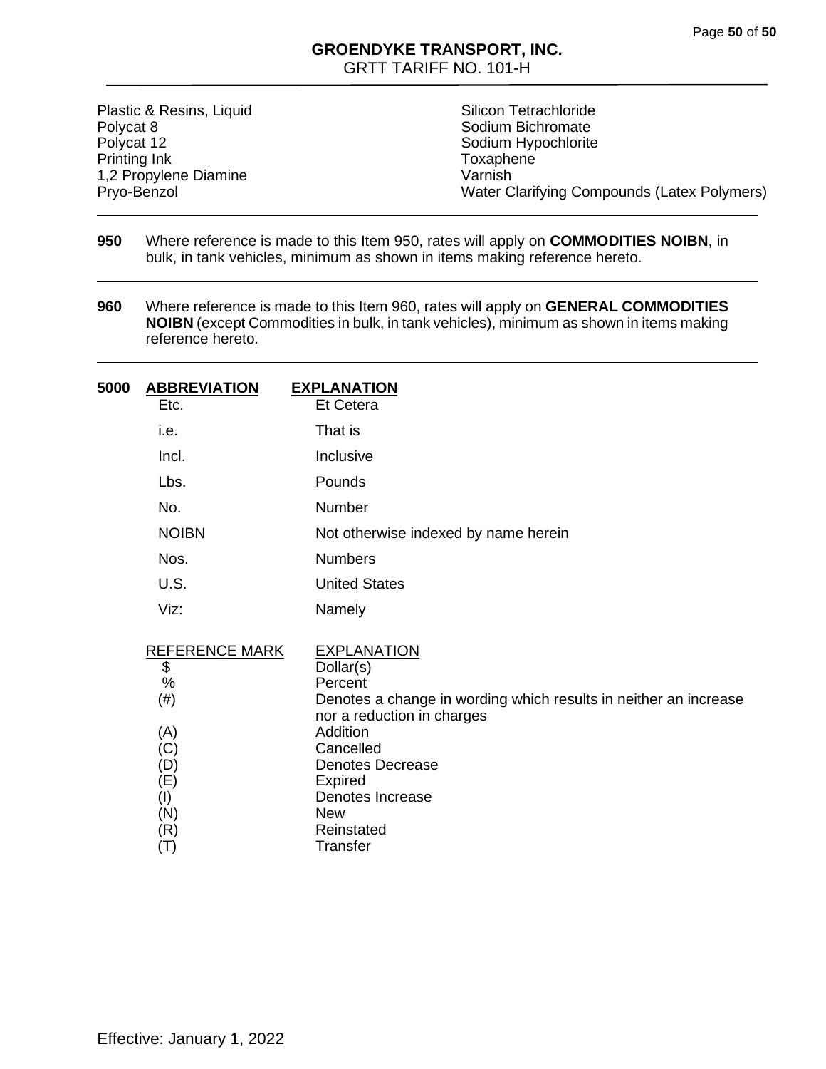Plastic & Resins, Liquid
Polycat 8
Polycat 12
Printing Ink
1,2 Propylene Diamine
Pryo-Benzol
Silicon Tetrachloride
Sodium Bichromate
Sodium Hypochlorite
Toxaphene
Varnish
Water Clarifying Compounds (Latex Polymers)

---

**950** Where reference is made to this Item 950, rates will apply on **COMMODITIES NOIBN**, in bulk, in tank vehicles, minimum as shown in items making reference hereto.

---

**960** Where reference is made to this Item 960, rates will apply on **GENERAL COMMODITIES NOIBN** (except Commodities in bulk, in tank vehicles), minimum as shown in items making reference hereto.

---

**5000**

| ABBREVIATION | EXPLANATION |
|---|---|
| Etc. | Et Cetera |
| i.e. | That is |
| Incl. | Inclusive |
| Lbs. | Pounds |
| No. | Number |
| NOIBN | Not otherwise indexed by name herein |
| Nos. | Numbers |
| U.S. | United States |
| Viz: | Namely |

| REFERENCE MARK | EXPLANATION |
|---|---|
| $ | Dollar(s) |
| % | Percent |
| (#) | Denotes a change in wording which results in neither an increase nor a reduction in charges |
| (A) | Addition |
| (C) | Cancelled |
| (D) | Denotes Decrease |
| (E) | Expired |
| (I) | Denotes Increase |
| (N) | New |
| (R) | Reinstated |
| (T) | Transfer |

Effective: January 1, 2022